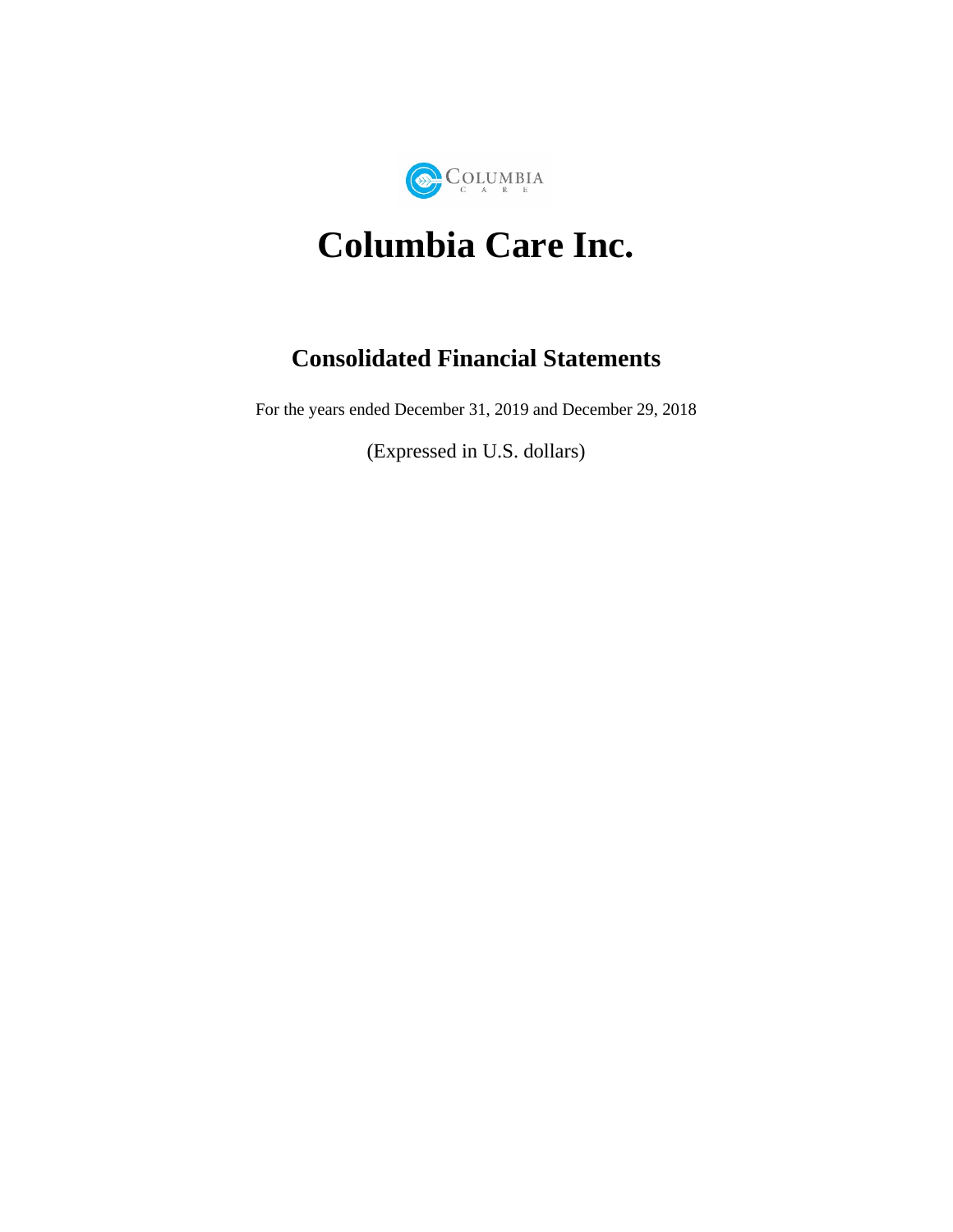# Columbia Care Inc.

## Consolidated Financial Statements

For the years ended December 31, 2019 and December 29, 2018

(Expressed in U.S. dollars)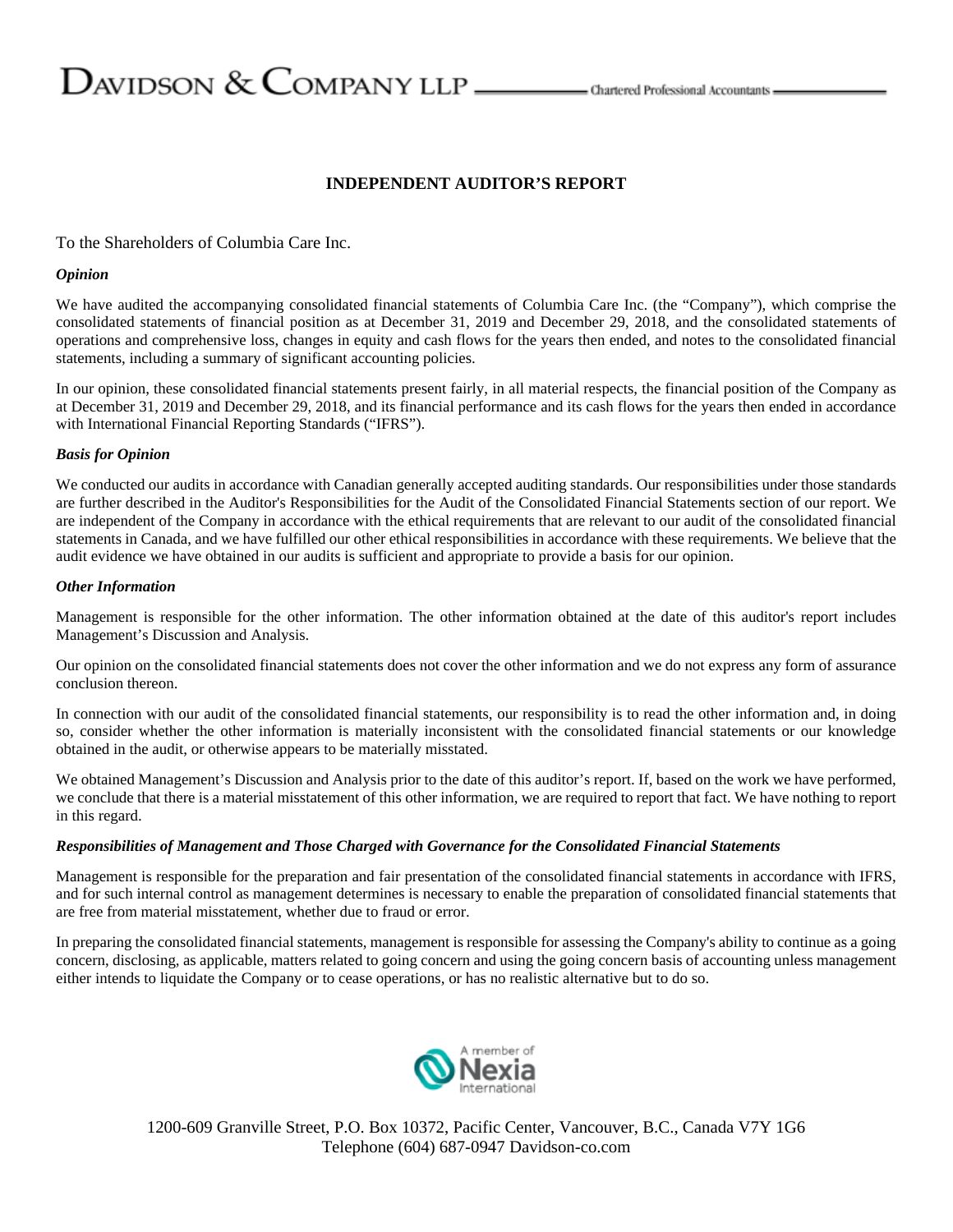DAVIDSON & COMPANY LLP — Chartered Professional Accountants

## INDEPENDENT AUDITOR'S REPORT

To the Shareholders of Columbia Care Inc.

***Opinion***

We have audited the accompanying consolidated financial statements of Columbia Care Inc. (the "Company"), which comprise the consolidated statements of financial position as at December 31, 2019 and December 29, 2018, and the consolidated statements of operations and comprehensive loss, changes in equity and cash flows for the years then ended, and notes to the consolidated financial statements, including a summary of significant accounting policies.

In our opinion, these consolidated financial statements present fairly, in all material respects, the financial position of the Company as at December 31, 2019 and December 29, 2018, and its financial performance and its cash flows for the years then ended in accordance with International Financial Reporting Standards ("IFRS").

***Basis for Opinion***

We conducted our audits in accordance with Canadian generally accepted auditing standards. Our responsibilities under those standards are further described in the Auditor's Responsibilities for the Audit of the Consolidated Financial Statements section of our report. We are independent of the Company in accordance with the ethical requirements that are relevant to our audit of the consolidated financial statements in Canada, and we have fulfilled our other ethical responsibilities in accordance with these requirements. We believe that the audit evidence we have obtained in our audits is sufficient and appropriate to provide a basis for our opinion.

***Other Information***

Management is responsible for the other information. The other information obtained at the date of this auditor's report includes Management's Discussion and Analysis.

Our opinion on the consolidated financial statements does not cover the other information and we do not express any form of assurance conclusion thereon.

In connection with our audit of the consolidated financial statements, our responsibility is to read the other information and, in doing so, consider whether the other information is materially inconsistent with the consolidated financial statements or our knowledge obtained in the audit, or otherwise appears to be materially misstated.

We obtained Management's Discussion and Analysis prior to the date of this auditor's report. If, based on the work we have performed, we conclude that there is a material misstatement of this other information, we are required to report that fact. We have nothing to report in this regard.

***Responsibilities of Management and Those Charged with Governance for the Consolidated Financial Statements***

Management is responsible for the preparation and fair presentation of the consolidated financial statements in accordance with IFRS, and for such internal control as management determines is necessary to enable the preparation of consolidated financial statements that are free from material misstatement, whether due to fraud or error.

In preparing the consolidated financial statements, management is responsible for assessing the Company's ability to continue as a going concern, disclosing, as applicable, matters related to going concern and using the going concern basis of accounting unless management either intends to liquidate the Company or to cease operations, or has no realistic alternative but to do so.

A member of Nexia International

1200-609 Granville Street, P.O. Box 10372, Pacific Center, Vancouver, B.C., Canada V7Y 1G6
Telephone (604) 687-0947 Davidson-co.com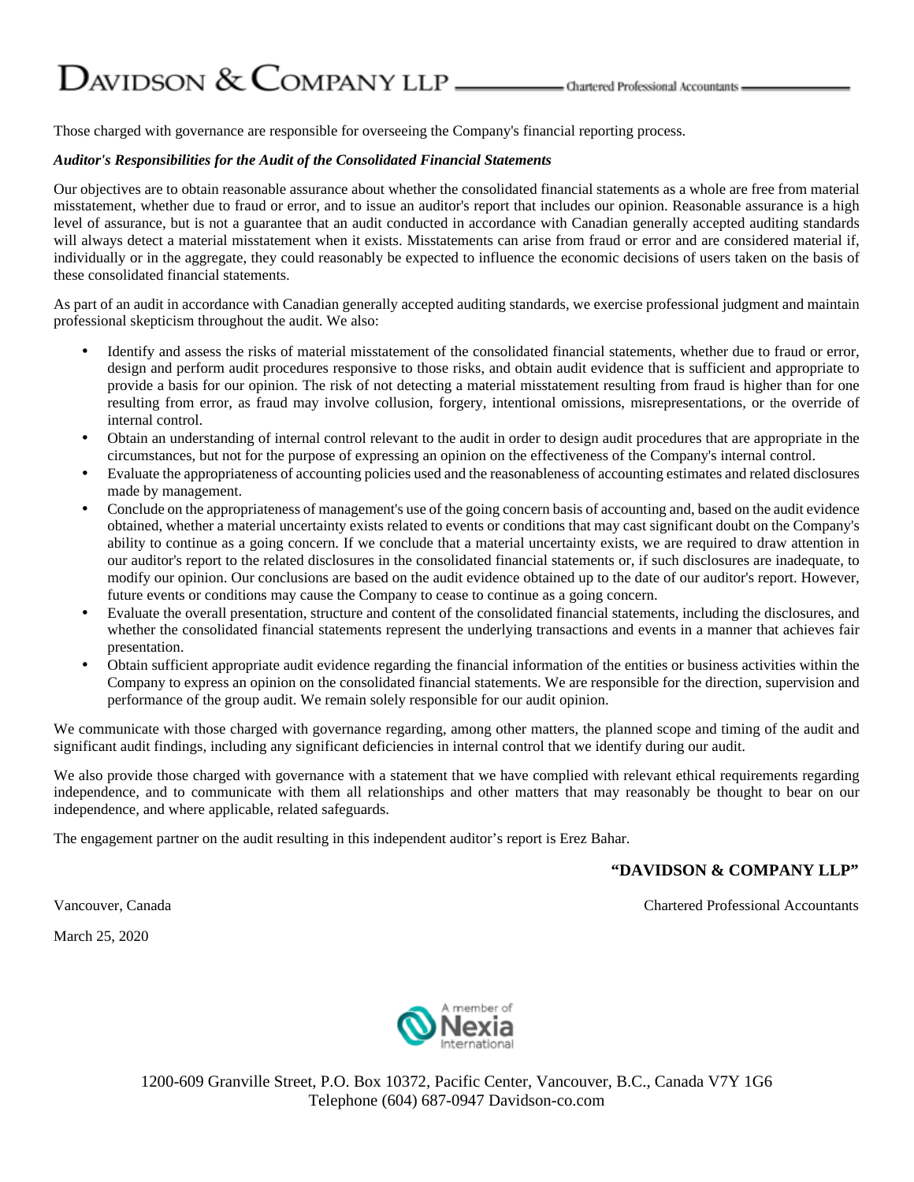Those charged with governance are responsible for overseeing the Company's financial reporting process.

***Auditor's Responsibilities for the Audit of the Consolidated Financial Statements***

Our objectives are to obtain reasonable assurance about whether the consolidated financial statements as a whole are free from material misstatement, whether due to fraud or error, and to issue an auditor's report that includes our opinion. Reasonable assurance is a high level of assurance, but is not a guarantee that an audit conducted in accordance with Canadian generally accepted auditing standards will always detect a material misstatement when it exists. Misstatements can arise from fraud or error and are considered material if, individually or in the aggregate, they could reasonably be expected to influence the economic decisions of users taken on the basis of these consolidated financial statements.

As part of an audit in accordance with Canadian generally accepted auditing standards, we exercise professional judgment and maintain professional skepticism throughout the audit. We also:

- Identify and assess the risks of material misstatement of the consolidated financial statements, whether due to fraud or error, design and perform audit procedures responsive to those risks, and obtain audit evidence that is sufficient and appropriate to provide a basis for our opinion. The risk of not detecting a material misstatement resulting from fraud is higher than for one resulting from error, as fraud may involve collusion, forgery, intentional omissions, misrepresentations, or the override of internal control.
- Obtain an understanding of internal control relevant to the audit in order to design audit procedures that are appropriate in the circumstances, but not for the purpose of expressing an opinion on the effectiveness of the Company's internal control.
- Evaluate the appropriateness of accounting policies used and the reasonableness of accounting estimates and related disclosures made by management.
- Conclude on the appropriateness of management's use of the going concern basis of accounting and, based on the audit evidence obtained, whether a material uncertainty exists related to events or conditions that may cast significant doubt on the Company's ability to continue as a going concern. If we conclude that a material uncertainty exists, we are required to draw attention in our auditor's report to the related disclosures in the consolidated financial statements or, if such disclosures are inadequate, to modify our opinion. Our conclusions are based on the audit evidence obtained up to the date of our auditor's report. However, future events or conditions may cause the Company to cease to continue as a going concern.
- Evaluate the overall presentation, structure and content of the consolidated financial statements, including the disclosures, and whether the consolidated financial statements represent the underlying transactions and events in a manner that achieves fair presentation.
- Obtain sufficient appropriate audit evidence regarding the financial information of the entities or business activities within the Company to express an opinion on the consolidated financial statements. We are responsible for the direction, supervision and performance of the group audit. We remain solely responsible for our audit opinion.

We communicate with those charged with governance regarding, among other matters, the planned scope and timing of the audit and significant audit findings, including any significant deficiencies in internal control that we identify during our audit.

We also provide those charged with governance with a statement that we have complied with relevant ethical requirements regarding independence, and to communicate with them all relationships and other matters that may reasonably be thought to bear on our independence, and where applicable, related safeguards.

The engagement partner on the audit resulting in this independent auditor's report is Erez Bahar.

**"DAVIDSON & COMPANY LLP"**

Vancouver, Canada

Chartered Professional Accountants

March 25, 2020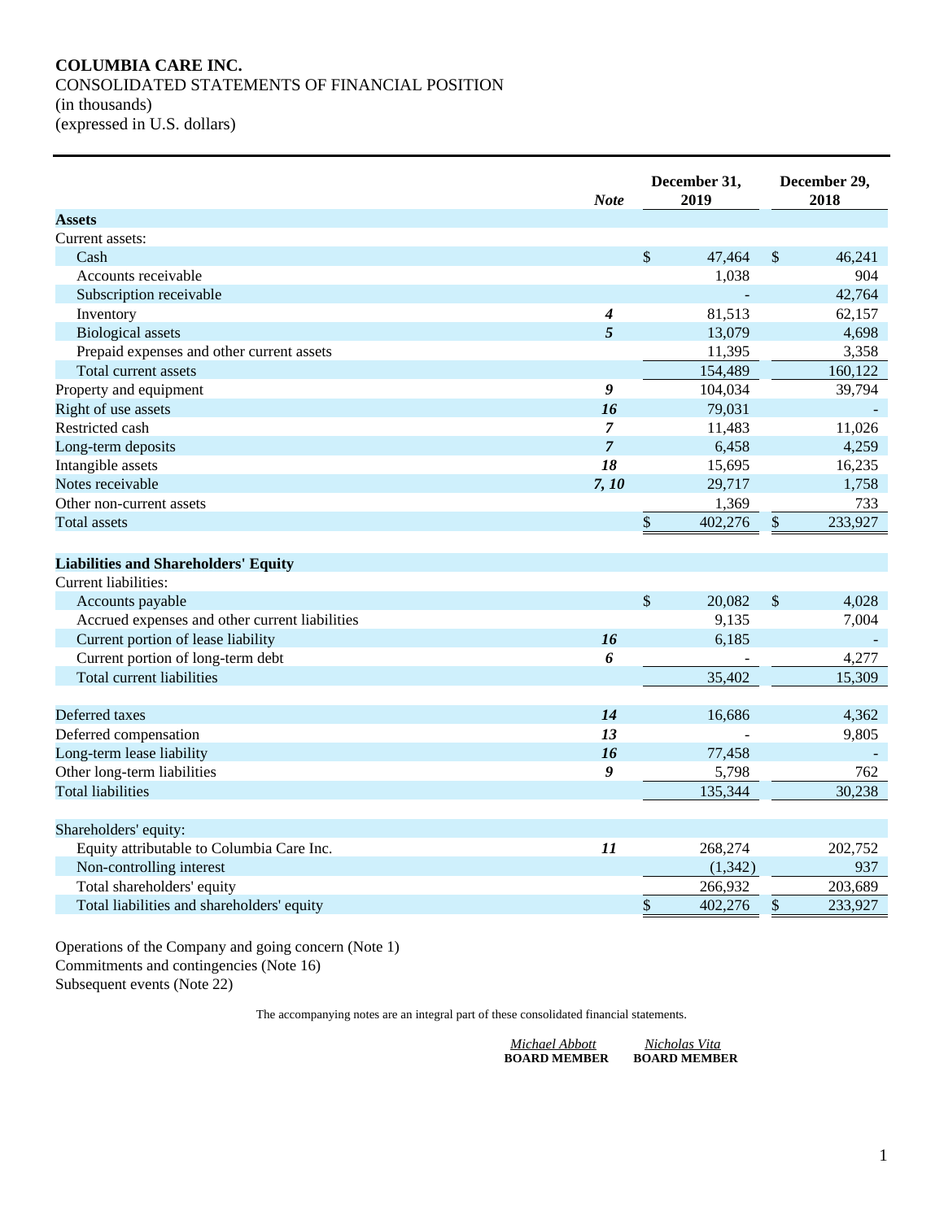**COLUMBIA CARE INC.**
CONSOLIDATED STATEMENTS OF FINANCIAL POSITION
(in thousands)
(expressed in U.S. dollars)

| | *Note* | December 31, 2019 | December 29, 2018 |
|---|---|---|---|
| **Assets** | | | |
| Current assets: | | | |
| Cash | | $ 47,464 | $ 46,241 |
| Accounts receivable | | 1,038 | 904 |
| Subscription receivable | | - | 42,764 |
| Inventory | *4* | 81,513 | 62,157 |
| Biological assets | *5* | 13,079 | 4,698 |
| Prepaid expenses and other current assets | | 11,395 | 3,358 |
| Total current assets | | 154,489 | 160,122 |
| Property and equipment | *9* | 104,034 | 39,794 |
| Right of use assets | *16* | 79,031 | - |
| Restricted cash | *7* | 11,483 | 11,026 |
| Long-term deposits | *7* | 6,458 | 4,259 |
| Intangible assets | *18* | 15,695 | 16,235 |
| Notes receivable | *7, 10* | 29,717 | 1,758 |
| Other non-current assets | | 1,369 | 733 |
| Total assets | | $ 402,276 | $ 233,927 |
| | | | |
| **Liabilities and Shareholders' Equity** | | | |
| Current liabilities: | | | |
| Accounts payable | | $ 20,082 | $ 4,028 |
| Accrued expenses and other current liabilities | | 9,135 | 7,004 |
| Current portion of lease liability | *16* | 6,185 | - |
| Current portion of long-term debt | *6* | - | 4,277 |
| Total current liabilities | | 35,402 | 15,309 |
| | | | |
| Deferred taxes | *14* | 16,686 | 4,362 |
| Deferred compensation | *13* | - | 9,805 |
| Long-term lease liability | *16* | 77,458 | - |
| Other long-term liabilities | *9* | 5,798 | 762 |
| Total liabilities | | 135,344 | 30,238 |
| | | | |
| Shareholders' equity: | | | |
| Equity attributable to Columbia Care Inc. | *11* | 268,274 | 202,752 |
| Non-controlling interest | | (1,342) | 937 |
| Total shareholders' equity | | 266,932 | 203,689 |
| Total liabilities and shareholders' equity | | $ 402,276 | $ 233,927 |

Operations of the Company and going concern (Note 1)
Commitments and contingencies (Note 16)
Subsequent events (Note 22)

The accompanying notes are an integral part of these consolidated financial statements.

*Michael Abbott*
**BOARD MEMBER**

*Nicholas Vita*
**BOARD MEMBER**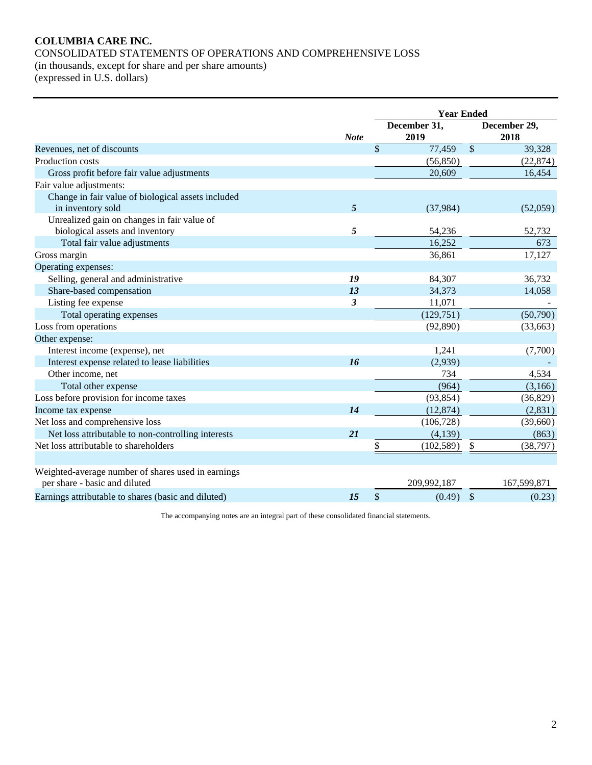**COLUMBIA CARE INC.**

CONSOLIDATED STATEMENTS OF OPERATIONS AND COMPREHENSIVE LOSS

(in thousands, except for share and per share amounts)

(expressed in U.S. dollars)

| | Note | Year Ended December 31, 2019 | Year Ended December 29, 2018 |
|---|---|---|---|
| Revenues, net of discounts | | $ 77,459 | $ 39,328 |
| Production costs | | (56,850) | (22,874) |
| Gross profit before fair value adjustments | | 20,609 | 16,454 |
| Fair value adjustments: | | | |
| Change in fair value of biological assets included in inventory sold | *5* | (37,984) | (52,059) |
| Unrealized gain on changes in fair value of biological assets and inventory | *5* | 54,236 | 52,732 |
| Total fair value adjustments | | 16,252 | 673 |
| Gross margin | | 36,861 | 17,127 |
| Operating expenses: | | | |
| Selling, general and administrative | *19* | 84,307 | 36,732 |
| Share-based compensation | *13* | 34,373 | 14,058 |
| Listing fee expense | *3* | 11,071 | - |
| Total operating expenses | | (129,751) | (50,790) |
| Loss from operations | | (92,890) | (33,663) |
| Other expense: | | | |
| Interest income (expense), net | | 1,241 | (7,700) |
| Interest expense related to lease liabilities | *16* | (2,939) | - |
| Other income, net | | 734 | 4,534 |
| Total other expense | | (964) | (3,166) |
| Loss before provision for income taxes | | (93,854) | (36,829) |
| Income tax expense | *14* | (12,874) | (2,831) |
| Net loss and comprehensive loss | | (106,728) | (39,660) |
| Net loss attributable to non-controlling interests | *21* | (4,139) | (863) |
| Net loss attributable to shareholders | | $ (102,589) | $ (38,797) |
| | | | |
| Weighted-average number of shares used in earnings per share - basic and diluted | | 209,992,187 | 167,599,871 |
| Earnings attributable to shares (basic and diluted) | *15* | $ (0.49) | $ (0.23) |

The accompanying notes are an integral part of these consolidated financial statements.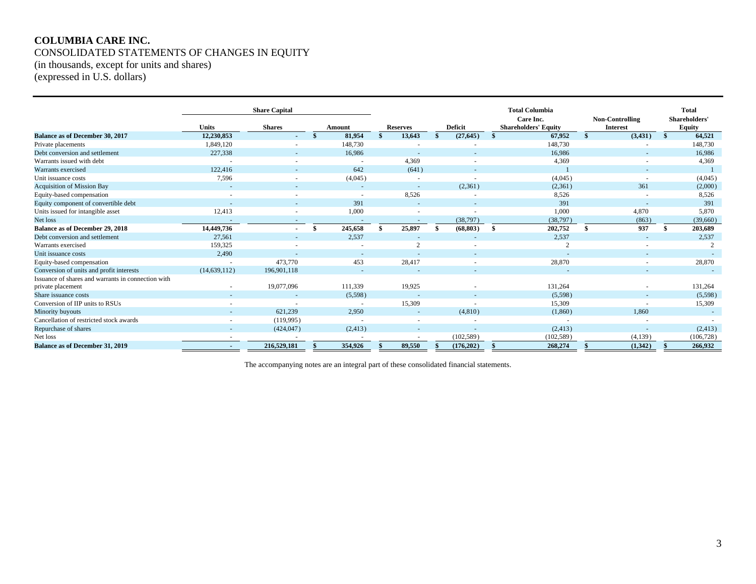# COLUMBIA CARE INC.

CONSOLIDATED STATEMENTS OF CHANGES IN EQUITY
(in thousands, except for units and shares)
(expressed in U.S. dollars)

| | Share Capital | | | | | Total Columbia Care Inc. Shareholders' Equity | Non-Controlling Interest | Total Shareholders' Equity |
|---|---|---|---|---|---|---|---|---|
| | Units | Shares | Amount | Reserves | Deficit | | | |
| **Balance as of December 30, 2017** | **12,230,853** | **-** | **$ 81,954** | **$ 13,643** | **$ (27,645)** | **$ 67,952** | **$ (3,431)** | **$ 64,521** |
| Private placements | 1,849,120 | - | 148,730 | - | - | 148,730 | - | 148,730 |
| Debt conversion and settlement | 227,338 | - | 16,986 | - | - | 16,986 | - | 16,986 |
| Warrants issued with debt | - | - | - | 4,369 | - | 4,369 | - | 4,369 |
| Warrants exercised | 122,416 | - | 642 | (641) | - | 1 | - | 1 |
| Unit issuance costs | 7,596 | - | (4,045) | - | - | (4,045) | - | (4,045) |
| Acquisition of Mission Bay | - | - | - | - | (2,361) | (2,361) | 361 | (2,000) |
| Equity-based compensation | - | - | - | 8,526 | - | 8,526 | - | 8,526 |
| Equity component of convertible debt | - | - | 391 | - | - | 391 | - | 391 |
| Units issued for intangible asset | 12,413 | - | 1,000 | - | - | 1,000 | 4,870 | 5,870 |
| Net loss | - | - | - | - | (38,797) | (38,797) | (863) | (39,660) |
| **Balance as of December 29, 2018** | **14,449,736** | **-** | **$ 245,658** | **$ 25,897** | **$ (68,803)** | **$ 202,752** | **$ 937** | **$ 203,689** |
| Debt conversion and settlement | 27,561 | - | 2,537 | - | - | 2,537 | - | 2,537 |
| Warrants exercised | 159,325 | - | - | 2 | - | 2 | - | 2 |
| Unit issuance costs | 2,490 | - | - | - | - | - | - | - |
| Equity-based compensation | - | 473,770 | 453 | 28,417 | - | 28,870 | - | 28,870 |
| Conversion of units and profit interests | (14,639,112) | 196,901,118 | - | - | - | - | - | - |
| Issuance of shares and warrants in connection with private placement | - | 19,077,096 | 111,339 | 19,925 | - | 131,264 | - | 131,264 |
| Share issuance costs | - | - | (5,598) | - | - | (5,598) | - | (5,598) |
| Conversion of IIP units to RSUs | - | - | - | 15,309 | - | 15,309 | - | 15,309 |
| Minority buyouts | - | 621,239 | 2,950 | - | (4,810) | (1,860) | 1,860 | - |
| Cancellation of restricted stock awards | - | (119,995) | - | - | - | - | - | - |
| Repurchase of shares | - | (424,047) | (2,413) | - | - | (2,413) | - | (2,413) |
| Net loss | - | - | - | - | (102,589) | (102,589) | (4,139) | (106,728) |
| **Balance as of December 31, 2019** | **-** | **216,529,181** | **$ 354,926** | **$ 89,550** | **$ (176,202)** | **$ 268,274** | **$ (1,342)** | **$ 266,932** |

The accompanying notes are an integral part of these consolidated financial statements.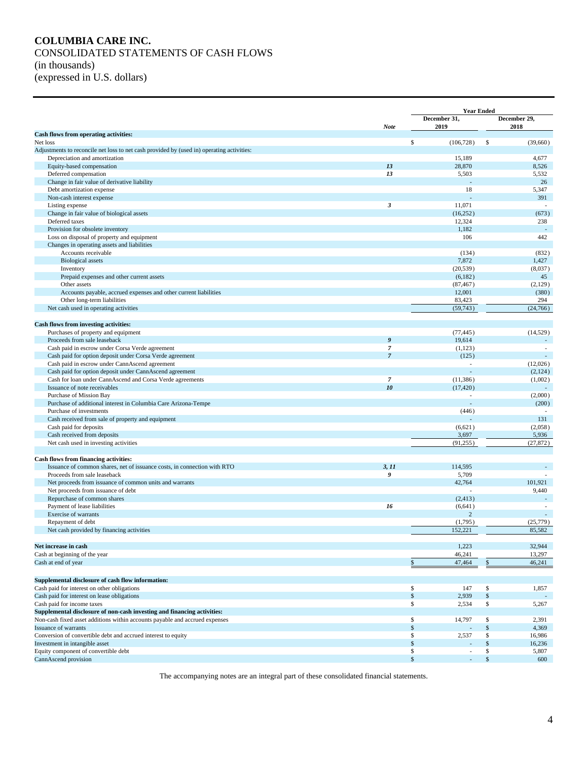# COLUMBIA CARE INC.

CONSOLIDATED STATEMENTS OF CASH FLOWS
(in thousands)
(expressed in U.S. dollars)

| | Note | Year Ended December 31, 2019 | Year Ended December 29, 2018 |
|---|---|---|---|
| **Cash flows from operating activities:** | | | |
| Net loss | | $ (106,728) | $ (39,660) |
| Adjustments to reconcile net loss to net cash provided by (used in) operating activities: | | | |
| Depreciation and amortization | | 15,189 | 4,677 |
| Equity-based compensation | 13 | 28,870 | 8,526 |
| Deferred compensation | 13 | 5,503 | 5,532 |
| Change in fair value of derivative liability | | - | 26 |
| Debt amortization expense | | 18 | 5,347 |
| Non-cash interest expense | | - | 391 |
| Listing expense | 3 | 11,071 | - |
| Change in fair value of biological assets | | (16,252) | (673) |
| Deferred taxes | | 12,324 | 238 |
| Provision for obsolete inventory | | 1,182 | - |
| Loss on disposal of property and equipment | | 106 | 442 |
| Changes in operating assets and liabilities | | | |
| Accounts receivable | | (134) | (832) |
| Biological assets | | 7,872 | 1,427 |
| Inventory | | (20,539) | (8,037) |
| Prepaid expenses and other current assets | | (6,182) | 45 |
| Other assets | | (87,467) | (2,129) |
| Accounts payable, accrued expenses and other current liabilities | | 12,001 | (380) |
| Other long-term liabilities | | 83,423 | 294 |
| Net cash used in operating activities | | (59,743) | (24,766) |
| **Cash flows from investing activities:** | | | |
| Purchases of property and equipment | | (77,445) | (14,529) |
| Proceeds from sale leaseback | 9 | 19,614 | - |
| Cash paid in escrow under Corsa Verde agreement | 7 | (1,123) | - |
| Cash paid for option deposit under Corsa Verde agreement | 7 | (125) | - |
| Cash paid in escrow under CannAscend agreement | | - | (12,026) |
| Cash paid for option deposit under CannAscend agreement | | - | (2,124) |
| Cash for loan under CannAscend and Corsa Verde agreements | 7 | (11,386) | (1,002) |
| Issuance of note receivables | 10 | (17,420) | - |
| Purchase of Mission Bay | | - | (2,000) |
| Purchase of additional interest in Columbia Care Arizona-Tempe | | - | (200) |
| Purchase of investments | | (446) | - |
| Cash received from sale of property and equipment | | - | 131 |
| Cash paid for deposits | | (6,621) | (2,058) |
| Cash received from deposits | | 3,697 | 5,936 |
| Net cash used in investing activities | | (91,255) | (27,872) |
| **Cash flows from financing activities:** | | | |
| Issuance of common shares, net of issuance costs, in connection with RTO | 3, 11 | 114,595 | - |
| Proceeds from sale leaseback | 9 | 5,709 | - |
| Net proceeds from issuance of common units and warrants | | 42,764 | 101,921 |
| Net proceeds from issuance of debt | | - | 9,440 |
| Repurchase of common shares | | (2,413) | - |
| Payment of lease liabilities | 16 | (6,641) | - |
| Exercise of warrants | | 2 | - |
| Repayment of debt | | (1,795) | (25,779) |
| Net cash provided by financing activities | | 152,221 | 85,582 |
| **Net increase in cash** | | 1,223 | 32,944 |
| Cash at beginning of the year | | 46,241 | 13,297 |
| Cash at end of year | | $ 47,464 | $ 46,241 |
| **Supplemental disclosure of cash flow information:** | | | |
| Cash paid for interest on other obligations | | $ 147 | $ 1,857 |
| Cash paid for interest on lease obligations | | $ 2,939 | $ - |
| Cash paid for income taxes | | $ 2,534 | $ 5,267 |
| **Supplemental disclosure of non-cash investing and financing activities:** | | | |
| Non-cash fixed asset additions within accounts payable and accrued expenses | | $ 14,797 | $ 2,391 |
| Issuance of warrants | | $ - | $ 4,369 |
| Conversion of convertible debt and accrued interest to equity | | $ 2,537 | $ 16,986 |
| Investment in intangible asset | | $ - | $ 16,236 |
| Equity component of convertible debt | | $ - | $ 5,807 |
| CannAscend provision | | $ - | $ 600 |

The accompanying notes are an integral part of these consolidated financial statements.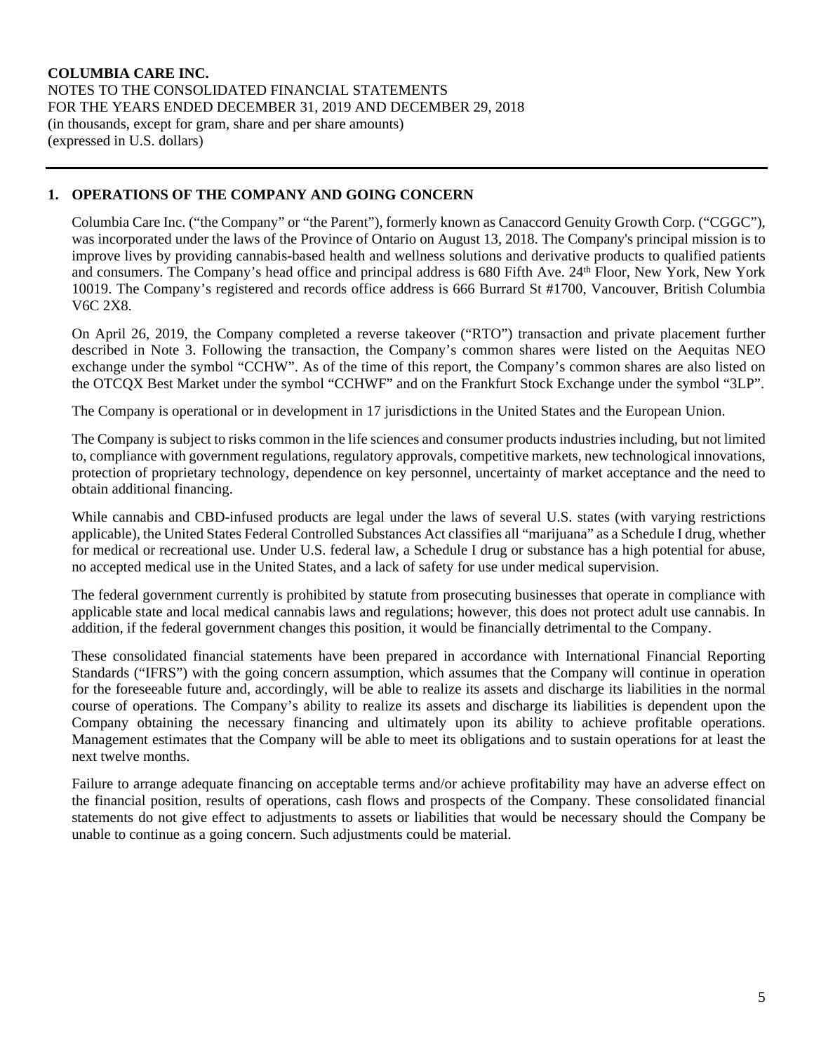## 1. OPERATIONS OF THE COMPANY AND GOING CONCERN

Columbia Care Inc. ("the Company" or "the Parent"), formerly known as Canaccord Genuity Growth Corp. ("CGGC"), was incorporated under the laws of the Province of Ontario on August 13, 2018. The Company's principal mission is to improve lives by providing cannabis-based health and wellness solutions and derivative products to qualified patients and consumers. The Company's head office and principal address is 680 Fifth Ave. 24th Floor, New York, New York 10019. The Company's registered and records office address is 666 Burrard St #1700, Vancouver, British Columbia V6C 2X8.

On April 26, 2019, the Company completed a reverse takeover ("RTO") transaction and private placement further described in Note 3. Following the transaction, the Company's common shares were listed on the Aequitas NEO exchange under the symbol "CCHW". As of the time of this report, the Company's common shares are also listed on the OTCQX Best Market under the symbol "CCHWF" and on the Frankfurt Stock Exchange under the symbol "3LP".

The Company is operational or in development in 17 jurisdictions in the United States and the European Union.

The Company is subject to risks common in the life sciences and consumer products industries including, but not limited to, compliance with government regulations, regulatory approvals, competitive markets, new technological innovations, protection of proprietary technology, dependence on key personnel, uncertainty of market acceptance and the need to obtain additional financing.

While cannabis and CBD-infused products are legal under the laws of several U.S. states (with varying restrictions applicable), the United States Federal Controlled Substances Act classifies all "marijuana" as a Schedule I drug, whether for medical or recreational use. Under U.S. federal law, a Schedule I drug or substance has a high potential for abuse, no accepted medical use in the United States, and a lack of safety for use under medical supervision.

The federal government currently is prohibited by statute from prosecuting businesses that operate in compliance with applicable state and local medical cannabis laws and regulations; however, this does not protect adult use cannabis. In addition, if the federal government changes this position, it would be financially detrimental to the Company.

These consolidated financial statements have been prepared in accordance with International Financial Reporting Standards ("IFRS") with the going concern assumption, which assumes that the Company will continue in operation for the foreseeable future and, accordingly, will be able to realize its assets and discharge its liabilities in the normal course of operations. The Company's ability to realize its assets and discharge its liabilities is dependent upon the Company obtaining the necessary financing and ultimately upon its ability to achieve profitable operations. Management estimates that the Company will be able to meet its obligations and to sustain operations for at least the next twelve months.

Failure to arrange adequate financing on acceptable terms and/or achieve profitability may have an adverse effect on the financial position, results of operations, cash flows and prospects of the Company. These consolidated financial statements do not give effect to adjustments to assets or liabilities that would be necessary should the Company be unable to continue as a going concern. Such adjustments could be material.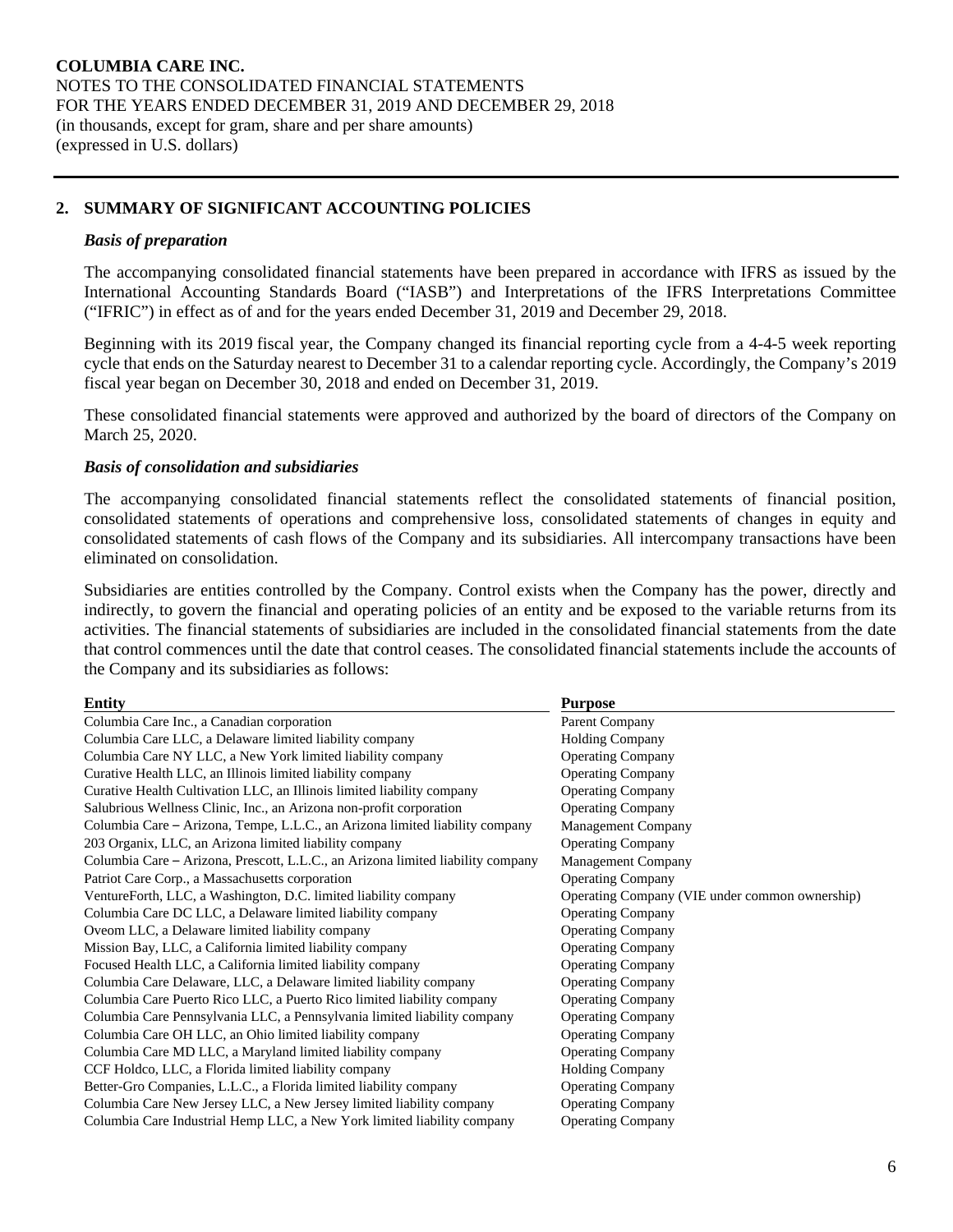## 2. SUMMARY OF SIGNIFICANT ACCOUNTING POLICIES

### *Basis of preparation*

The accompanying consolidated financial statements have been prepared in accordance with IFRS as issued by the International Accounting Standards Board ("IASB") and Interpretations of the IFRS Interpretations Committee ("IFRIC") in effect as of and for the years ended December 31, 2019 and December 29, 2018.

Beginning with its 2019 fiscal year, the Company changed its financial reporting cycle from a 4-4-5 week reporting cycle that ends on the Saturday nearest to December 31 to a calendar reporting cycle. Accordingly, the Company's 2019 fiscal year began on December 30, 2018 and ended on December 31, 2019.

These consolidated financial statements were approved and authorized by the board of directors of the Company on March 25, 2020.

### *Basis of consolidation and subsidiaries*

The accompanying consolidated financial statements reflect the consolidated statements of financial position, consolidated statements of operations and comprehensive loss, consolidated statements of changes in equity and consolidated statements of cash flows of the Company and its subsidiaries. All intercompany transactions have been eliminated on consolidation.

Subsidiaries are entities controlled by the Company. Control exists when the Company has the power, directly and indirectly, to govern the financial and operating policies of an entity and be exposed to the variable returns from its activities. The financial statements of subsidiaries are included in the consolidated financial statements from the date that control commences until the date that control ceases. The consolidated financial statements include the accounts of the Company and its subsidiaries as follows:

| Entity | Purpose |
|---|---|
| Columbia Care Inc., a Canadian corporation | Parent Company |
| Columbia Care LLC, a Delaware limited liability company | Holding Company |
| Columbia Care NY LLC, a New York limited liability company | Operating Company |
| Curative Health LLC, an Illinois limited liability company | Operating Company |
| Curative Health Cultivation LLC, an Illinois limited liability company | Operating Company |
| Salubrious Wellness Clinic, Inc., an Arizona non-profit corporation | Operating Company |
| Columbia Care – Arizona, Tempe, L.L.C., an Arizona limited liability company | Management Company |
| 203 Organix, LLC, an Arizona limited liability company | Operating Company |
| Columbia Care – Arizona, Prescott, L.L.C., an Arizona limited liability company | Management Company |
| Patriot Care Corp., a Massachusetts corporation | Operating Company |
| VentureForth, LLC, a Washington, D.C. limited liability company | Operating Company (VIE under common ownership) |
| Columbia Care DC LLC, a Delaware limited liability company | Operating Company |
| Oveom LLC, a Delaware limited liability company | Operating Company |
| Mission Bay, LLC, a California limited liability company | Operating Company |
| Focused Health LLC, a California limited liability company | Operating Company |
| Columbia Care Delaware, LLC, a Delaware limited liability company | Operating Company |
| Columbia Care Puerto Rico LLC, a Puerto Rico limited liability company | Operating Company |
| Columbia Care Pennsylvania LLC, a Pennsylvania limited liability company | Operating Company |
| Columbia Care OH LLC, an Ohio limited liability company | Operating Company |
| Columbia Care MD LLC, a Maryland limited liability company | Operating Company |
| CCF Holdco, LLC, a Florida limited liability company | Holding Company |
| Better-Gro Companies, L.L.C., a Florida limited liability company | Operating Company |
| Columbia Care New Jersey LLC, a New Jersey limited liability company | Operating Company |
| Columbia Care Industrial Hemp LLC, a New York limited liability company | Operating Company |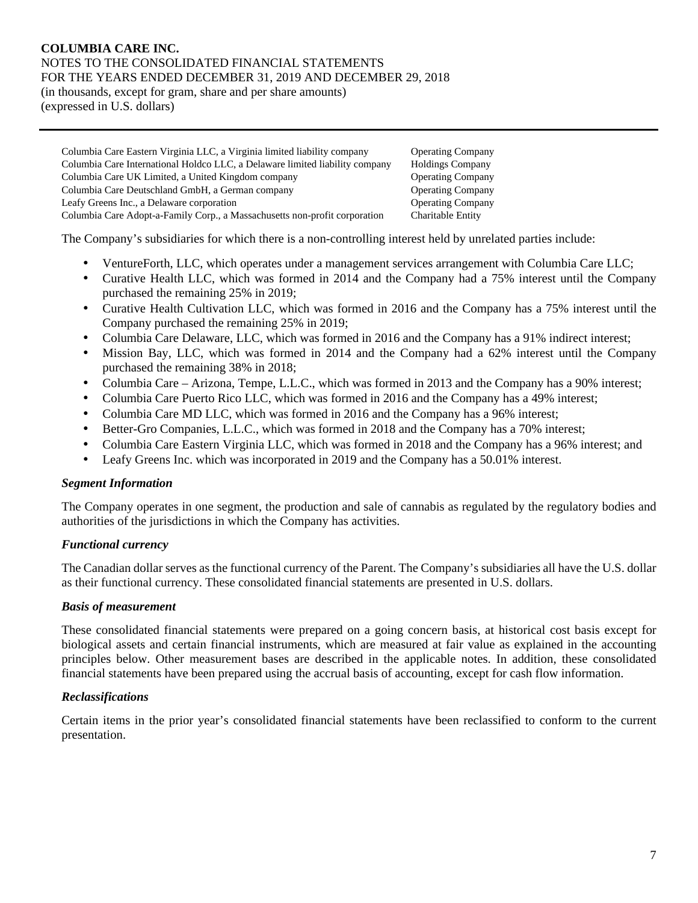| | |
|---|---|
| Columbia Care Eastern Virginia LLC, a Virginia limited liability company | Operating Company |
| Columbia Care International Holdco LLC, a Delaware limited liability company | Holdings Company |
| Columbia Care UK Limited, a United Kingdom company | Operating Company |
| Columbia Care Deutschland GmbH, a German company | Operating Company |
| Leafy Greens Inc., a Delaware corporation | Operating Company |
| Columbia Care Adopt-a-Family Corp., a Massachusetts non-profit corporation | Charitable Entity |

The Company's subsidiaries for which there is a non-controlling interest held by unrelated parties include:

- VentureForth, LLC, which operates under a management services arrangement with Columbia Care LLC;
- Curative Health LLC, which was formed in 2014 and the Company had a 75% interest until the Company purchased the remaining 25% in 2019;
- Curative Health Cultivation LLC, which was formed in 2016 and the Company has a 75% interest until the Company purchased the remaining 25% in 2019;
- Columbia Care Delaware, LLC, which was formed in 2016 and the Company has a 91% indirect interest;
- Mission Bay, LLC, which was formed in 2014 and the Company had a 62% interest until the Company purchased the remaining 38% in 2018;
- Columbia Care – Arizona, Tempe, L.L.C., which was formed in 2013 and the Company has a 90% interest;
- Columbia Care Puerto Rico LLC, which was formed in 2016 and the Company has a 49% interest;
- Columbia Care MD LLC, which was formed in 2016 and the Company has a 96% interest;
- Better-Gro Companies, L.L.C., which was formed in 2018 and the Company has a 70% interest;
- Columbia Care Eastern Virginia LLC, which was formed in 2018 and the Company has a 96% interest; and
- Leafy Greens Inc. which was incorporated in 2019 and the Company has a 50.01% interest.

### *Segment Information*

The Company operates in one segment, the production and sale of cannabis as regulated by the regulatory bodies and authorities of the jurisdictions in which the Company has activities.

### *Functional currency*

The Canadian dollar serves as the functional currency of the Parent. The Company's subsidiaries all have the U.S. dollar as their functional currency. These consolidated financial statements are presented in U.S. dollars.

### *Basis of measurement*

These consolidated financial statements were prepared on a going concern basis, at historical cost basis except for biological assets and certain financial instruments, which are measured at fair value as explained in the accounting principles below. Other measurement bases are described in the applicable notes. In addition, these consolidated financial statements have been prepared using the accrual basis of accounting, except for cash flow information.

### *Reclassifications*

Certain items in the prior year's consolidated financial statements have been reclassified to conform to the current presentation.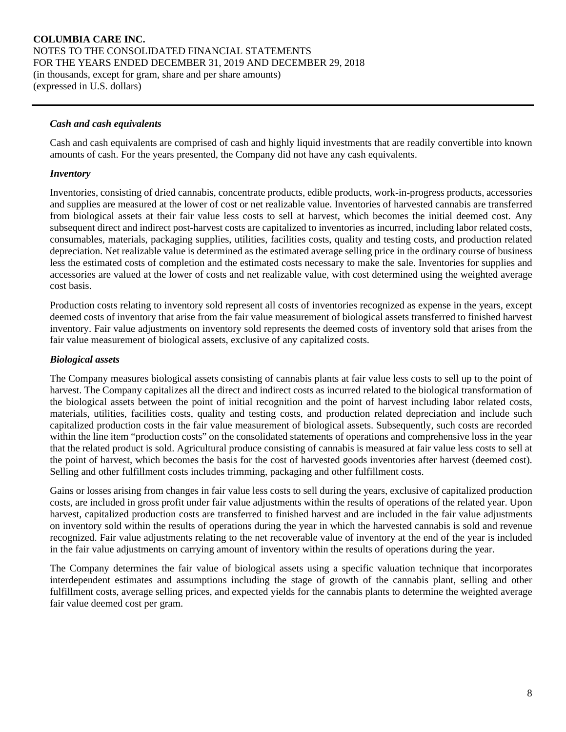### *Cash and cash equivalents*

Cash and cash equivalents are comprised of cash and highly liquid investments that are readily convertible into known amounts of cash. For the years presented, the Company did not have any cash equivalents.

### *Inventory*

Inventories, consisting of dried cannabis, concentrate products, edible products, work-in-progress products, accessories and supplies are measured at the lower of cost or net realizable value. Inventories of harvested cannabis are transferred from biological assets at their fair value less costs to sell at harvest, which becomes the initial deemed cost. Any subsequent direct and indirect post-harvest costs are capitalized to inventories as incurred, including labor related costs, consumables, materials, packaging supplies, utilities, facilities costs, quality and testing costs, and production related depreciation. Net realizable value is determined as the estimated average selling price in the ordinary course of business less the estimated costs of completion and the estimated costs necessary to make the sale. Inventories for supplies and accessories are valued at the lower of costs and net realizable value, with cost determined using the weighted average cost basis.

Production costs relating to inventory sold represent all costs of inventories recognized as expense in the years, except deemed costs of inventory that arise from the fair value measurement of biological assets transferred to finished harvest inventory. Fair value adjustments on inventory sold represents the deemed costs of inventory sold that arises from the fair value measurement of biological assets, exclusive of any capitalized costs.

### *Biological assets*

The Company measures biological assets consisting of cannabis plants at fair value less costs to sell up to the point of harvest. The Company capitalizes all the direct and indirect costs as incurred related to the biological transformation of the biological assets between the point of initial recognition and the point of harvest including labor related costs, materials, utilities, facilities costs, quality and testing costs, and production related depreciation and include such capitalized production costs in the fair value measurement of biological assets. Subsequently, such costs are recorded within the line item "production costs" on the consolidated statements of operations and comprehensive loss in the year that the related product is sold. Agricultural produce consisting of cannabis is measured at fair value less costs to sell at the point of harvest, which becomes the basis for the cost of harvested goods inventories after harvest (deemed cost). Selling and other fulfillment costs includes trimming, packaging and other fulfillment costs.

Gains or losses arising from changes in fair value less costs to sell during the years, exclusive of capitalized production costs, are included in gross profit under fair value adjustments within the results of operations of the related year. Upon harvest, capitalized production costs are transferred to finished harvest and are included in the fair value adjustments on inventory sold within the results of operations during the year in which the harvested cannabis is sold and revenue recognized. Fair value adjustments relating to the net recoverable value of inventory at the end of the year is included in the fair value adjustments on carrying amount of inventory within the results of operations during the year.

The Company determines the fair value of biological assets using a specific valuation technique that incorporates interdependent estimates and assumptions including the stage of growth of the cannabis plant, selling and other fulfillment costs, average selling prices, and expected yields for the cannabis plants to determine the weighted average fair value deemed cost per gram.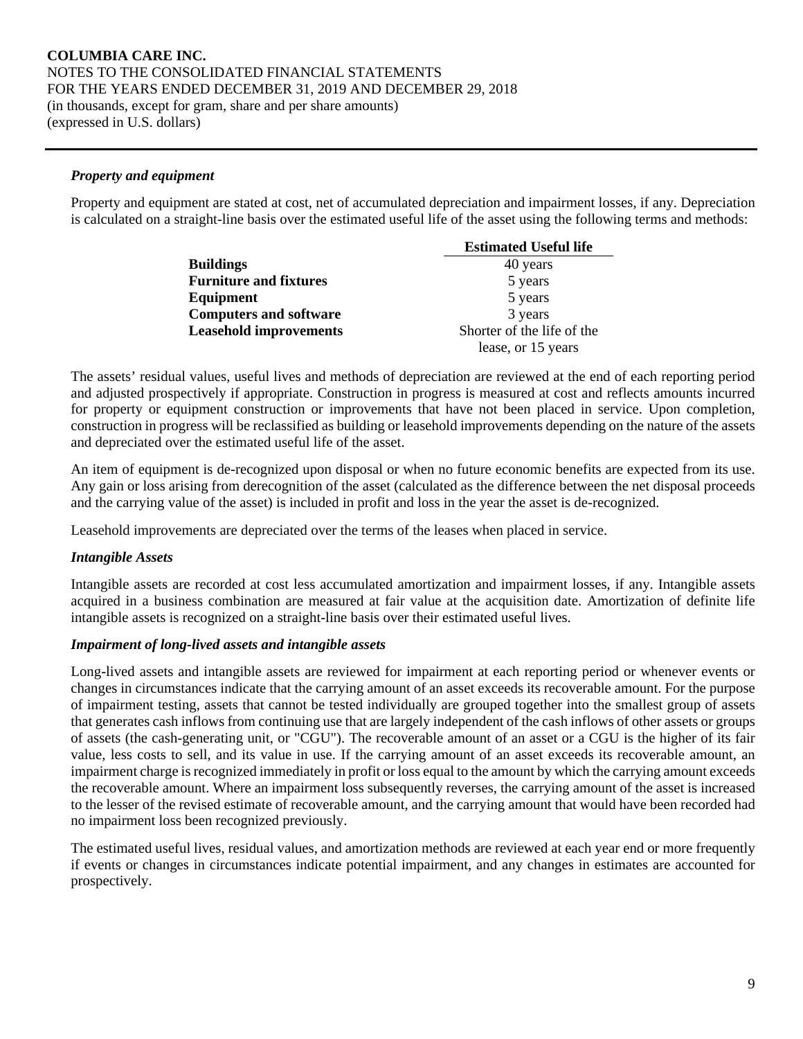### *Property and equipment*

Property and equipment are stated at cost, net of accumulated depreciation and impairment losses, if any. Depreciation is calculated on a straight-line basis over the estimated useful life of the asset using the following terms and methods:

| | Estimated Useful life |
|---|---|
| **Buildings** | 40 years |
| **Furniture and fixtures** | 5 years |
| **Equipment** | 5 years |
| **Computers and software** | 3 years |
| **Leasehold improvements** | Shorter of the life of the lease, or 15 years |

The assets' residual values, useful lives and methods of depreciation are reviewed at the end of each reporting period and adjusted prospectively if appropriate. Construction in progress is measured at cost and reflects amounts incurred for property or equipment construction or improvements that have not been placed in service. Upon completion, construction in progress will be reclassified as building or leasehold improvements depending on the nature of the assets and depreciated over the estimated useful life of the asset.

An item of equipment is de-recognized upon disposal or when no future economic benefits are expected from its use. Any gain or loss arising from derecognition of the asset (calculated as the difference between the net disposal proceeds and the carrying value of the asset) is included in profit and loss in the year the asset is de-recognized.

Leasehold improvements are depreciated over the terms of the leases when placed in service.

### *Intangible Assets*

Intangible assets are recorded at cost less accumulated amortization and impairment losses, if any. Intangible assets acquired in a business combination are measured at fair value at the acquisition date. Amortization of definite life intangible assets is recognized on a straight-line basis over their estimated useful lives.

### *Impairment of long-lived assets and intangible assets*

Long-lived assets and intangible assets are reviewed for impairment at each reporting period or whenever events or changes in circumstances indicate that the carrying amount of an asset exceeds its recoverable amount. For the purpose of impairment testing, assets that cannot be tested individually are grouped together into the smallest group of assets that generates cash inflows from continuing use that are largely independent of the cash inflows of other assets or groups of assets (the cash-generating unit, or "CGU"). The recoverable amount of an asset or a CGU is the higher of its fair value, less costs to sell, and its value in use. If the carrying amount of an asset exceeds its recoverable amount, an impairment charge is recognized immediately in profit or loss equal to the amount by which the carrying amount exceeds the recoverable amount. Where an impairment loss subsequently reverses, the carrying amount of the asset is increased to the lesser of the revised estimate of recoverable amount, and the carrying amount that would have been recorded had no impairment loss been recognized previously.

The estimated useful lives, residual values, and amortization methods are reviewed at each year end or more frequently if events or changes in circumstances indicate potential impairment, and any changes in estimates are accounted for prospectively.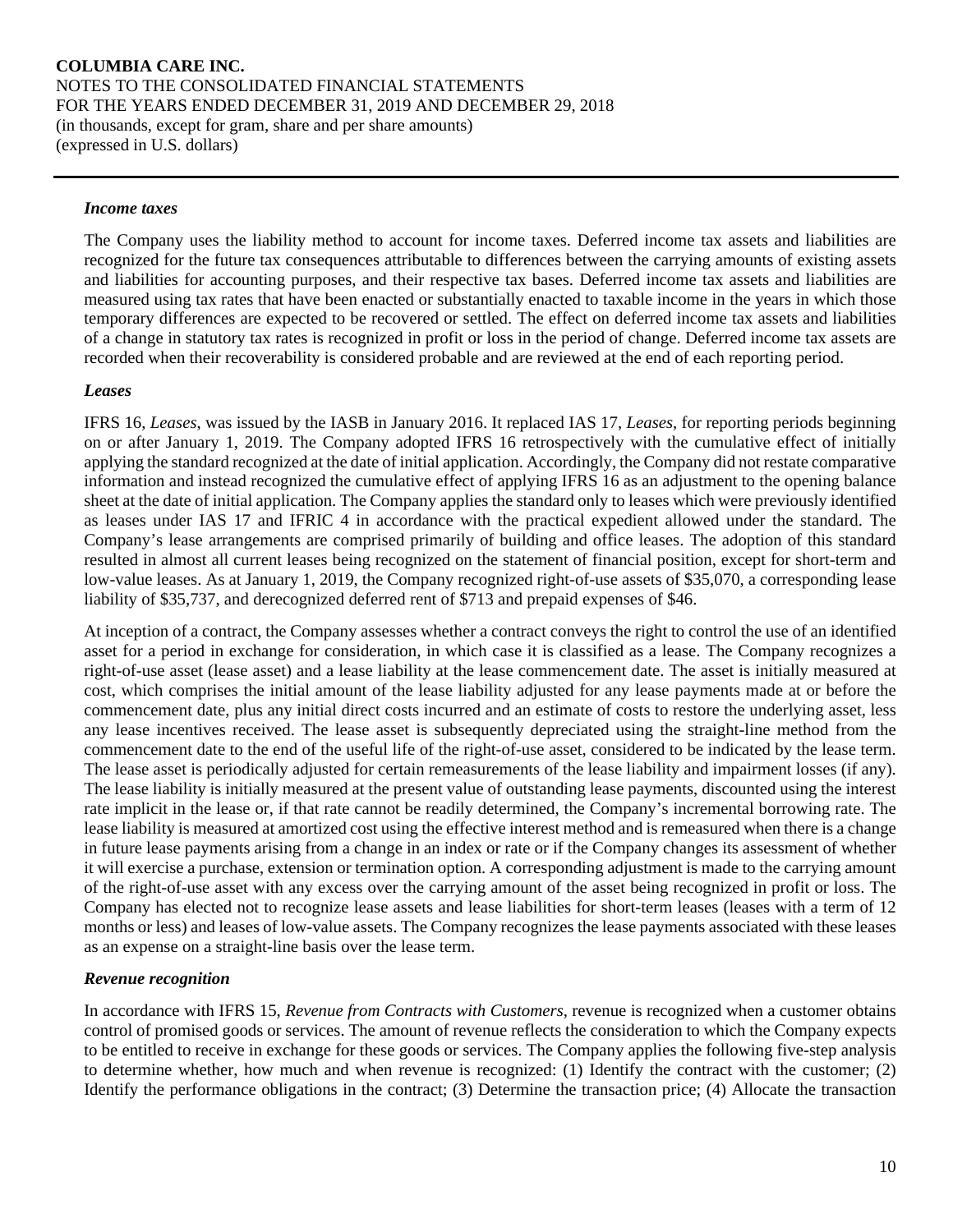### *Income taxes*

The Company uses the liability method to account for income taxes. Deferred income tax assets and liabilities are recognized for the future tax consequences attributable to differences between the carrying amounts of existing assets and liabilities for accounting purposes, and their respective tax bases. Deferred income tax assets and liabilities are measured using tax rates that have been enacted or substantially enacted to taxable income in the years in which those temporary differences are expected to be recovered or settled. The effect on deferred income tax assets and liabilities of a change in statutory tax rates is recognized in profit or loss in the period of change. Deferred income tax assets are recorded when their recoverability is considered probable and are reviewed at the end of each reporting period.

### *Leases*

IFRS 16, *Leases*, was issued by the IASB in January 2016. It replaced IAS 17, *Leases*, for reporting periods beginning on or after January 1, 2019. The Company adopted IFRS 16 retrospectively with the cumulative effect of initially applying the standard recognized at the date of initial application. Accordingly, the Company did not restate comparative information and instead recognized the cumulative effect of applying IFRS 16 as an adjustment to the opening balance sheet at the date of initial application. The Company applies the standard only to leases which were previously identified as leases under IAS 17 and IFRIC 4 in accordance with the practical expedient allowed under the standard. The Company's lease arrangements are comprised primarily of building and office leases. The adoption of this standard resulted in almost all current leases being recognized on the statement of financial position, except for short-term and low-value leases. As at January 1, 2019, the Company recognized right-of-use assets of $35,070, a corresponding lease liability of $35,737, and derecognized deferred rent of $713 and prepaid expenses of $46.

At inception of a contract, the Company assesses whether a contract conveys the right to control the use of an identified asset for a period in exchange for consideration, in which case it is classified as a lease. The Company recognizes a right-of-use asset (lease asset) and a lease liability at the lease commencement date. The asset is initially measured at cost, which comprises the initial amount of the lease liability adjusted for any lease payments made at or before the commencement date, plus any initial direct costs incurred and an estimate of costs to restore the underlying asset, less any lease incentives received. The lease asset is subsequently depreciated using the straight-line method from the commencement date to the end of the useful life of the right-of-use asset, considered to be indicated by the lease term. The lease asset is periodically adjusted for certain remeasurements of the lease liability and impairment losses (if any). The lease liability is initially measured at the present value of outstanding lease payments, discounted using the interest rate implicit in the lease or, if that rate cannot be readily determined, the Company's incremental borrowing rate. The lease liability is measured at amortized cost using the effective interest method and is remeasured when there is a change in future lease payments arising from a change in an index or rate or if the Company changes its assessment of whether it will exercise a purchase, extension or termination option. A corresponding adjustment is made to the carrying amount of the right-of-use asset with any excess over the carrying amount of the asset being recognized in profit or loss. The Company has elected not to recognize lease assets and lease liabilities for short-term leases (leases with a term of 12 months or less) and leases of low-value assets. The Company recognizes the lease payments associated with these leases as an expense on a straight-line basis over the lease term.

### *Revenue recognition*

In accordance with IFRS 15, *Revenue from Contracts with Customers*, revenue is recognized when a customer obtains control of promised goods or services. The amount of revenue reflects the consideration to which the Company expects to be entitled to receive in exchange for these goods or services. The Company applies the following five-step analysis to determine whether, how much and when revenue is recognized: (1) Identify the contract with the customer; (2) Identify the performance obligations in the contract; (3) Determine the transaction price; (4) Allocate the transaction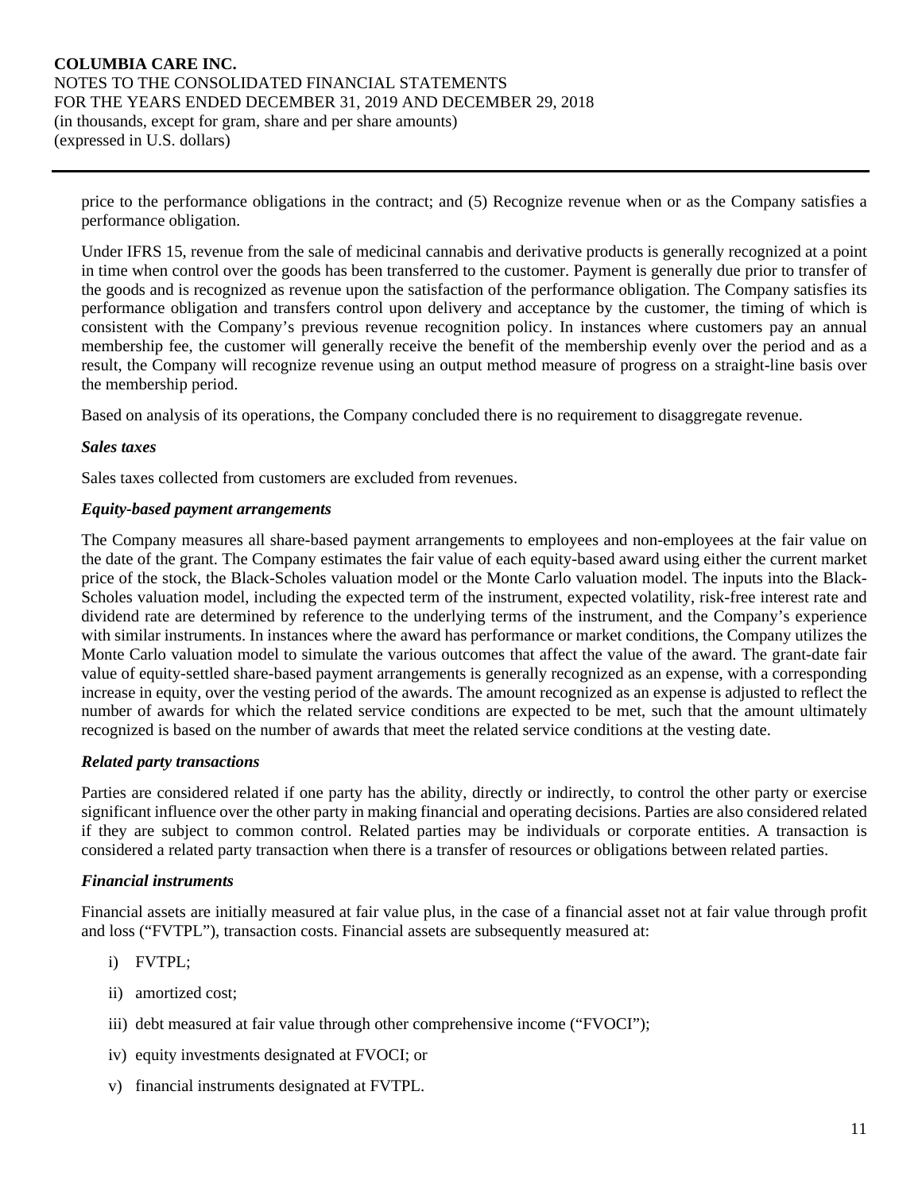price to the performance obligations in the contract; and (5) Recognize revenue when or as the Company satisfies a performance obligation.

Under IFRS 15, revenue from the sale of medicinal cannabis and derivative products is generally recognized at a point in time when control over the goods has been transferred to the customer. Payment is generally due prior to transfer of the goods and is recognized as revenue upon the satisfaction of the performance obligation. The Company satisfies its performance obligation and transfers control upon delivery and acceptance by the customer, the timing of which is consistent with the Company's previous revenue recognition policy. In instances where customers pay an annual membership fee, the customer will generally receive the benefit of the membership evenly over the period and as a result, the Company will recognize revenue using an output method measure of progress on a straight-line basis over the membership period.

Based on analysis of its operations, the Company concluded there is no requirement to disaggregate revenue.

***Sales taxes***

Sales taxes collected from customers are excluded from revenues.

***Equity-based payment arrangements***

The Company measures all share-based payment arrangements to employees and non-employees at the fair value on the date of the grant. The Company estimates the fair value of each equity-based award using either the current market price of the stock, the Black-Scholes valuation model or the Monte Carlo valuation model. The inputs into the Black-Scholes valuation model, including the expected term of the instrument, expected volatility, risk-free interest rate and dividend rate are determined by reference to the underlying terms of the instrument, and the Company's experience with similar instruments. In instances where the award has performance or market conditions, the Company utilizes the Monte Carlo valuation model to simulate the various outcomes that affect the value of the award. The grant-date fair value of equity-settled share-based payment arrangements is generally recognized as an expense, with a corresponding increase in equity, over the vesting period of the awards. The amount recognized as an expense is adjusted to reflect the number of awards for which the related service conditions are expected to be met, such that the amount ultimately recognized is based on the number of awards that meet the related service conditions at the vesting date.

***Related party transactions***

Parties are considered related if one party has the ability, directly or indirectly, to control the other party or exercise significant influence over the other party in making financial and operating decisions. Parties are also considered related if they are subject to common control. Related parties may be individuals or corporate entities. A transaction is considered a related party transaction when there is a transfer of resources or obligations between related parties.

***Financial instruments***

Financial assets are initially measured at fair value plus, in the case of a financial asset not at fair value through profit and loss ("FVTPL"), transaction costs. Financial assets are subsequently measured at:

i) FVTPL;

ii) amortized cost;

iii) debt measured at fair value through other comprehensive income ("FVOCI");

iv) equity investments designated at FVOCI; or

v) financial instruments designated at FVTPL.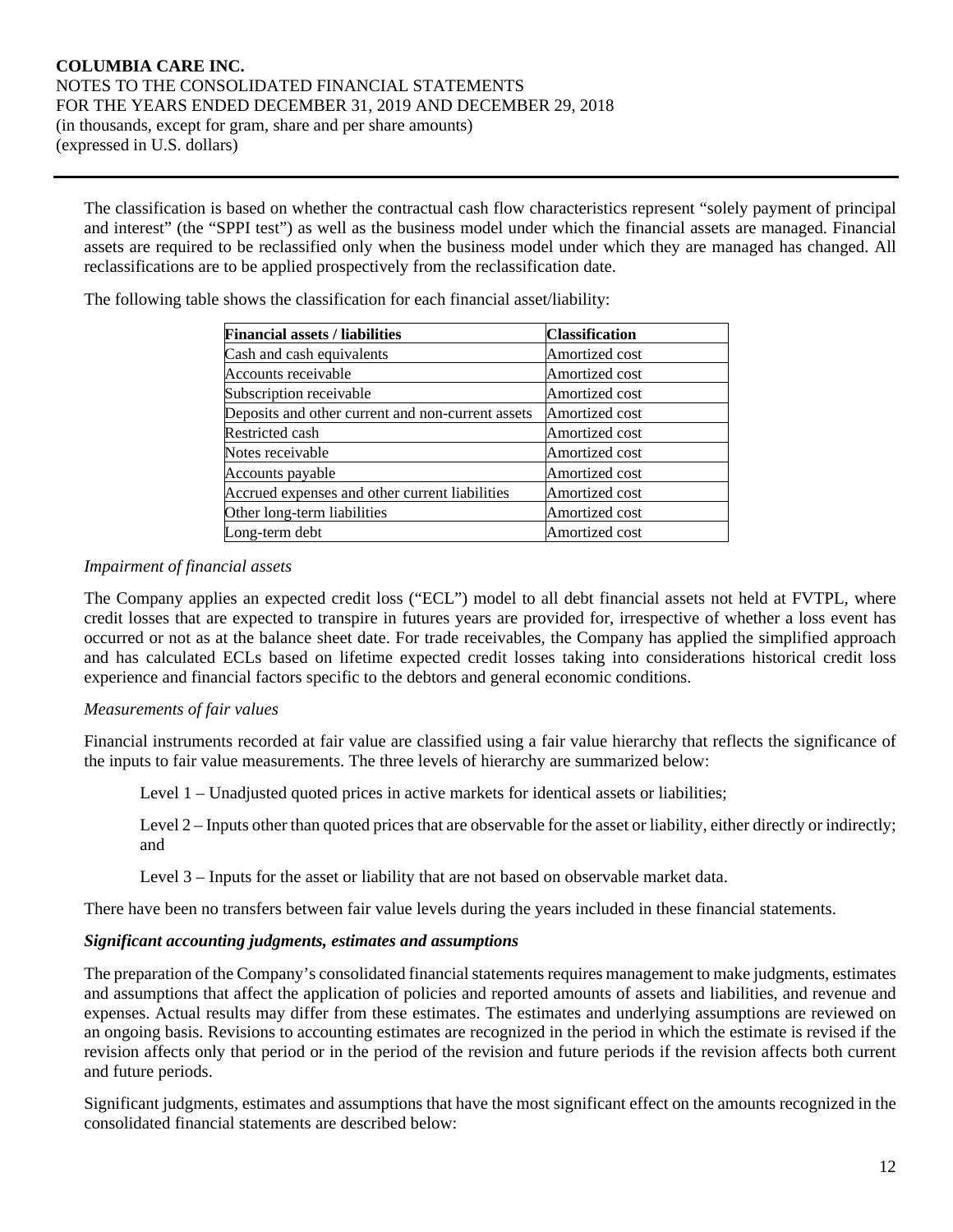The classification is based on whether the contractual cash flow characteristics represent "solely payment of principal and interest" (the "SPPI test") as well as the business model under which the financial assets are managed. Financial assets are required to be reclassified only when the business model under which they are managed has changed. All reclassifications are to be applied prospectively from the reclassification date.

The following table shows the classification for each financial asset/liability:

| Financial assets / liabilities | Classification |
|---|---|
| Cash and cash equivalents | Amortized cost |
| Accounts receivable | Amortized cost |
| Subscription receivable | Amortized cost |
| Deposits and other current and non-current assets | Amortized cost |
| Restricted cash | Amortized cost |
| Notes receivable | Amortized cost |
| Accounts payable | Amortized cost |
| Accrued expenses and other current liabilities | Amortized cost |
| Other long-term liabilities | Amortized cost |
| Long-term debt | Amortized cost |

*Impairment of financial assets*

The Company applies an expected credit loss ("ECL") model to all debt financial assets not held at FVTPL, where credit losses that are expected to transpire in futures years are provided for, irrespective of whether a loss event has occurred or not as at the balance sheet date. For trade receivables, the Company has applied the simplified approach and has calculated ECLs based on lifetime expected credit losses taking into considerations historical credit loss experience and financial factors specific to the debtors and general economic conditions.

*Measurements of fair values*

Financial instruments recorded at fair value are classified using a fair value hierarchy that reflects the significance of the inputs to fair value measurements. The three levels of hierarchy are summarized below:

Level 1 – Unadjusted quoted prices in active markets for identical assets or liabilities;

Level 2 – Inputs other than quoted prices that are observable for the asset or liability, either directly or indirectly; and

Level 3 – Inputs for the asset or liability that are not based on observable market data.

There have been no transfers between fair value levels during the years included in these financial statements.

***Significant accounting judgments, estimates and assumptions***

The preparation of the Company's consolidated financial statements requires management to make judgments, estimates and assumptions that affect the application of policies and reported amounts of assets and liabilities, and revenue and expenses. Actual results may differ from these estimates. The estimates and underlying assumptions are reviewed on an ongoing basis. Revisions to accounting estimates are recognized in the period in which the estimate is revised if the revision affects only that period or in the period of the revision and future periods if the revision affects both current and future periods.

Significant judgments, estimates and assumptions that have the most significant effect on the amounts recognized in the consolidated financial statements are described below: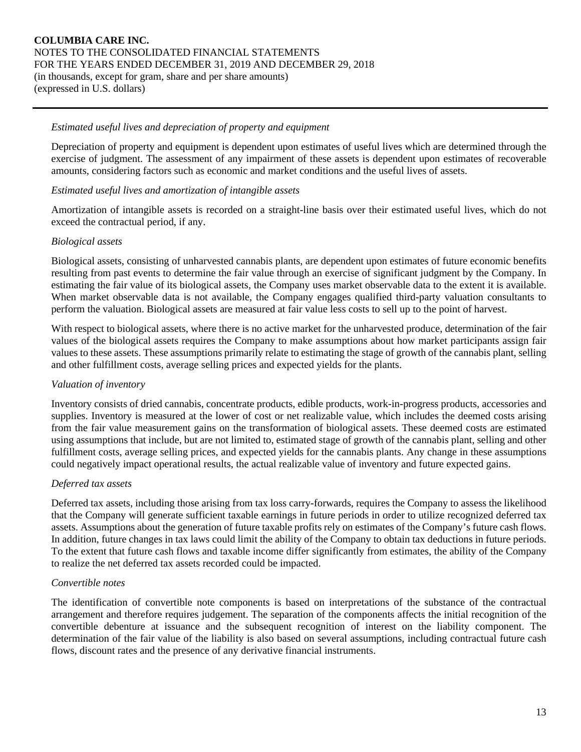*Estimated useful lives and depreciation of property and equipment*

Depreciation of property and equipment is dependent upon estimates of useful lives which are determined through the exercise of judgment. The assessment of any impairment of these assets is dependent upon estimates of recoverable amounts, considering factors such as economic and market conditions and the useful lives of assets.

*Estimated useful lives and amortization of intangible assets*

Amortization of intangible assets is recorded on a straight-line basis over their estimated useful lives, which do not exceed the contractual period, if any.

*Biological assets*

Biological assets, consisting of unharvested cannabis plants, are dependent upon estimates of future economic benefits resulting from past events to determine the fair value through an exercise of significant judgment by the Company. In estimating the fair value of its biological assets, the Company uses market observable data to the extent it is available. When market observable data is not available, the Company engages qualified third-party valuation consultants to perform the valuation. Biological assets are measured at fair value less costs to sell up to the point of harvest.

With respect to biological assets, where there is no active market for the unharvested produce, determination of the fair values of the biological assets requires the Company to make assumptions about how market participants assign fair values to these assets. These assumptions primarily relate to estimating the stage of growth of the cannabis plant, selling and other fulfillment costs, average selling prices and expected yields for the plants.

*Valuation of inventory*

Inventory consists of dried cannabis, concentrate products, edible products, work-in-progress products, accessories and supplies. Inventory is measured at the lower of cost or net realizable value, which includes the deemed costs arising from the fair value measurement gains on the transformation of biological assets. These deemed costs are estimated using assumptions that include, but are not limited to, estimated stage of growth of the cannabis plant, selling and other fulfillment costs, average selling prices, and expected yields for the cannabis plants. Any change in these assumptions could negatively impact operational results, the actual realizable value of inventory and future expected gains.

*Deferred tax assets*

Deferred tax assets, including those arising from tax loss carry-forwards, requires the Company to assess the likelihood that the Company will generate sufficient taxable earnings in future periods in order to utilize recognized deferred tax assets. Assumptions about the generation of future taxable profits rely on estimates of the Company's future cash flows. In addition, future changes in tax laws could limit the ability of the Company to obtain tax deductions in future periods. To the extent that future cash flows and taxable income differ significantly from estimates, the ability of the Company to realize the net deferred tax assets recorded could be impacted.

*Convertible notes*

The identification of convertible note components is based on interpretations of the substance of the contractual arrangement and therefore requires judgement. The separation of the components affects the initial recognition of the convertible debenture at issuance and the subsequent recognition of interest on the liability component. The determination of the fair value of the liability is also based on several assumptions, including contractual future cash flows, discount rates and the presence of any derivative financial instruments.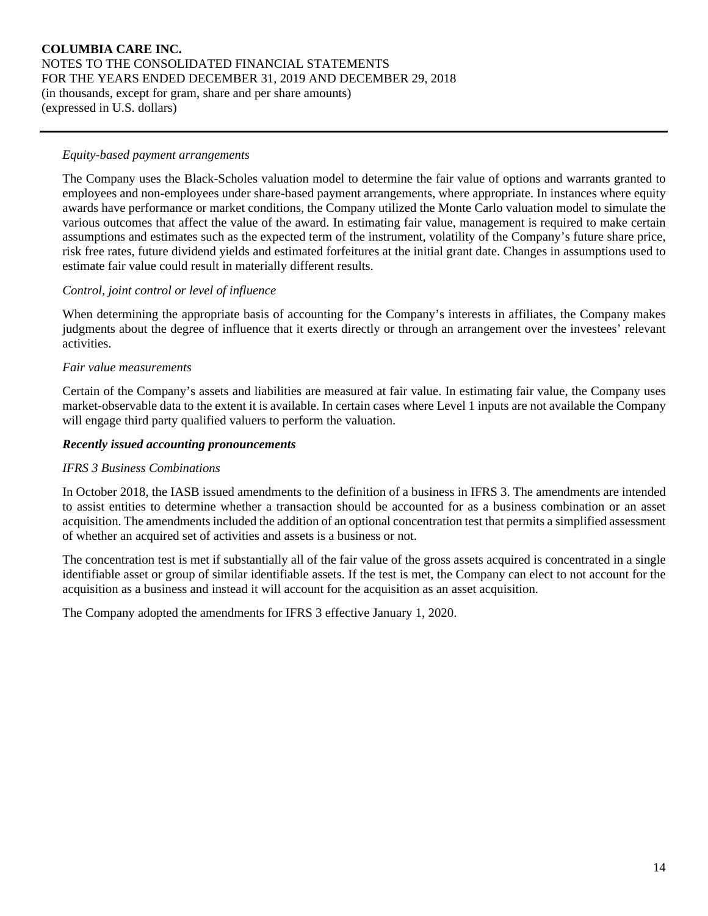*Equity-based payment arrangements*

The Company uses the Black-Scholes valuation model to determine the fair value of options and warrants granted to employees and non-employees under share-based payment arrangements, where appropriate. In instances where equity awards have performance or market conditions, the Company utilized the Monte Carlo valuation model to simulate the various outcomes that affect the value of the award. In estimating fair value, management is required to make certain assumptions and estimates such as the expected term of the instrument, volatility of the Company's future share price, risk free rates, future dividend yields and estimated forfeitures at the initial grant date. Changes in assumptions used to estimate fair value could result in materially different results.

*Control, joint control or level of influence*

When determining the appropriate basis of accounting for the Company's interests in affiliates, the Company makes judgments about the degree of influence that it exerts directly or through an arrangement over the investees' relevant activities.

*Fair value measurements*

Certain of the Company's assets and liabilities are measured at fair value. In estimating fair value, the Company uses market-observable data to the extent it is available. In certain cases where Level 1 inputs are not available the Company will engage third party qualified valuers to perform the valuation.

***Recently issued accounting pronouncements***

*IFRS 3 Business Combinations*

In October 2018, the IASB issued amendments to the definition of a business in IFRS 3. The amendments are intended to assist entities to determine whether a transaction should be accounted for as a business combination or an asset acquisition. The amendments included the addition of an optional concentration test that permits a simplified assessment of whether an acquired set of activities and assets is a business or not.

The concentration test is met if substantially all of the fair value of the gross assets acquired is concentrated in a single identifiable asset or group of similar identifiable assets. If the test is met, the Company can elect to not account for the acquisition as a business and instead it will account for the acquisition as an asset acquisition.

The Company adopted the amendments for IFRS 3 effective January 1, 2020.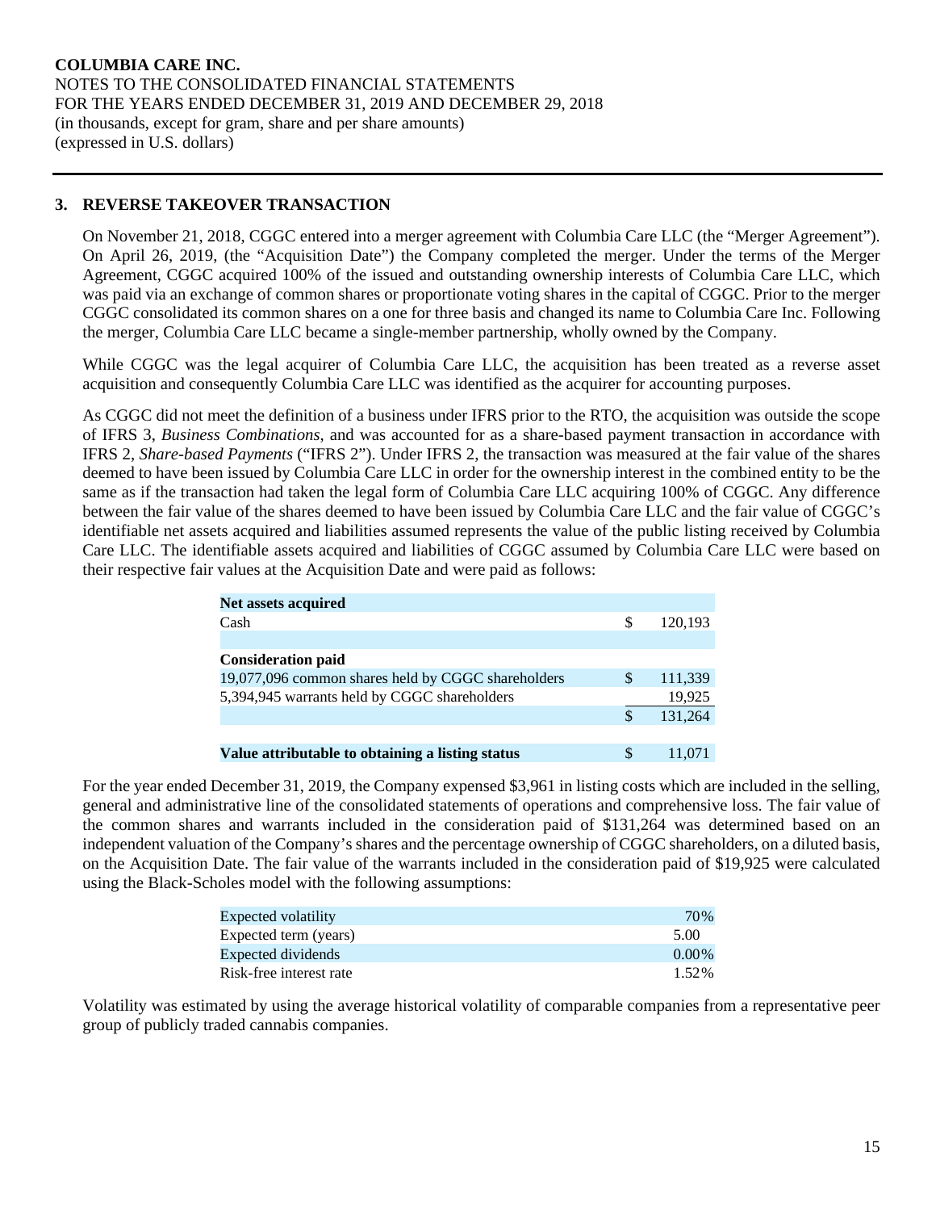## 3. REVERSE TAKEOVER TRANSACTION

On November 21, 2018, CGGC entered into a merger agreement with Columbia Care LLC (the "Merger Agreement"). On April 26, 2019, (the "Acquisition Date") the Company completed the merger. Under the terms of the Merger Agreement, CGGC acquired 100% of the issued and outstanding ownership interests of Columbia Care LLC, which was paid via an exchange of common shares or proportionate voting shares in the capital of CGGC. Prior to the merger CGGC consolidated its common shares on a one for three basis and changed its name to Columbia Care Inc. Following the merger, Columbia Care LLC became a single-member partnership, wholly owned by the Company.

While CGGC was the legal acquirer of Columbia Care LLC, the acquisition has been treated as a reverse asset acquisition and consequently Columbia Care LLC was identified as the acquirer for accounting purposes.

As CGGC did not meet the definition of a business under IFRS prior to the RTO, the acquisition was outside the scope of IFRS 3, *Business Combinations*, and was accounted for as a share-based payment transaction in accordance with IFRS 2, *Share-based Payments* ("IFRS 2"). Under IFRS 2, the transaction was measured at the fair value of the shares deemed to have been issued by Columbia Care LLC in order for the ownership interest in the combined entity to be the same as if the transaction had taken the legal form of Columbia Care LLC acquiring 100% of CGGC. Any difference between the fair value of the shares deemed to have been issued by Columbia Care LLC and the fair value of CGGC's identifiable net assets acquired and liabilities assumed represents the value of the public listing received by Columbia Care LLC. The identifiable assets acquired and liabilities of CGGC assumed by Columbia Care LLC were based on their respective fair values at the Acquisition Date and were paid as follows:

| | | |
|---|---|---|
| **Net assets acquired** | | |
| Cash | $ | 120,193 |
| | | |
| **Consideration paid** | | |
| 19,077,096 common shares held by CGGC shareholders | $ | 111,339 |
| 5,394,945 warrants held by CGGC shareholders | | 19,925 |
| | $ | 131,264 |
| | | |
| **Value attributable to obtaining a listing status** | $ | 11,071 |

For the year ended December 31, 2019, the Company expensed $3,961 in listing costs which are included in the selling, general and administrative line of the consolidated statements of operations and comprehensive loss. The fair value of the common shares and warrants included in the consideration paid of $131,264 was determined based on an independent valuation of the Company's shares and the percentage ownership of CGGC shareholders, on a diluted basis, on the Acquisition Date. The fair value of the warrants included in the consideration paid of $19,925 were calculated using the Black-Scholes model with the following assumptions:

| | |
|---|---|
| Expected volatility | 70% |
| Expected term (years) | 5.00 |
| Expected dividends | 0.00% |
| Risk-free interest rate | 1.52% |

Volatility was estimated by using the average historical volatility of comparable companies from a representative peer group of publicly traded cannabis companies.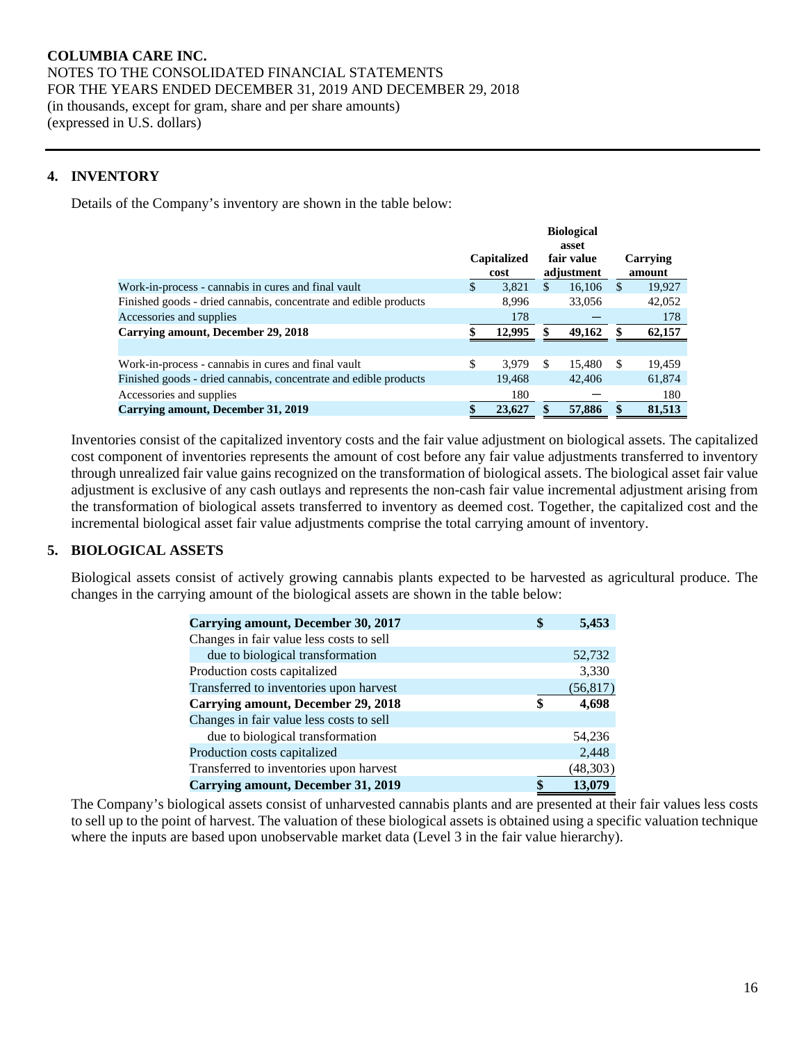**COLUMBIA CARE INC.**
NOTES TO THE CONSOLIDATED FINANCIAL STATEMENTS
FOR THE YEARS ENDED DECEMBER 31, 2019 AND DECEMBER 29, 2018
(in thousands, except for gram, share and per share amounts)
(expressed in U.S. dollars)

## 4. INVENTORY

Details of the Company's inventory are shown in the table below:

| | Capitalized cost | Biological asset fair value adjustment | Carrying amount |
|---|---|---|---|
| Work-in-process - cannabis in cures and final vault | $ 3,821 | $ 16,106 | $ 19,927 |
| Finished goods - dried cannabis, concentrate and edible products | 8,996 | 33,056 | 42,052 |
| Accessories and supplies | 178 | — | 178 |
| **Carrying amount, December 29, 2018** | **$ 12,995** | **$ 49,162** | **$ 62,157** |
| | | | |
| Work-in-process - cannabis in cures and final vault | $ 3,979 | $ 15,480 | $ 19,459 |
| Finished goods - dried cannabis, concentrate and edible products | 19,468 | 42,406 | 61,874 |
| Accessories and supplies | 180 | — | 180 |
| **Carrying amount, December 31, 2019** | **$ 23,627** | **$ 57,886** | **$ 81,513** |

Inventories consist of the capitalized inventory costs and the fair value adjustment on biological assets. The capitalized cost component of inventories represents the amount of cost before any fair value adjustments transferred to inventory through unrealized fair value gains recognized on the transformation of biological assets. The biological asset fair value adjustment is exclusive of any cash outlays and represents the non-cash fair value incremental adjustment arising from the transformation of biological assets transferred to inventory as deemed cost. Together, the capitalized cost and the incremental biological asset fair value adjustments comprise the total carrying amount of inventory.

## 5. BIOLOGICAL ASSETS

Biological assets consist of actively growing cannabis plants expected to be harvested as agricultural produce. The changes in the carrying amount of the biological assets are shown in the table below:

| | |
|---|---|
| **Carrying amount, December 30, 2017** | **$ 5,453** |
| Changes in fair value less costs to sell due to biological transformation | 52,732 |
| Production costs capitalized | 3,330 |
| Transferred to inventories upon harvest | (56,817) |
| **Carrying amount, December 29, 2018** | **$ 4,698** |
| Changes in fair value less costs to sell due to biological transformation | 54,236 |
| Production costs capitalized | 2,448 |
| Transferred to inventories upon harvest | (48,303) |
| **Carrying amount, December 31, 2019** | **$ 13,079** |

The Company's biological assets consist of unharvested cannabis plants and are presented at their fair values less costs to sell up to the point of harvest. The valuation of these biological assets is obtained using a specific valuation technique where the inputs are based upon unobservable market data (Level 3 in the fair value hierarchy).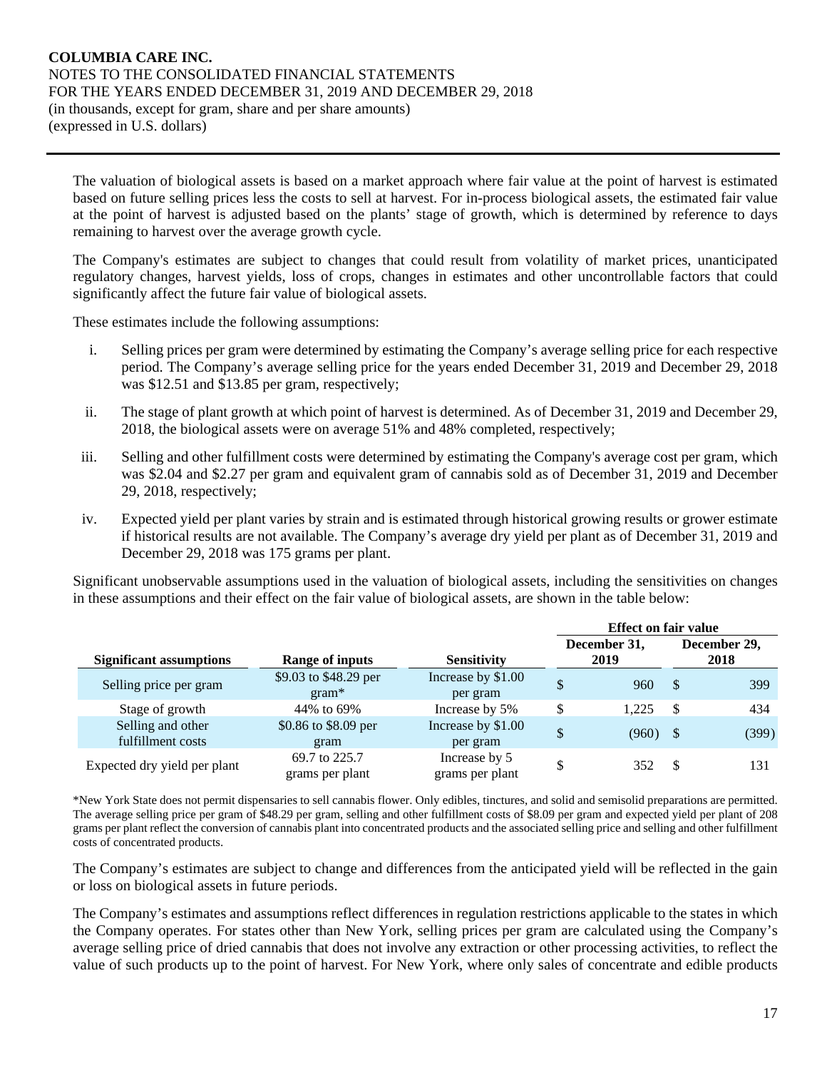The valuation of biological assets is based on a market approach where fair value at the point of harvest is estimated based on future selling prices less the costs to sell at harvest. For in-process biological assets, the estimated fair value at the point of harvest is adjusted based on the plants' stage of growth, which is determined by reference to days remaining to harvest over the average growth cycle.

The Company's estimates are subject to changes that could result from volatility of market prices, unanticipated regulatory changes, harvest yields, loss of crops, changes in estimates and other uncontrollable factors that could significantly affect the future fair value of biological assets.

These estimates include the following assumptions:

i. Selling prices per gram were determined by estimating the Company's average selling price for each respective period. The Company's average selling price for the years ended December 31, 2019 and December 29, 2018 was $12.51 and $13.85 per gram, respectively;

ii. The stage of plant growth at which point of harvest is determined. As of December 31, 2019 and December 29, 2018, the biological assets were on average 51% and 48% completed, respectively;

iii. Selling and other fulfillment costs were determined by estimating the Company's average cost per gram, which was $2.04 and $2.27 per gram and equivalent gram of cannabis sold as of December 31, 2019 and December 29, 2018, respectively;

iv. Expected yield per plant varies by strain and is estimated through historical growing results or grower estimate if historical results are not available. The Company's average dry yield per plant as of December 31, 2019 and December 29, 2018 was 175 grams per plant.

Significant unobservable assumptions used in the valuation of biological assets, including the sensitivities on changes in these assumptions and their effect on the fair value of biological assets, are shown in the table below:

| | | | Effect on fair value | |
|---|---|---|---|---|
| **Significant assumptions** | **Range of inputs** | **Sensitivity** | **December 31, 2019** | **December 29, 2018** |
| Selling price per gram | $9.03 to $48.29 per gram* | Increase by $1.00 per gram | $ 960 | $ 399 |
| Stage of growth | 44% to 69% | Increase by 5% | $ 1,225 | $ 434 |
| Selling and other fulfillment costs | $0.86 to $8.09 per gram | Increase by $1.00 per gram | $ (960) | $ (399) |
| Expected dry yield per plant | 69.7 to 225.7 grams per plant | Increase by 5 grams per plant | $ 352 | $ 131 |

*New York State does not permit dispensaries to sell cannabis flower. Only edibles, tinctures, and solid and semisolid preparations are permitted. The average selling price per gram of $48.29 per gram, selling and other fulfillment costs of $8.09 per gram and expected yield per plant of 208 grams per plant reflect the conversion of cannabis plant into concentrated products and the associated selling price and selling and other fulfillment costs of concentrated products.

The Company's estimates are subject to change and differences from the anticipated yield will be reflected in the gain or loss on biological assets in future periods.

The Company's estimates and assumptions reflect differences in regulation restrictions applicable to the states in which the Company operates. For states other than New York, selling prices per gram are calculated using the Company's average selling price of dried cannabis that does not involve any extraction or other processing activities, to reflect the value of such products up to the point of harvest. For New York, where only sales of concentrate and edible products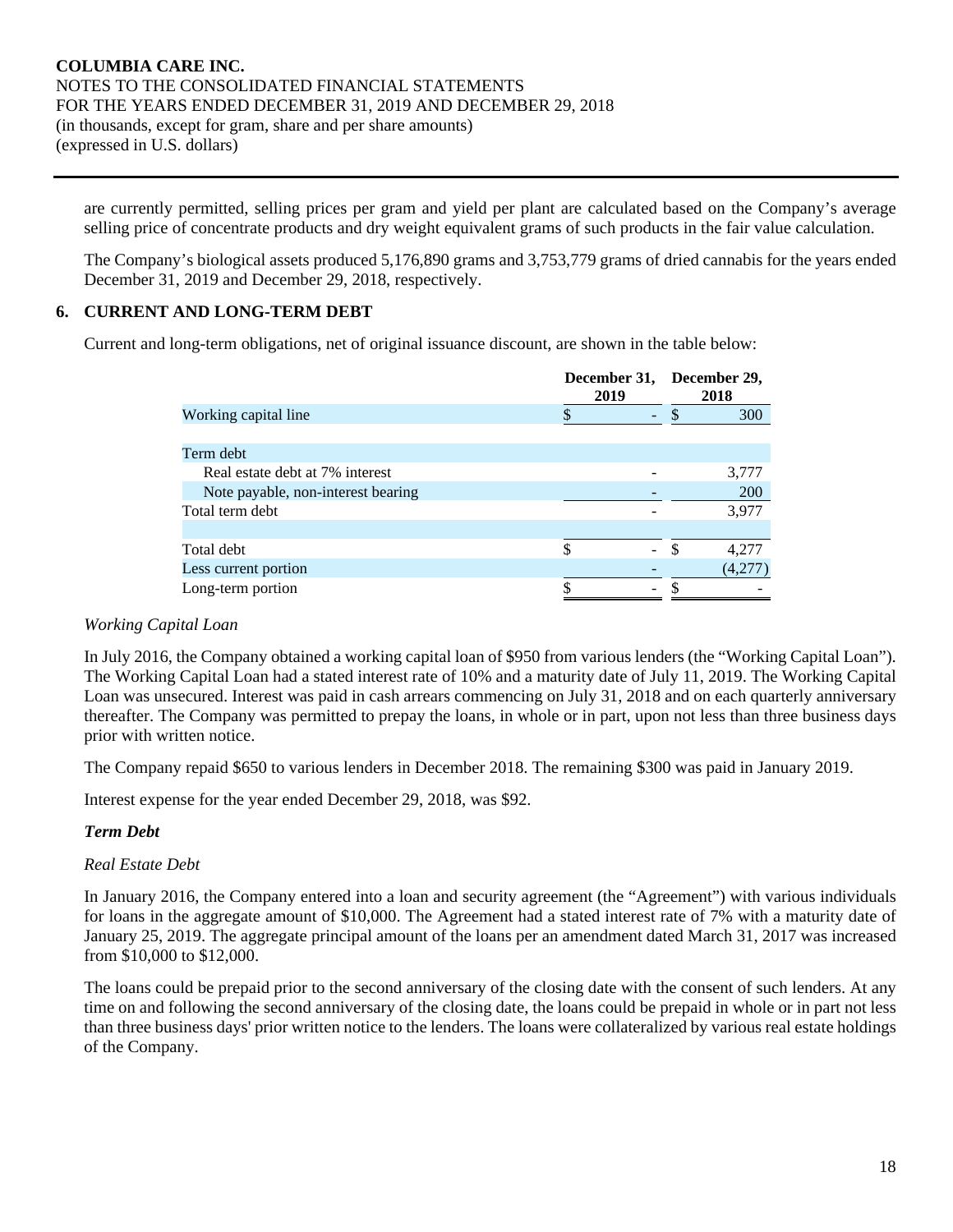are currently permitted, selling prices per gram and yield per plant are calculated based on the Company's average selling price of concentrate products and dry weight equivalent grams of such products in the fair value calculation.

The Company's biological assets produced 5,176,890 grams and 3,753,779 grams of dried cannabis for the years ended December 31, 2019 and December 29, 2018, respectively.

## 6. CURRENT AND LONG-TERM DEBT

Current and long-term obligations, net of original issuance discount, are shown in the table below:

| | December 31, 2019 | December 29, 2018 |
|---|---|---|
| Working capital line | $ - | $ 300 |
| | | |
| Term debt | | |
| Real estate debt at 7% interest | - | 3,777 |
| Note payable, non-interest bearing | - | 200 |
| Total term debt | - | 3,977 |
| | | |
| Total debt | $ - | $ 4,277 |
| Less current portion | - | (4,277) |
| Long-term portion | $ - | $ - |

*Working Capital Loan*

In July 2016, the Company obtained a working capital loan of $950 from various lenders (the "Working Capital Loan"). The Working Capital Loan had a stated interest rate of 10% and a maturity date of July 11, 2019. The Working Capital Loan was unsecured. Interest was paid in cash arrears commencing on July 31, 2018 and on each quarterly anniversary thereafter. The Company was permitted to prepay the loans, in whole or in part, upon not less than three business days prior with written notice.

The Company repaid $650 to various lenders in December 2018. The remaining $300 was paid in January 2019.

Interest expense for the year ended December 29, 2018, was $92.

***Term Debt***

*Real Estate Debt*

In January 2016, the Company entered into a loan and security agreement (the "Agreement") with various individuals for loans in the aggregate amount of $10,000. The Agreement had a stated interest rate of 7% with a maturity date of January 25, 2019. The aggregate principal amount of the loans per an amendment dated March 31, 2017 was increased from $10,000 to $12,000.

The loans could be prepaid prior to the second anniversary of the closing date with the consent of such lenders. At any time on and following the second anniversary of the closing date, the loans could be prepaid in whole or in part not less than three business days' prior written notice to the lenders. The loans were collateralized by various real estate holdings of the Company.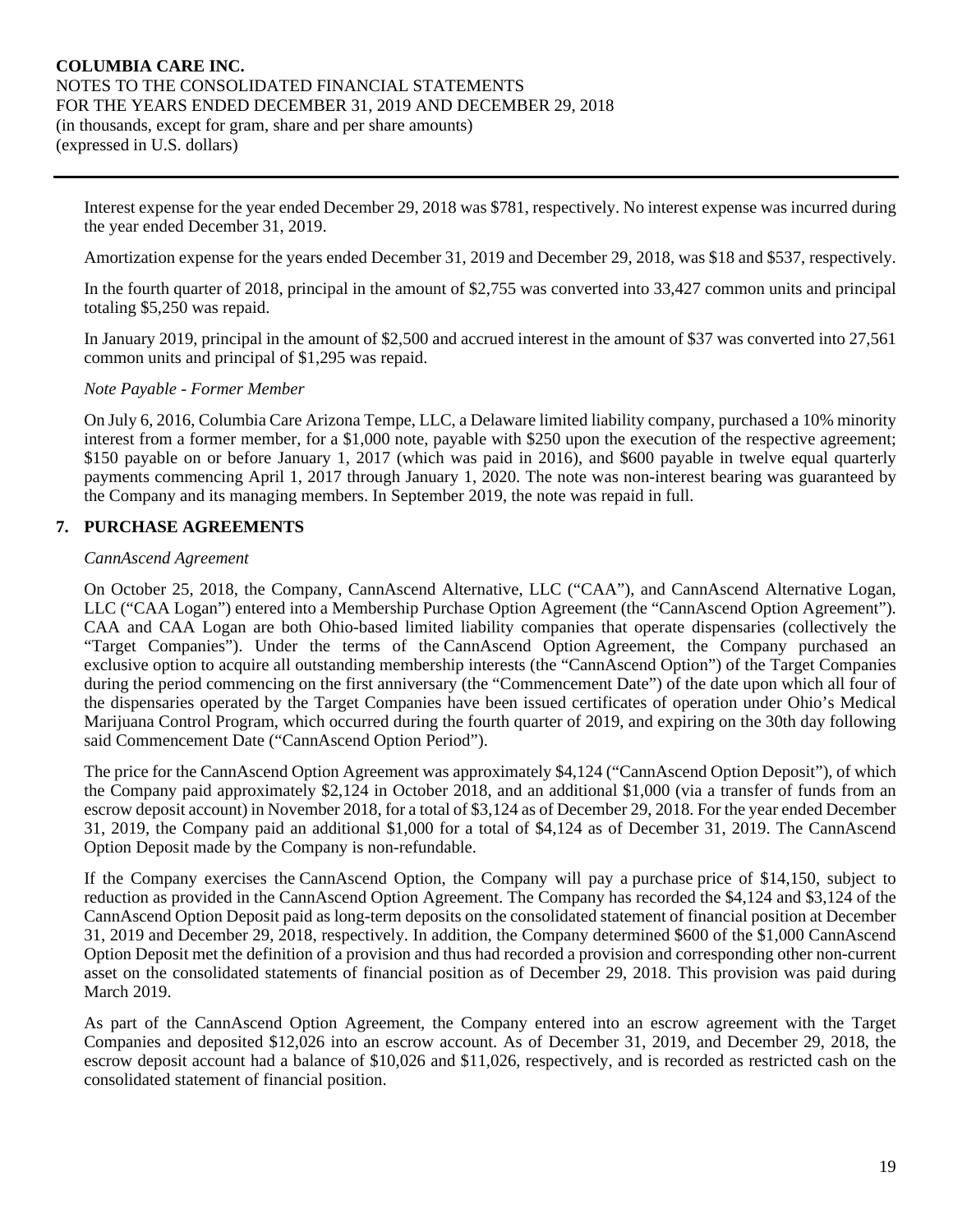Interest expense for the year ended December 29, 2018 was $781, respectively. No interest expense was incurred during the year ended December 31, 2019.

Amortization expense for the years ended December 31, 2019 and December 29, 2018, was $18 and $537, respectively.

In the fourth quarter of 2018, principal in the amount of $2,755 was converted into 33,427 common units and principal totaling $5,250 was repaid.

In January 2019, principal in the amount of $2,500 and accrued interest in the amount of $37 was converted into 27,561 common units and principal of $1,295 was repaid.

*Note Payable - Former Member*

On July 6, 2016, Columbia Care Arizona Tempe, LLC, a Delaware limited liability company, purchased a 10% minority interest from a former member, for a $1,000 note, payable with $250 upon the execution of the respective agreement; $150 payable on or before January 1, 2017 (which was paid in 2016), and $600 payable in twelve equal quarterly payments commencing April 1, 2017 through January 1, 2020. The note was non-interest bearing was guaranteed by the Company and its managing members. In September 2019, the note was repaid in full.

## 7. PURCHASE AGREEMENTS

*CannAscend Agreement*

On October 25, 2018, the Company, CannAscend Alternative, LLC ("CAA"), and CannAscend Alternative Logan, LLC ("CAA Logan") entered into a Membership Purchase Option Agreement (the "CannAscend Option Agreement"). CAA and CAA Logan are both Ohio-based limited liability companies that operate dispensaries (collectively the "Target Companies"). Under the terms of the CannAscend Option Agreement, the Company purchased an exclusive option to acquire all outstanding membership interests (the "CannAscend Option") of the Target Companies during the period commencing on the first anniversary (the "Commencement Date") of the date upon which all four of the dispensaries operated by the Target Companies have been issued certificates of operation under Ohio's Medical Marijuana Control Program, which occurred during the fourth quarter of 2019, and expiring on the 30th day following said Commencement Date ("CannAscend Option Period").

The price for the CannAscend Option Agreement was approximately $4,124 ("CannAscend Option Deposit"), of which the Company paid approximately $2,124 in October 2018, and an additional $1,000 (via a transfer of funds from an escrow deposit account) in November 2018, for a total of $3,124 as of December 29, 2018. For the year ended December 31, 2019, the Company paid an additional $1,000 for a total of $4,124 as of December 31, 2019. The CannAscend Option Deposit made by the Company is non-refundable.

If the Company exercises the CannAscend Option, the Company will pay a purchase price of $14,150, subject to reduction as provided in the CannAscend Option Agreement. The Company has recorded the $4,124 and $3,124 of the CannAscend Option Deposit paid as long-term deposits on the consolidated statement of financial position at December 31, 2019 and December 29, 2018, respectively. In addition, the Company determined $600 of the $1,000 CannAscend Option Deposit met the definition of a provision and thus had recorded a provision and corresponding other non-current asset on the consolidated statements of financial position as of December 29, 2018. This provision was paid during March 2019.

As part of the CannAscend Option Agreement, the Company entered into an escrow agreement with the Target Companies and deposited $12,026 into an escrow account. As of December 31, 2019, and December 29, 2018, the escrow deposit account had a balance of $10,026 and $11,026, respectively, and is recorded as restricted cash on the consolidated statement of financial position.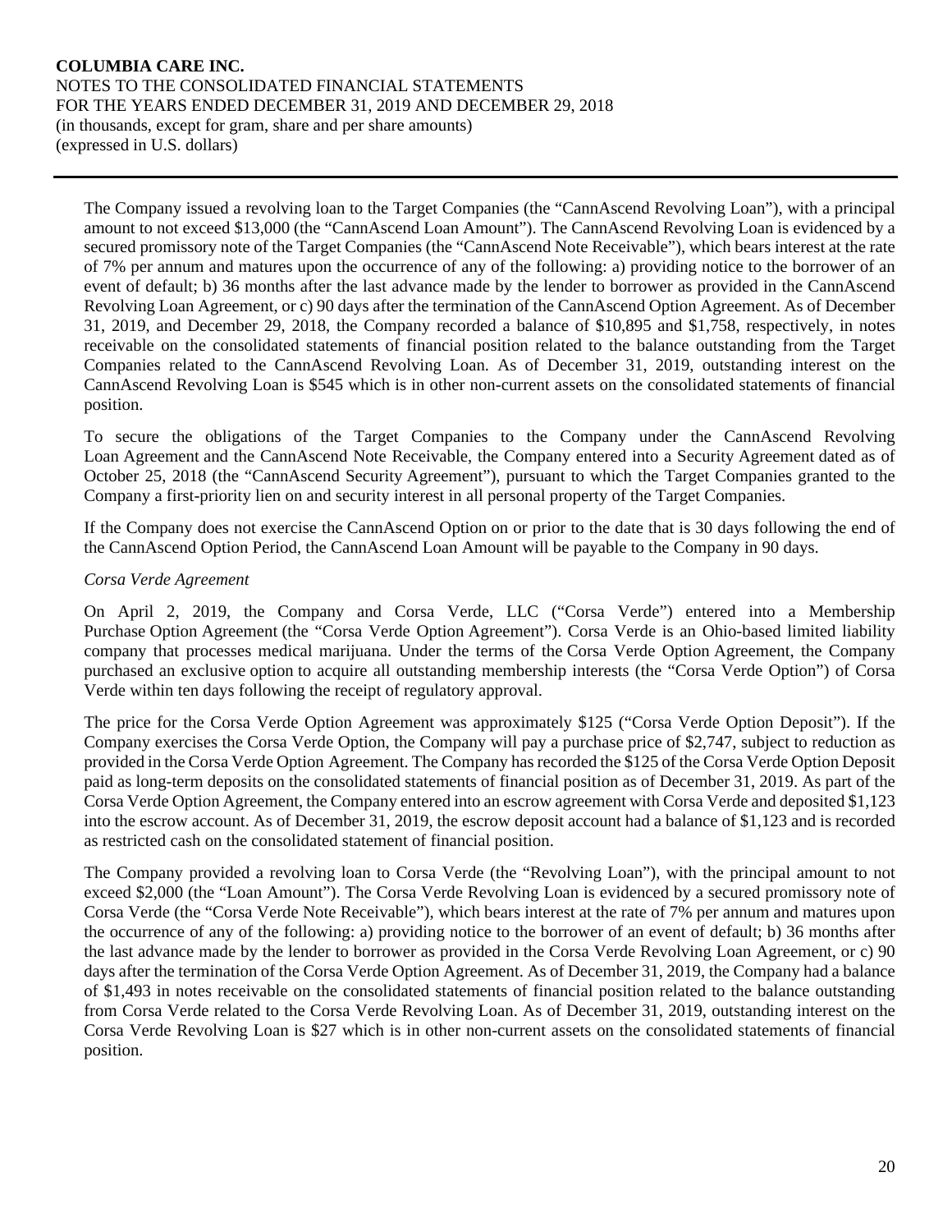The Company issued a revolving loan to the Target Companies (the "CannAscend Revolving Loan"), with a principal amount to not exceed $13,000 (the "CannAscend Loan Amount"). The CannAscend Revolving Loan is evidenced by a secured promissory note of the Target Companies (the "CannAscend Note Receivable"), which bears interest at the rate of 7% per annum and matures upon the occurrence of any of the following: a) providing notice to the borrower of an event of default; b) 36 months after the last advance made by the lender to borrower as provided in the CannAscend Revolving Loan Agreement, or c) 90 days after the termination of the CannAscend Option Agreement. As of December 31, 2019, and December 29, 2018, the Company recorded a balance of $10,895 and $1,758, respectively, in notes receivable on the consolidated statements of financial position related to the balance outstanding from the Target Companies related to the CannAscend Revolving Loan. As of December 31, 2019, outstanding interest on the CannAscend Revolving Loan is $545 which is in other non-current assets on the consolidated statements of financial position.

To secure the obligations of the Target Companies to the Company under the CannAscend Revolving Loan Agreement and the CannAscend Note Receivable, the Company entered into a Security Agreement dated as of October 25, 2018 (the "CannAscend Security Agreement"), pursuant to which the Target Companies granted to the Company a first-priority lien on and security interest in all personal property of the Target Companies.

If the Company does not exercise the CannAscend Option on or prior to the date that is 30 days following the end of the CannAscend Option Period, the CannAscend Loan Amount will be payable to the Company in 90 days.

*Corsa Verde Agreement*

On April 2, 2019, the Company and Corsa Verde, LLC ("Corsa Verde") entered into a Membership Purchase Option Agreement (the "Corsa Verde Option Agreement"). Corsa Verde is an Ohio-based limited liability company that processes medical marijuana. Under the terms of the Corsa Verde Option Agreement, the Company purchased an exclusive option to acquire all outstanding membership interests (the "Corsa Verde Option") of Corsa Verde within ten days following the receipt of regulatory approval.

The price for the Corsa Verde Option Agreement was approximately $125 ("Corsa Verde Option Deposit"). If the Company exercises the Corsa Verde Option, the Company will pay a purchase price of $2,747, subject to reduction as provided in the Corsa Verde Option Agreement. The Company has recorded the $125 of the Corsa Verde Option Deposit paid as long-term deposits on the consolidated statements of financial position as of December 31, 2019. As part of the Corsa Verde Option Agreement, the Company entered into an escrow agreement with Corsa Verde and deposited $1,123 into the escrow account. As of December 31, 2019, the escrow deposit account had a balance of $1,123 and is recorded as restricted cash on the consolidated statement of financial position.

The Company provided a revolving loan to Corsa Verde (the "Revolving Loan"), with the principal amount to not exceed $2,000 (the "Loan Amount"). The Corsa Verde Revolving Loan is evidenced by a secured promissory note of Corsa Verde (the "Corsa Verde Note Receivable"), which bears interest at the rate of 7% per annum and matures upon the occurrence of any of the following: a) providing notice to the borrower of an event of default; b) 36 months after the last advance made by the lender to borrower as provided in the Corsa Verde Revolving Loan Agreement, or c) 90 days after the termination of the Corsa Verde Option Agreement. As of December 31, 2019, the Company had a balance of $1,493 in notes receivable on the consolidated statements of financial position related to the balance outstanding from Corsa Verde related to the Corsa Verde Revolving Loan. As of December 31, 2019, outstanding interest on the Corsa Verde Revolving Loan is $27 which is in other non-current assets on the consolidated statements of financial position.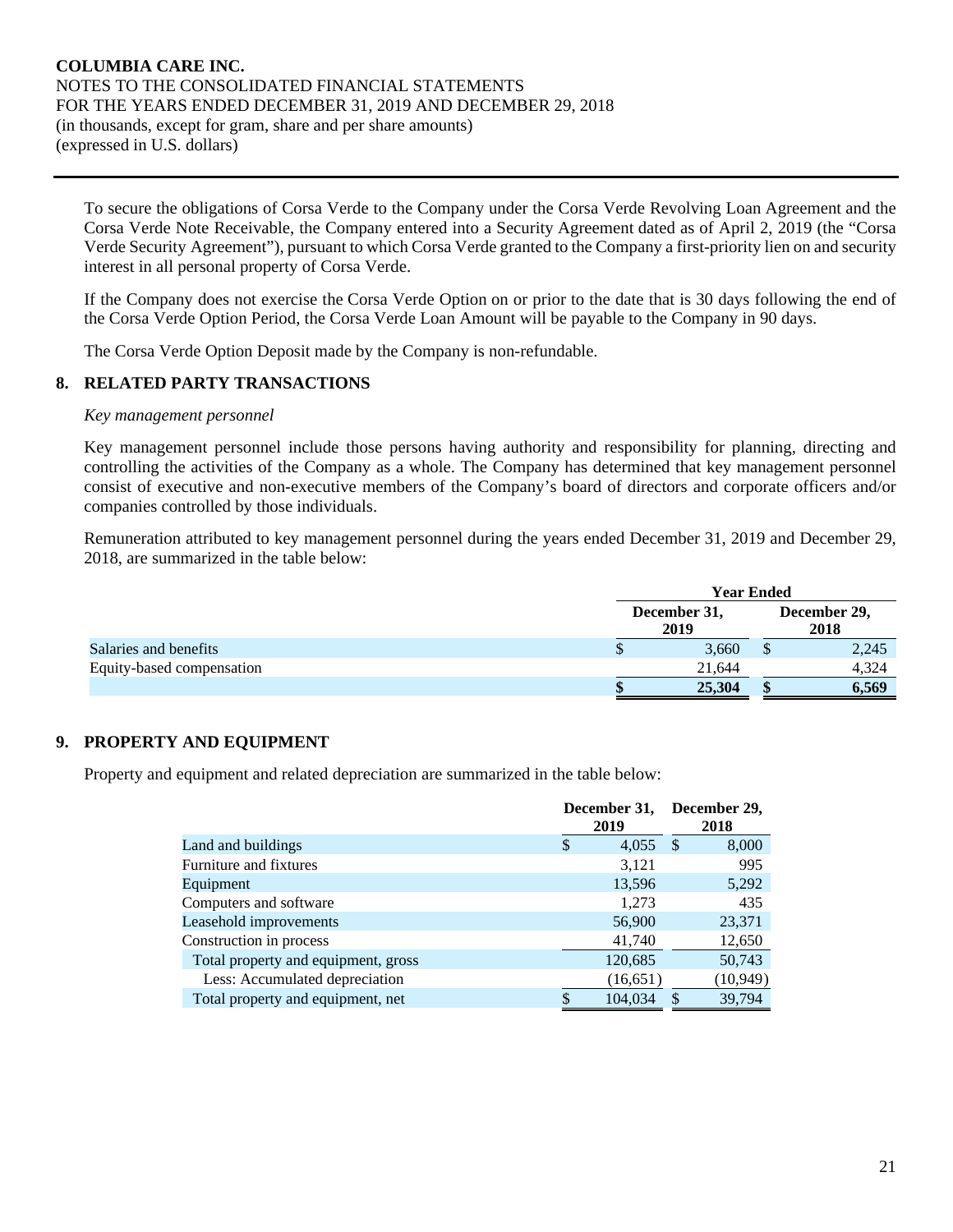To secure the obligations of Corsa Verde to the Company under the Corsa Verde Revolving Loan Agreement and the Corsa Verde Note Receivable, the Company entered into a Security Agreement dated as of April 2, 2019 (the "Corsa Verde Security Agreement"), pursuant to which Corsa Verde granted to the Company a first-priority lien on and security interest in all personal property of Corsa Verde.

If the Company does not exercise the Corsa Verde Option on or prior to the date that is 30 days following the end of the Corsa Verde Option Period, the Corsa Verde Loan Amount will be payable to the Company in 90 days.

The Corsa Verde Option Deposit made by the Company is non-refundable.

## 8. RELATED PARTY TRANSACTIONS

*Key management personnel*

Key management personnel include those persons having authority and responsibility for planning, directing and controlling the activities of the Company as a whole. The Company has determined that key management personnel consist of executive and non-executive members of the Company's board of directors and corporate officers and/or companies controlled by those individuals.

Remuneration attributed to key management personnel during the years ended December 31, 2019 and December 29, 2018, are summarized in the table below:

| | Year Ended | |
|---|---|---|
| | December 31, 2019 | December 29, 2018 |
| Salaries and benefits | $ 3,660 | $ 2,245 |
| Equity-based compensation | 21,644 | 4,324 |
| | **$ 25,304** | **$ 6,569** |

## 9. PROPERTY AND EQUIPMENT

Property and equipment and related depreciation are summarized in the table below:

| | December 31, 2019 | December 29, 2018 |
|---|---|---|
| Land and buildings | $ 4,055 | $ 8,000 |
| Furniture and fixtures | 3,121 | 995 |
| Equipment | 13,596 | 5,292 |
| Computers and software | 1,273 | 435 |
| Leasehold improvements | 56,900 | 23,371 |
| Construction in process | 41,740 | 12,650 |
| Total property and equipment, gross | 120,685 | 50,743 |
| Less: Accumulated depreciation | (16,651) | (10,949) |
| Total property and equipment, net | $ 104,034 | $ 39,794 |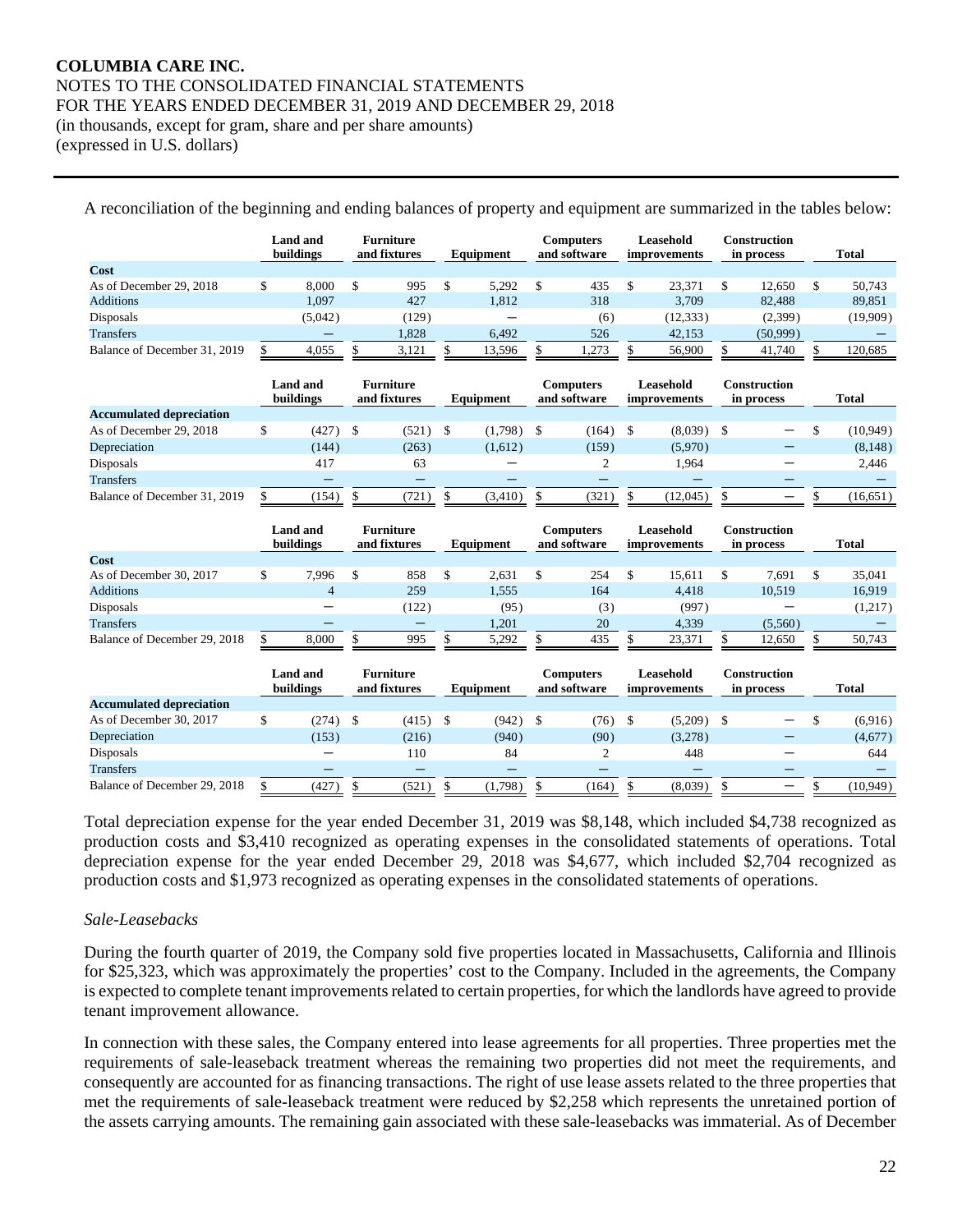A reconciliation of the beginning and ending balances of property and equipment are summarized in the tables below:

| | Land and buildings | Furniture and fixtures | Equipment | Computers and software | Leasehold improvements | Construction in process | Total |
|---|---|---|---|---|---|---|---|
| **Cost** | | | | | | | |
| As of December 29, 2018 | $ 8,000 | $ 995 | $ 5,292 | $ 435 | $ 23,371 | $ 12,650 | $ 50,743 |
| Additions | 1,097 | 427 | 1,812 | 318 | 3,709 | 82,488 | 89,851 |
| Disposals | (5,042) | (129) | — | (6) | (12,333) | (2,399) | (19,909) |
| Transfers | — | 1,828 | 6,492 | 526 | 42,153 | (50,999) | — |
| Balance of December 31, 2019 | $ 4,055 | $ 3,121 | $ 13,596 | $ 1,273 | $ 56,900 | $ 41,740 | $ 120,685 |

| | Land and buildings | Furniture and fixtures | Equipment | Computers and software | Leasehold improvements | Construction in process | Total |
|---|---|---|---|---|---|---|---|
| **Accumulated depreciation** | | | | | | | |
| As of December 29, 2018 | $ (427) | $ (521) | $ (1,798) | $ (164) | $ (8,039) | $ — | $ (10,949) |
| Depreciation | (144) | (263) | (1,612) | (159) | (5,970) | — | (8,148) |
| Disposals | 417 | 63 | — | 2 | 1,964 | — | 2,446 |
| Transfers | — | — | — | — | — | — | — |
| Balance of December 31, 2019 | $ (154) | $ (721) | $ (3,410) | $ (321) | $ (12,045) | $ — | $ (16,651) |

| | Land and buildings | Furniture and fixtures | Equipment | Computers and software | Leasehold improvements | Construction in process | Total |
|---|---|---|---|---|---|---|---|
| **Cost** | | | | | | | |
| As of December 30, 2017 | $ 7,996 | $ 858 | $ 2,631 | $ 254 | $ 15,611 | $ 7,691 | $ 35,041 |
| Additions | 4 | 259 | 1,555 | 164 | 4,418 | 10,519 | 16,919 |
| Disposals | — | (122) | (95) | (3) | (997) | — | (1,217) |
| Transfers | — | — | 1,201 | 20 | 4,339 | (5,560) | — |
| Balance of December 29, 2018 | $ 8,000 | $ 995 | $ 5,292 | $ 435 | $ 23,371 | $ 12,650 | $ 50,743 |

| | Land and buildings | Furniture and fixtures | Equipment | Computers and software | Leasehold improvements | Construction in process | Total |
|---|---|---|---|---|---|---|---|
| **Accumulated depreciation** | | | | | | | |
| As of December 30, 2017 | $ (274) | $ (415) | $ (942) | $ (76) | $ (5,209) | $ — | $ (6,916) |
| Depreciation | (153) | (216) | (940) | (90) | (3,278) | — | (4,677) |
| Disposals | — | 110 | 84 | 2 | 448 | — | 644 |
| Transfers | — | — | — | — | — | — | — |
| Balance of December 29, 2018 | $ (427) | $ (521) | $ (1,798) | $ (164) | $ (8,039) | $ — | $ (10,949) |

Total depreciation expense for the year ended December 31, 2019 was $8,148, which included $4,738 recognized as production costs and $3,410 recognized as operating expenses in the consolidated statements of operations. Total depreciation expense for the year ended December 29, 2018 was $4,677, which included $2,704 recognized as production costs and $1,973 recognized as operating expenses in the consolidated statements of operations.

*Sale-Leasebacks*

During the fourth quarter of 2019, the Company sold five properties located in Massachusetts, California and Illinois for $25,323, which was approximately the properties' cost to the Company. Included in the agreements, the Company is expected to complete tenant improvements related to certain properties, for which the landlords have agreed to provide tenant improvement allowance.

In connection with these sales, the Company entered into lease agreements for all properties. Three properties met the requirements of sale-leaseback treatment whereas the remaining two properties did not meet the requirements, and consequently are accounted for as financing transactions. The right of use lease assets related to the three properties that met the requirements of sale-leaseback treatment were reduced by $2,258 which represents the unretained portion of the assets carrying amounts. The remaining gain associated with these sale-leasebacks was immaterial. As of December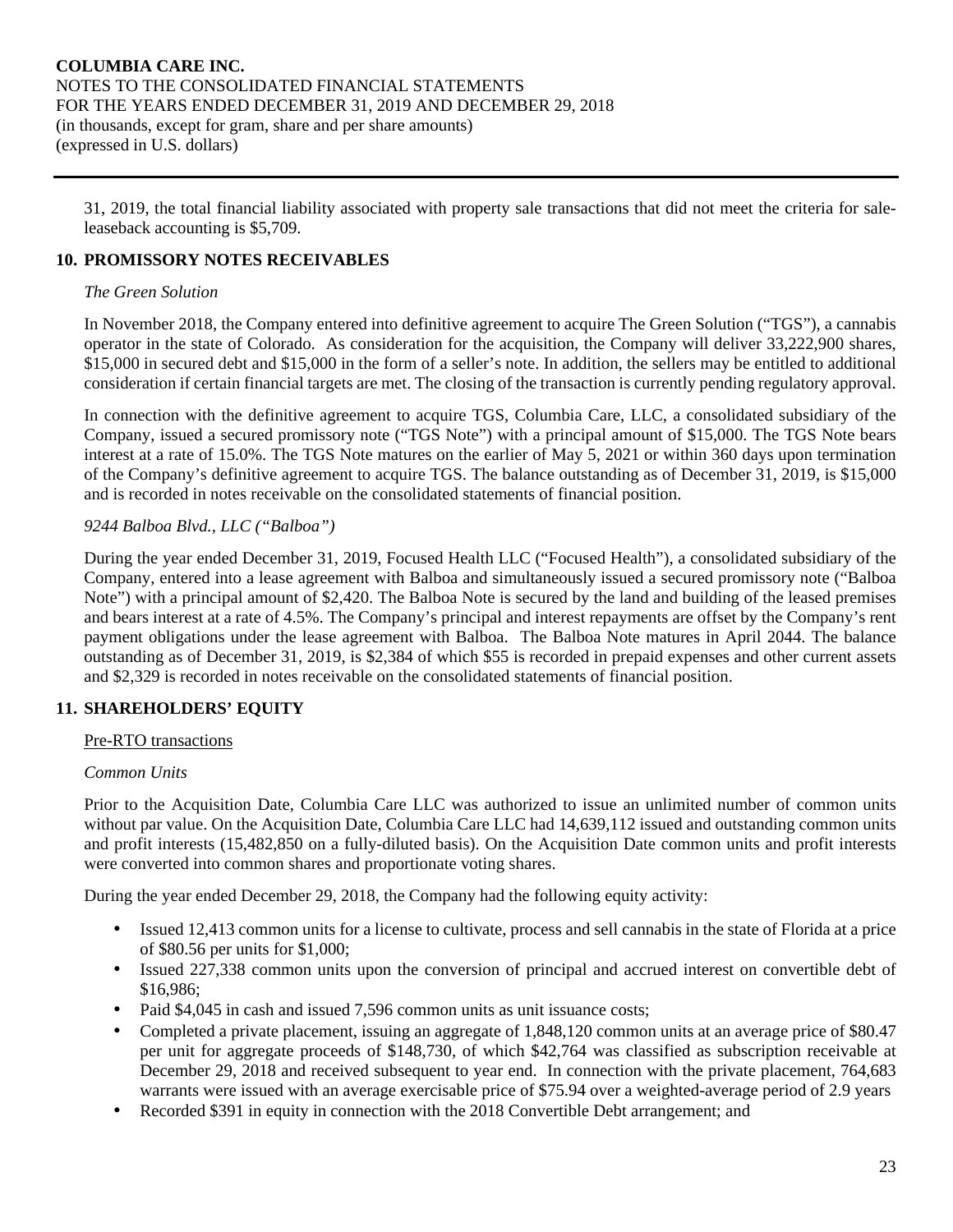31, 2019, the total financial liability associated with property sale transactions that did not meet the criteria for sale-leaseback accounting is $5,709.

## 10. PROMISSORY NOTES RECEIVABLES

*The Green Solution*

In November 2018, the Company entered into definitive agreement to acquire The Green Solution ("TGS"), a cannabis operator in the state of Colorado. As consideration for the acquisition, the Company will deliver 33,222,900 shares, $15,000 in secured debt and $15,000 in the form of a seller's note. In addition, the sellers may be entitled to additional consideration if certain financial targets are met. The closing of the transaction is currently pending regulatory approval.

In connection with the definitive agreement to acquire TGS, Columbia Care, LLC, a consolidated subsidiary of the Company, issued a secured promissory note ("TGS Note") with a principal amount of $15,000. The TGS Note bears interest at a rate of 15.0%. The TGS Note matures on the earlier of May 5, 2021 or within 360 days upon termination of the Company's definitive agreement to acquire TGS. The balance outstanding as of December 31, 2019, is $15,000 and is recorded in notes receivable on the consolidated statements of financial position.

*9244 Balboa Blvd., LLC ("Balboa")*

During the year ended December 31, 2019, Focused Health LLC ("Focused Health"), a consolidated subsidiary of the Company, entered into a lease agreement with Balboa and simultaneously issued a secured promissory note ("Balboa Note") with a principal amount of $2,420. The Balboa Note is secured by the land and building of the leased premises and bears interest at a rate of 4.5%. The Company's principal and interest repayments are offset by the Company's rent payment obligations under the lease agreement with Balboa. The Balboa Note matures in April 2044. The balance outstanding as of December 31, 2019, is $2,384 of which $55 is recorded in prepaid expenses and other current assets and $2,329 is recorded in notes receivable on the consolidated statements of financial position.

## 11. SHAREHOLDERS' EQUITY

Pre-RTO transactions

*Common Units*

Prior to the Acquisition Date, Columbia Care LLC was authorized to issue an unlimited number of common units without par value. On the Acquisition Date, Columbia Care LLC had 14,639,112 issued and outstanding common units and profit interests (15,482,850 on a fully-diluted basis). On the Acquisition Date common units and profit interests were converted into common shares and proportionate voting shares.

During the year ended December 29, 2018, the Company had the following equity activity:

- Issued 12,413 common units for a license to cultivate, process and sell cannabis in the state of Florida at a price of $80.56 per units for $1,000;
- Issued 227,338 common units upon the conversion of principal and accrued interest on convertible debt of $16,986;
- Paid $4,045 in cash and issued 7,596 common units as unit issuance costs;
- Completed a private placement, issuing an aggregate of 1,848,120 common units at an average price of $80.47 per unit for aggregate proceeds of $148,730, of which $42,764 was classified as subscription receivable at December 29, 2018 and received subsequent to year end. In connection with the private placement, 764,683 warrants were issued with an average exercisable price of $75.94 over a weighted-average period of 2.9 years
- Recorded $391 in equity in connection with the 2018 Convertible Debt arrangement; and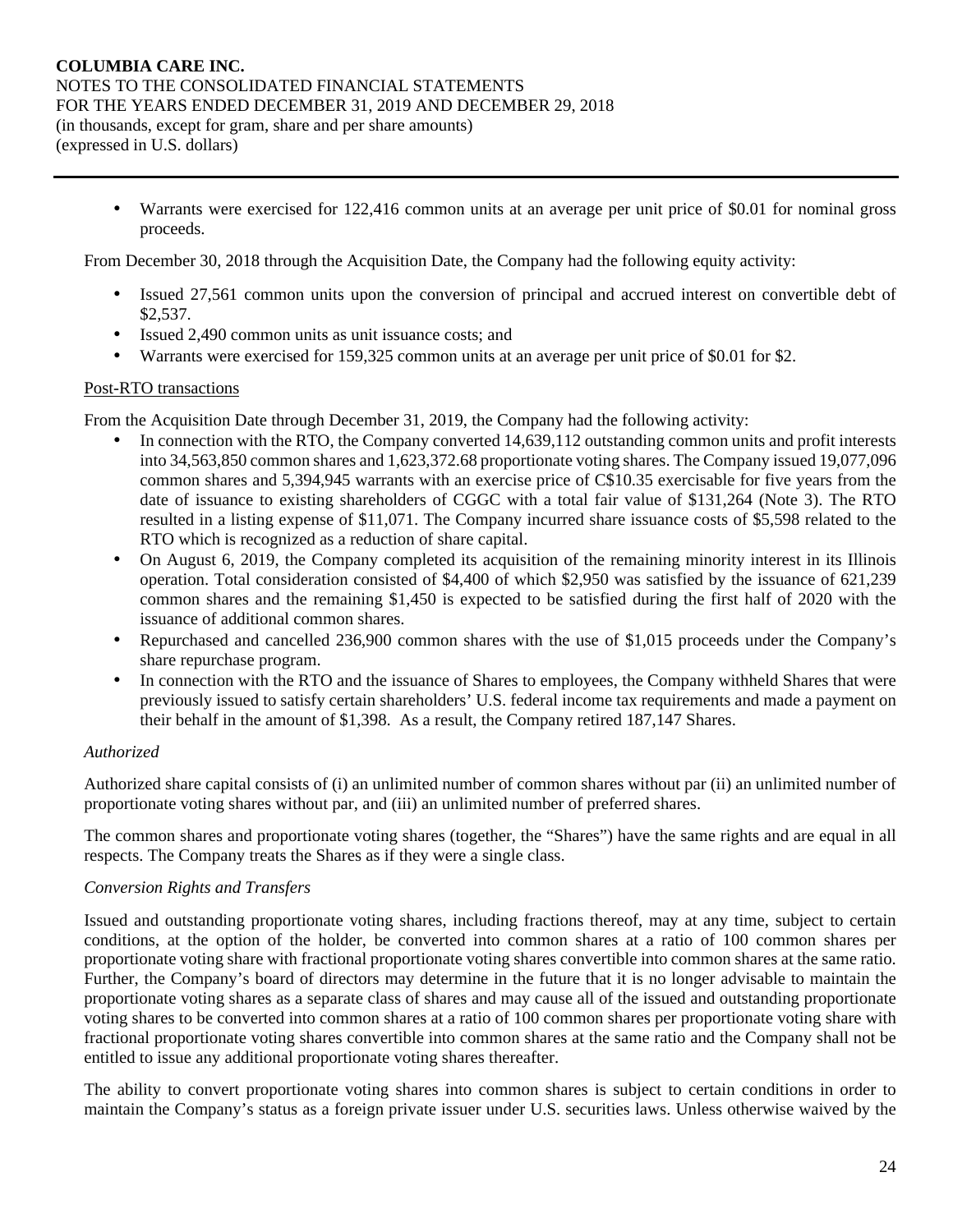- Warrants were exercised for 122,416 common units at an average per unit price of $0.01 for nominal gross proceeds.

From December 30, 2018 through the Acquisition Date, the Company had the following equity activity:

- Issued 27,561 common units upon the conversion of principal and accrued interest on convertible debt of $2,537.
- Issued 2,490 common units as unit issuance costs; and
- Warrants were exercised for 159,325 common units at an average per unit price of $0.01 for $2.

Post-RTO transactions

From the Acquisition Date through December 31, 2019, the Company had the following activity:

- In connection with the RTO, the Company converted 14,639,112 outstanding common units and profit interests into 34,563,850 common shares and 1,623,372.68 proportionate voting shares. The Company issued 19,077,096 common shares and 5,394,945 warrants with an exercise price of C$10.35 exercisable for five years from the date of issuance to existing shareholders of CGGC with a total fair value of $131,264 (Note 3). The RTO resulted in a listing expense of $11,071. The Company incurred share issuance costs of $5,598 related to the RTO which is recognized as a reduction of share capital.
- On August 6, 2019, the Company completed its acquisition of the remaining minority interest in its Illinois operation. Total consideration consisted of $4,400 of which $2,950 was satisfied by the issuance of 621,239 common shares and the remaining $1,450 is expected to be satisfied during the first half of 2020 with the issuance of additional common shares.
- Repurchased and cancelled 236,900 common shares with the use of $1,015 proceeds under the Company's share repurchase program.
- In connection with the RTO and the issuance of Shares to employees, the Company withheld Shares that were previously issued to satisfy certain shareholders' U.S. federal income tax requirements and made a payment on their behalf in the amount of $1,398. As a result, the Company retired 187,147 Shares.

*Authorized*

Authorized share capital consists of (i) an unlimited number of common shares without par (ii) an unlimited number of proportionate voting shares without par, and (iii) an unlimited number of preferred shares.

The common shares and proportionate voting shares (together, the "Shares") have the same rights and are equal in all respects. The Company treats the Shares as if they were a single class.

*Conversion Rights and Transfers*

Issued and outstanding proportionate voting shares, including fractions thereof, may at any time, subject to certain conditions, at the option of the holder, be converted into common shares at a ratio of 100 common shares per proportionate voting share with fractional proportionate voting shares convertible into common shares at the same ratio. Further, the Company's board of directors may determine in the future that it is no longer advisable to maintain the proportionate voting shares as a separate class of shares and may cause all of the issued and outstanding proportionate voting shares to be converted into common shares at a ratio of 100 common shares per proportionate voting share with fractional proportionate voting shares convertible into common shares at the same ratio and the Company shall not be entitled to issue any additional proportionate voting shares thereafter.

The ability to convert proportionate voting shares into common shares is subject to certain conditions in order to maintain the Company's status as a foreign private issuer under U.S. securities laws. Unless otherwise waived by the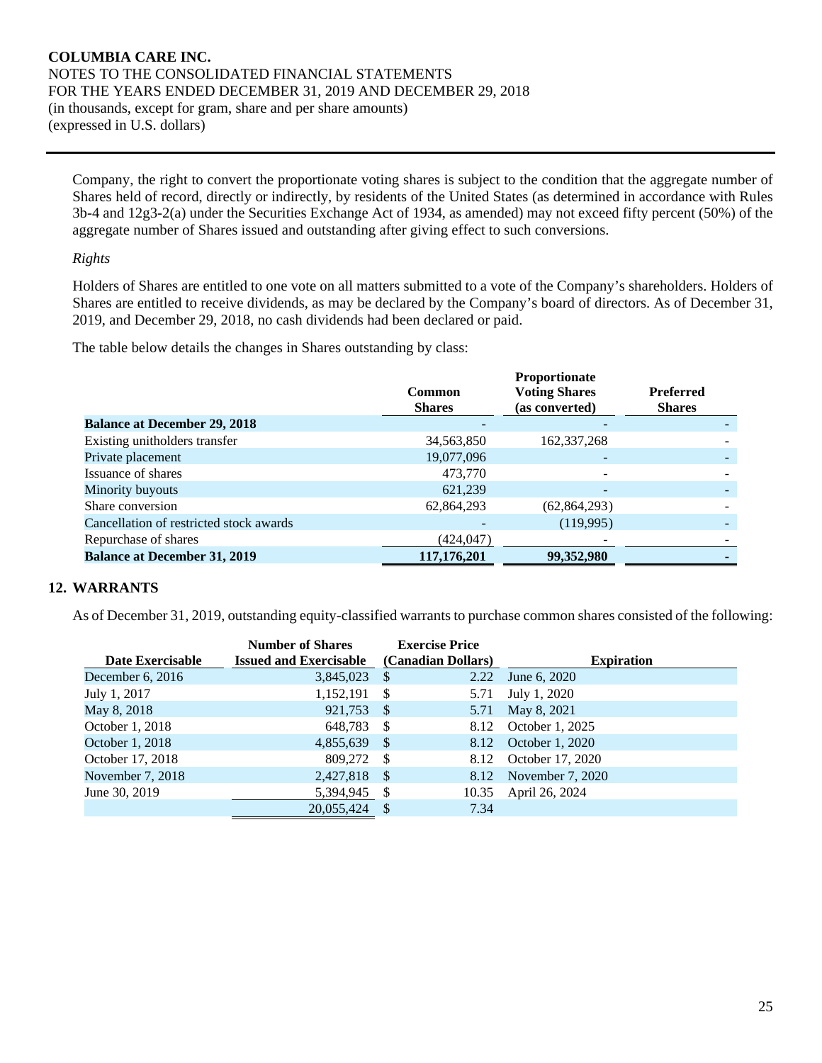Company, the right to convert the proportionate voting shares is subject to the condition that the aggregate number of Shares held of record, directly or indirectly, by residents of the United States (as determined in accordance with Rules 3b-4 and 12g3-2(a) under the Securities Exchange Act of 1934, as amended) may not exceed fifty percent (50%) of the aggregate number of Shares issued and outstanding after giving effect to such conversions.

*Rights*

Holders of Shares are entitled to one vote on all matters submitted to a vote of the Company's shareholders. Holders of Shares are entitled to receive dividends, as may be declared by the Company's board of directors. As of December 31, 2019, and December 29, 2018, no cash dividends had been declared or paid.

The table below details the changes in Shares outstanding by class:

| | Common Shares | Proportionate Voting Shares (as converted) | Preferred Shares |
|---|---|---|---|
| **Balance at December 29, 2018** | - | - | - |
| Existing unitholders transfer | 34,563,850 | 162,337,268 | - |
| Private placement | 19,077,096 | - | - |
| Issuance of shares | 473,770 | - | - |
| Minority buyouts | 621,239 | - | - |
| Share conversion | 62,864,293 | (62,864,293) | - |
| Cancellation of restricted stock awards | - | (119,995) | - |
| Repurchase of shares | (424,047) | - | - |
| **Balance at December 31, 2019** | **117,176,201** | **99,352,980** | **-** |

## 12. WARRANTS

As of December 31, 2019, outstanding equity-classified warrants to purchase common shares consisted of the following:

| Date Exercisable | Number of Shares Issued and Exercisable | Exercise Price (Canadian Dollars) | Expiration |
|---|---|---|---|
| December 6, 2016 | 3,845,023 | $ 2.22 | June 6, 2020 |
| July 1, 2017 | 1,152,191 | $ 5.71 | July 1, 2020 |
| May 8, 2018 | 921,753 | $ 5.71 | May 8, 2021 |
| October 1, 2018 | 648,783 | $ 8.12 | October 1, 2025 |
| October 1, 2018 | 4,855,639 | $ 8.12 | October 1, 2020 |
| October 17, 2018 | 809,272 | $ 8.12 | October 17, 2020 |
| November 7, 2018 | 2,427,818 | $ 8.12 | November 7, 2020 |
| June 30, 2019 | 5,394,945 | $ 10.35 | April 26, 2024 |
| | 20,055,424 | $ 7.34 | |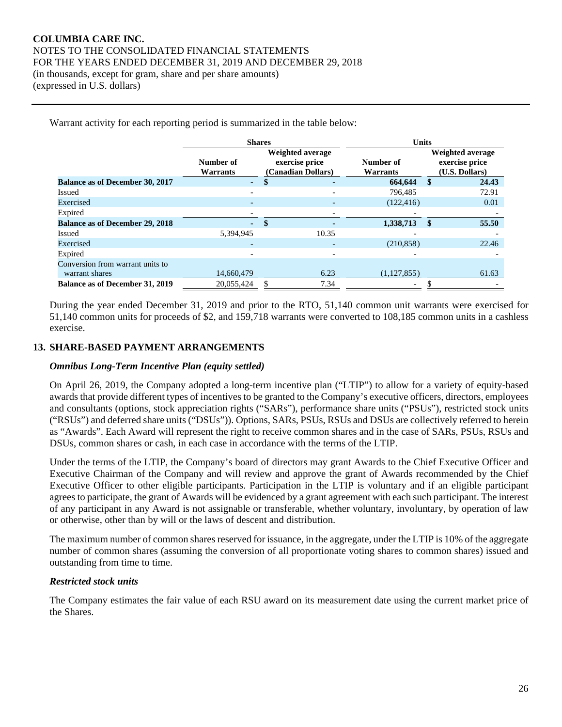Warrant activity for each reporting period is summarized in the table below:

| | Shares | | Units | |
|---|---|---|---|---|
| | Number of Warrants | Weighted average exercise price (Canadian Dollars) | Number of Warrants | Weighted average exercise price (U.S. Dollars) |
| **Balance as of December 30, 2017** | **-** | **$ -** | **664,644** | **$ 24.43** |
| Issued | - | - | 796,485 | 72.91 |
| Exercised | - | - | (122,416) | 0.01 |
| Expired | - | - | - | - |
| **Balance as of December 29, 2018** | **-** | **$ -** | **1,338,713** | **$ 55.50** |
| Issued | 5,394,945 | 10.35 | - | - |
| Exercised | - | - | (210,858) | 22.46 |
| Expired | - | - | - | - |
| Conversion from warrant units to warrant shares | 14,660,479 | 6.23 | (1,127,855) | 61.63 |
| **Balance as of December 31, 2019** | 20,055,424 | $ 7.34 | - | $ - |

During the year ended December 31, 2019 and prior to the RTO, 51,140 common unit warrants were exercised for 51,140 common units for proceeds of $2, and 159,718 warrants were converted to 108,185 common units in a cashless exercise.

## 13. SHARE-BASED PAYMENT ARRANGEMENTS

### *Omnibus Long-Term Incentive Plan (equity settled)*

On April 26, 2019, the Company adopted a long-term incentive plan ("LTIP") to allow for a variety of equity-based awards that provide different types of incentives to be granted to the Company's executive officers, directors, employees and consultants (options, stock appreciation rights ("SARs"), performance share units ("PSUs"), restricted stock units ("RSUs") and deferred share units ("DSUs")). Options, SARs, PSUs, RSUs and DSUs are collectively referred to herein as "Awards". Each Award will represent the right to receive common shares and in the case of SARs, PSUs, RSUs and DSUs, common shares or cash, in each case in accordance with the terms of the LTIP.

Under the terms of the LTIP, the Company's board of directors may grant Awards to the Chief Executive Officer and Executive Chairman of the Company and will review and approve the grant of Awards recommended by the Chief Executive Officer to other eligible participants. Participation in the LTIP is voluntary and if an eligible participant agrees to participate, the grant of Awards will be evidenced by a grant agreement with each such participant. The interest of any participant in any Award is not assignable or transferable, whether voluntary, involuntary, by operation of law or otherwise, other than by will or the laws of descent and distribution.

The maximum number of common shares reserved for issuance, in the aggregate, under the LTIP is 10% of the aggregate number of common shares (assuming the conversion of all proportionate voting shares to common shares) issued and outstanding from time to time.

### *Restricted stock units*

The Company estimates the fair value of each RSU award on its measurement date using the current market price of the Shares.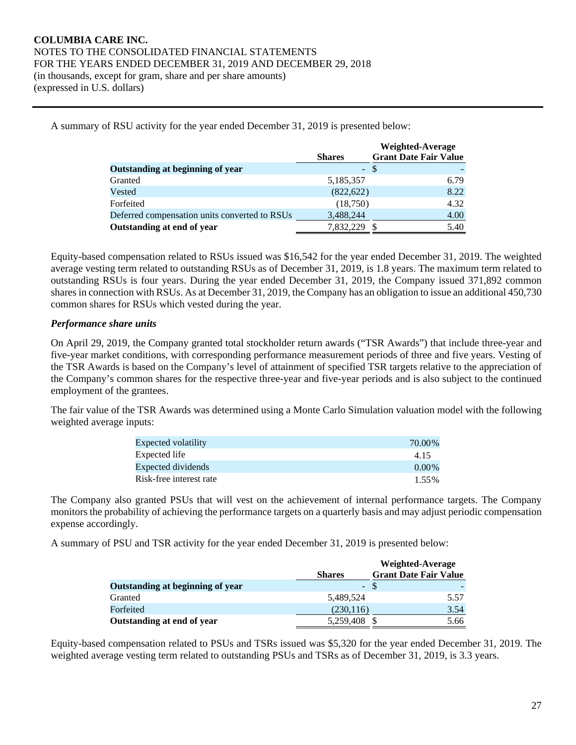A summary of RSU activity for the year ended December 31, 2019 is presented below:

| | Shares | Weighted-Average Grant Date Fair Value |
|---|---|---|
| **Outstanding at beginning of year** | - | $ - |
| Granted | 5,185,357 | 6.79 |
| Vested | (822,622) | 8.22 |
| Forfeited | (18,750) | 4.32 |
| Deferred compensation units converted to RSUs | 3,488,244 | 4.00 |
| **Outstanding at end of year** | 7,832,229 | $ 5.40 |

Equity-based compensation related to RSUs issued was $16,542 for the year ended December 31, 2019. The weighted average vesting term related to outstanding RSUs as of December 31, 2019, is 1.8 years. The maximum term related to outstanding RSUs is four years. During the year ended December 31, 2019, the Company issued 371,892 common shares in connection with RSUs. As at December 31, 2019, the Company has an obligation to issue an additional 450,730 common shares for RSUs which vested during the year.

***Performance share units***

On April 29, 2019, the Company granted total stockholder return awards ("TSR Awards") that include three-year and five-year market conditions, with corresponding performance measurement periods of three and five years. Vesting of the TSR Awards is based on the Company's level of attainment of specified TSR targets relative to the appreciation of the Company's common shares for the respective three-year and five-year periods and is also subject to the continued employment of the grantees.

The fair value of the TSR Awards was determined using a Monte Carlo Simulation valuation model with the following weighted average inputs:

| | |
|---|---|
| Expected volatility | 70.00% |
| Expected life | 4.15 |
| Expected dividends | 0.00% |
| Risk-free interest rate | 1.55% |

The Company also granted PSUs that will vest on the achievement of internal performance targets. The Company monitors the probability of achieving the performance targets on a quarterly basis and may adjust periodic compensation expense accordingly.

A summary of PSU and TSR activity for the year ended December 31, 2019 is presented below:

| | Shares | Weighted-Average Grant Date Fair Value |
|---|---|---|
| **Outstanding at beginning of year** | - | $ - |
| Granted | 5,489,524 | 5.57 |
| Forfeited | (230,116) | 3.54 |
| **Outstanding at end of year** | 5,259,408 | $ 5.66 |

Equity-based compensation related to PSUs and TSRs issued was $5,320 for the year ended December 31, 2019. The weighted average vesting term related to outstanding PSUs and TSRs as of December 31, 2019, is 3.3 years.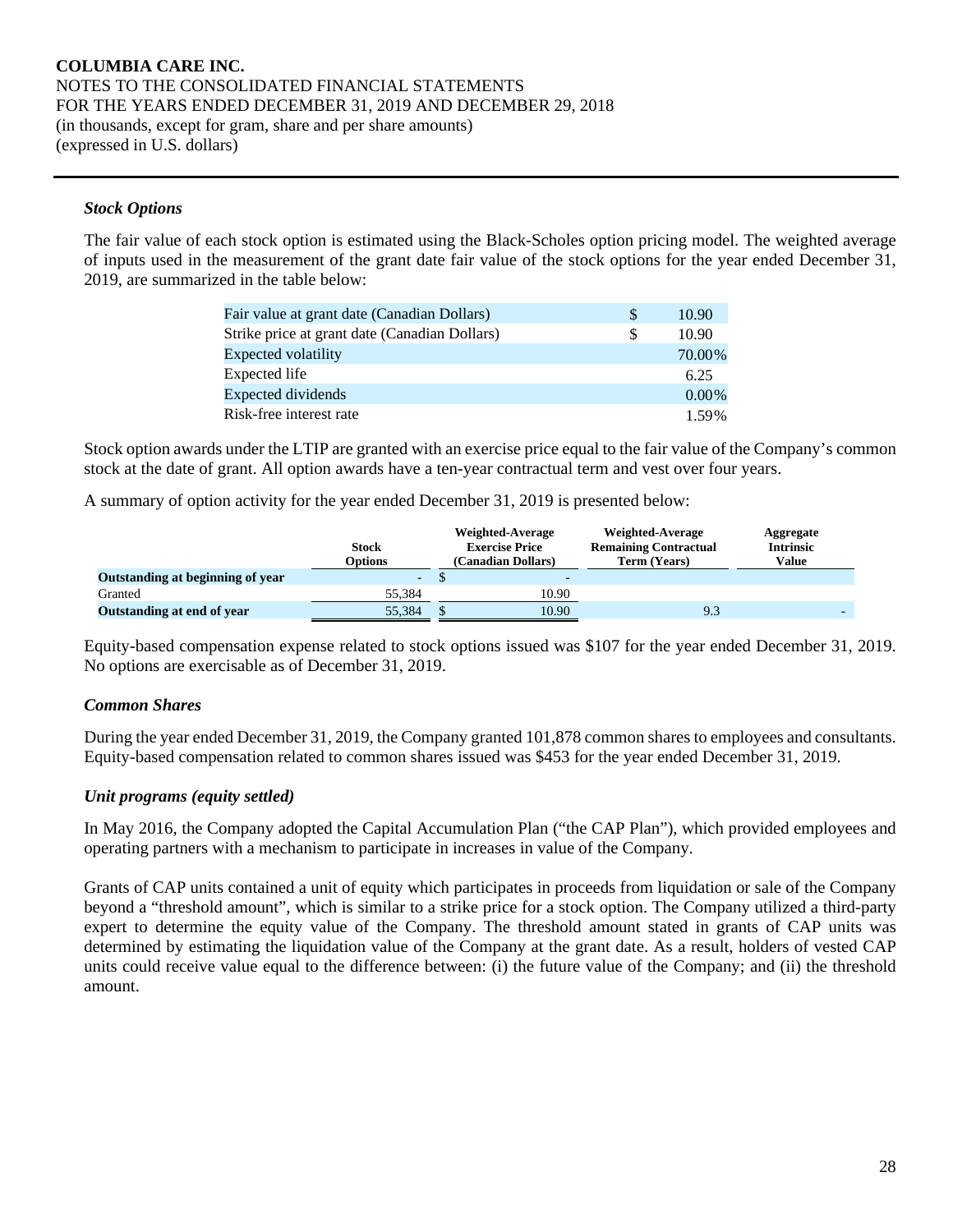### *Stock Options*

The fair value of each stock option is estimated using the Black-Scholes option pricing model. The weighted average of inputs used in the measurement of the grant date fair value of the stock options for the year ended December 31, 2019, are summarized in the table below:

| | | |
|---|---|---|
| Fair value at grant date (Canadian Dollars) | $ | 10.90 |
| Strike price at grant date (Canadian Dollars) | $ | 10.90 |
| Expected volatility | | 70.00% |
| Expected life | | 6.25 |
| Expected dividends | | 0.00% |
| Risk-free interest rate | | 1.59% |

Stock option awards under the LTIP are granted with an exercise price equal to the fair value of the Company's common stock at the date of grant. All option awards have a ten-year contractual term and vest over four years.

A summary of option activity for the year ended December 31, 2019 is presented below:

| | Stock Options | Weighted-Average Exercise Price (Canadian Dollars) | Weighted-Average Remaining Contractual Term (Years) | Aggregate Intrinsic Value |
|---|---|---|---|---|
| **Outstanding at beginning of year** | - | $ - | | |
| Granted | 55,384 | 10.90 | | |
| **Outstanding at end of year** | 55,384 | $ 10.90 | 9.3 | - |

Equity-based compensation expense related to stock options issued was $107 for the year ended December 31, 2019. No options are exercisable as of December 31, 2019.

### *Common Shares*

During the year ended December 31, 2019, the Company granted 101,878 common shares to employees and consultants. Equity-based compensation related to common shares issued was $453 for the year ended December 31, 2019.

### *Unit programs (equity settled)*

In May 2016, the Company adopted the Capital Accumulation Plan ("the CAP Plan"), which provided employees and operating partners with a mechanism to participate in increases in value of the Company.

Grants of CAP units contained a unit of equity which participates in proceeds from liquidation or sale of the Company beyond a "threshold amount", which is similar to a strike price for a stock option. The Company utilized a third-party expert to determine the equity value of the Company. The threshold amount stated in grants of CAP units was determined by estimating the liquidation value of the Company at the grant date. As a result, holders of vested CAP units could receive value equal to the difference between: (i) the future value of the Company; and (ii) the threshold amount.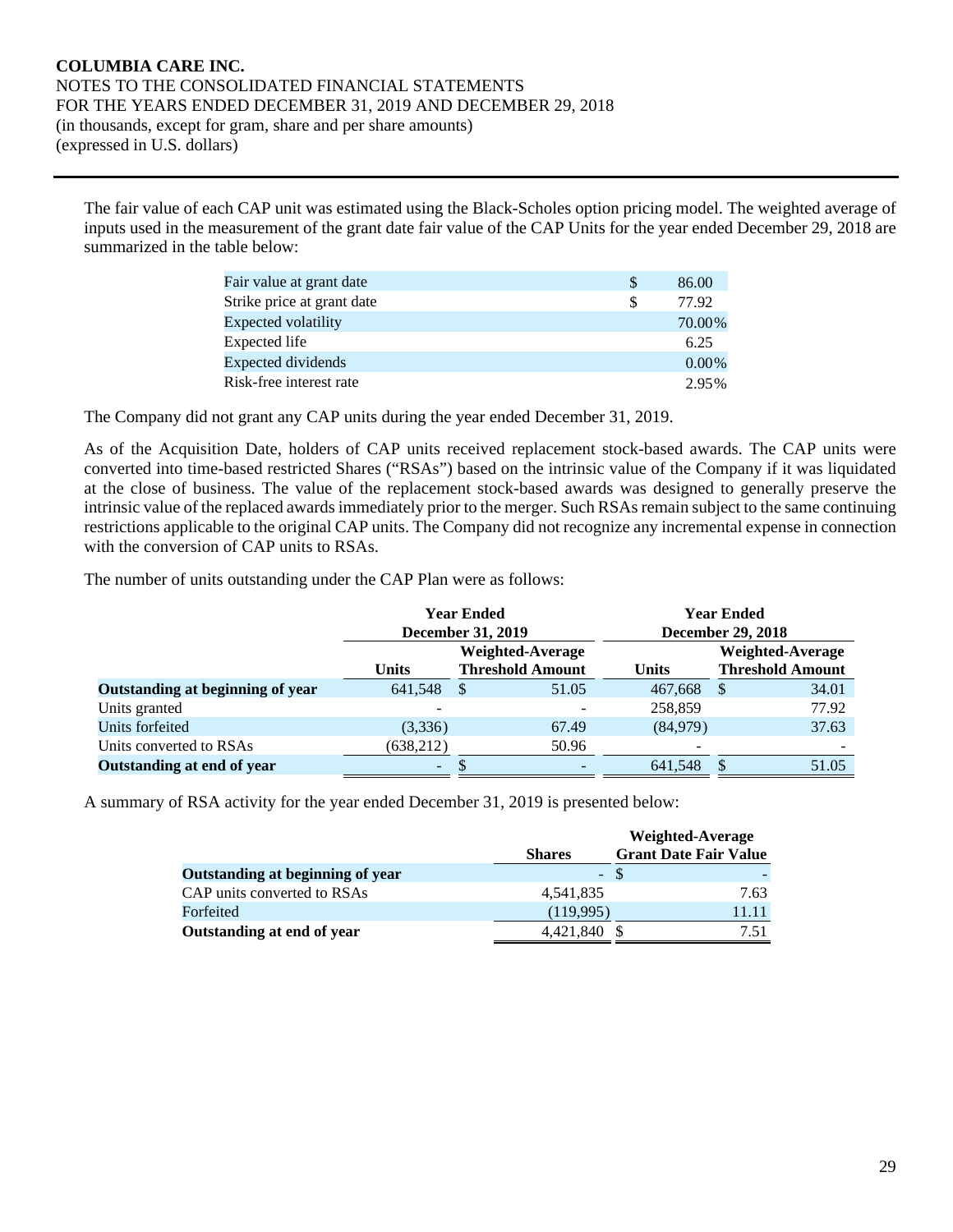The fair value of each CAP unit was estimated using the Black-Scholes option pricing model. The weighted average of inputs used in the measurement of the grant date fair value of the CAP Units for the year ended December 29, 2018 are summarized in the table below:

| | |
|---|---|
| Fair value at grant date | $ 86.00 |
| Strike price at grant date | $ 77.92 |
| Expected volatility | 70.00% |
| Expected life | 6.25 |
| Expected dividends | 0.00% |
| Risk-free interest rate | 2.95% |

The Company did not grant any CAP units during the year ended December 31, 2019.

As of the Acquisition Date, holders of CAP units received replacement stock-based awards. The CAP units were converted into time-based restricted Shares ("RSAs") based on the intrinsic value of the Company if it was liquidated at the close of business. The value of the replacement stock-based awards was designed to generally preserve the intrinsic value of the replaced awards immediately prior to the merger. Such RSAs remain subject to the same continuing restrictions applicable to the original CAP units. The Company did not recognize any incremental expense in connection with the conversion of CAP units to RSAs.

The number of units outstanding under the CAP Plan were as follows:

| | Year Ended December 31, 2019 | | Year Ended December 29, 2018 | |
|---|---|---|---|---|
| | **Units** | **Weighted-Average Threshold Amount** | **Units** | **Weighted-Average Threshold Amount** |
| **Outstanding at beginning of year** | 641,548 | $ 51.05 | 467,668 | $ 34.01 |
| Units granted | - | - | 258,859 | 77.92 |
| Units forfeited | (3,336) | 67.49 | (84,979) | 37.63 |
| Units converted to RSAs | (638,212) | 50.96 | - | - |
| **Outstanding at end of year** | - | $ - | 641,548 | $ 51.05 |

A summary of RSA activity for the year ended December 31, 2019 is presented below:

| | **Shares** | **Weighted-Average Grant Date Fair Value** |
|---|---|---|
| **Outstanding at beginning of year** | - | $ - |
| CAP units converted to RSAs | 4,541,835 | 7.63 |
| Forfeited | (119,995) | 11.11 |
| **Outstanding at end of year** | 4,421,840 | $ 7.51 |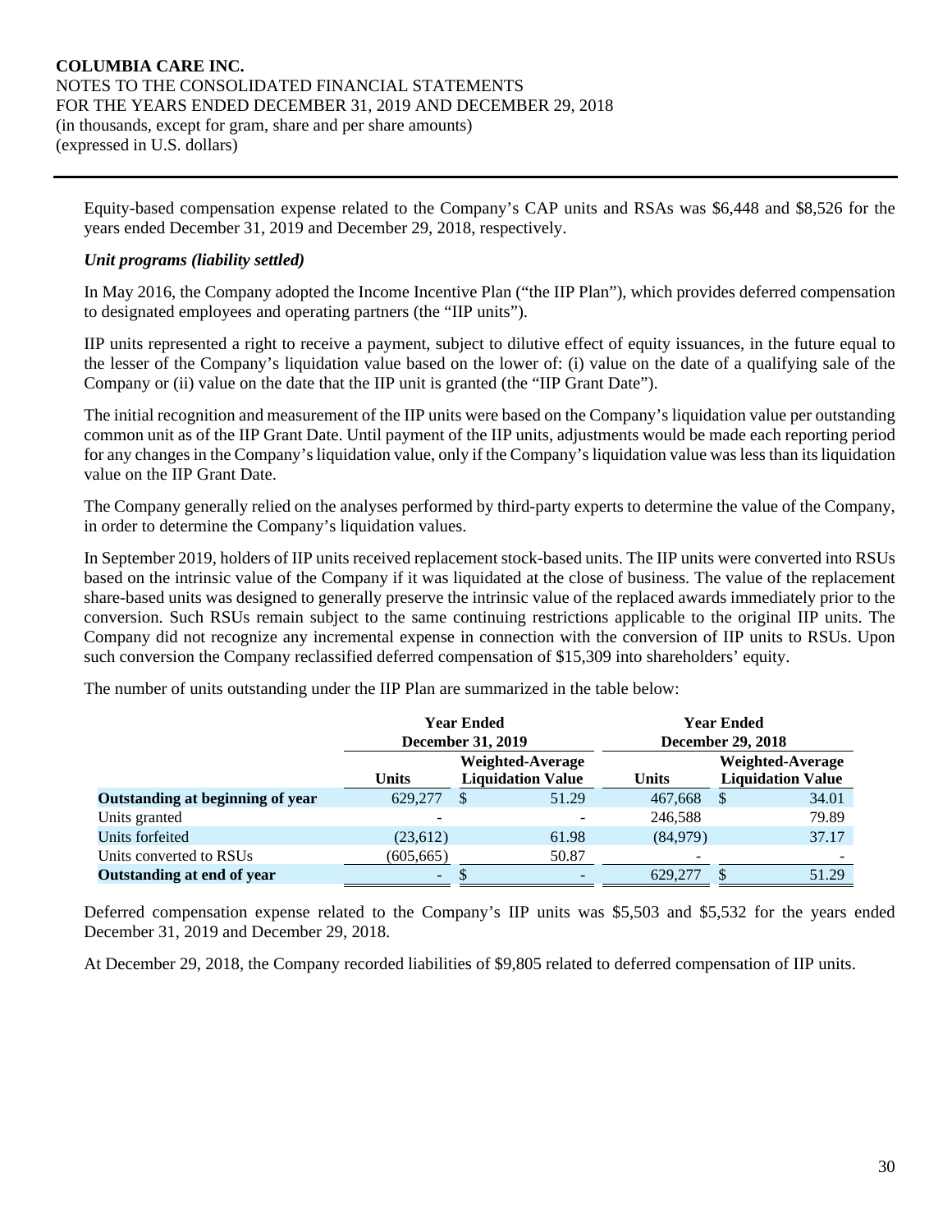Equity-based compensation expense related to the Company's CAP units and RSAs was $6,448 and $8,526 for the years ended December 31, 2019 and December 29, 2018, respectively.

***Unit programs (liability settled)***

In May 2016, the Company adopted the Income Incentive Plan ("the IIP Plan"), which provides deferred compensation to designated employees and operating partners (the "IIP units").

IIP units represented a right to receive a payment, subject to dilutive effect of equity issuances, in the future equal to the lesser of the Company's liquidation value based on the lower of: (i) value on the date of a qualifying sale of the Company or (ii) value on the date that the IIP unit is granted (the "IIP Grant Date").

The initial recognition and measurement of the IIP units were based on the Company's liquidation value per outstanding common unit as of the IIP Grant Date. Until payment of the IIP units, adjustments would be made each reporting period for any changes in the Company's liquidation value, only if the Company's liquidation value was less than its liquidation value on the IIP Grant Date.

The Company generally relied on the analyses performed by third-party experts to determine the value of the Company, in order to determine the Company's liquidation values.

In September 2019, holders of IIP units received replacement stock-based units. The IIP units were converted into RSUs based on the intrinsic value of the Company if it was liquidated at the close of business. The value of the replacement share-based units was designed to generally preserve the intrinsic value of the replaced awards immediately prior to the conversion. Such RSUs remain subject to the same continuing restrictions applicable to the original IIP units. The Company did not recognize any incremental expense in connection with the conversion of IIP units to RSUs. Upon such conversion the Company reclassified deferred compensation of $15,309 into shareholders' equity.

The number of units outstanding under the IIP Plan are summarized in the table below:

| | Year Ended December 31, 2019 | | Year Ended December 29, 2018 | |
|---|---|---|---|---|
| | Units | Weighted-Average Liquidation Value | Units | Weighted-Average Liquidation Value |
| **Outstanding at beginning of year** | 629,277 | $ 51.29 | 467,668 | $ 34.01 |
| Units granted | - | - | 246,588 | 79.89 |
| Units forfeited | (23,612) | 61.98 | (84,979) | 37.17 |
| Units converted to RSUs | (605,665) | 50.87 | - | - |
| **Outstanding at end of year** | - | $ - | 629,277 | $ 51.29 |

Deferred compensation expense related to the Company's IIP units was $5,503 and $5,532 for the years ended December 31, 2019 and December 29, 2018.

At December 29, 2018, the Company recorded liabilities of $9,805 related to deferred compensation of IIP units.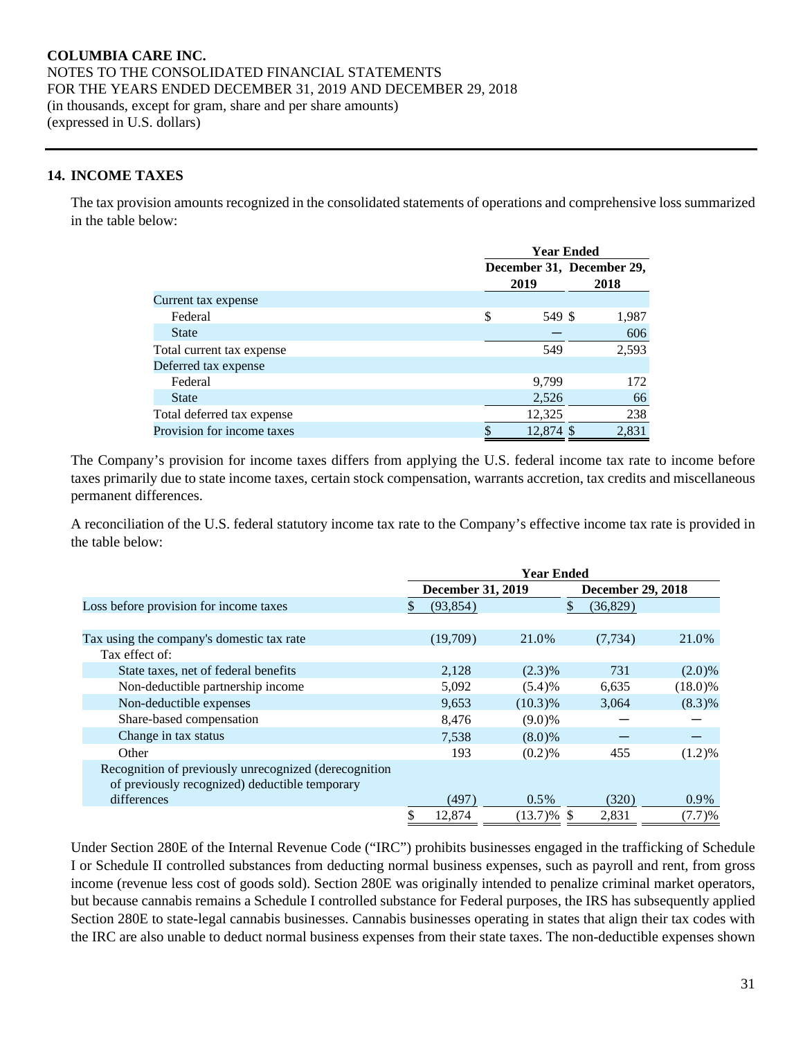**COLUMBIA CARE INC.**
NOTES TO THE CONSOLIDATED FINANCIAL STATEMENTS
FOR THE YEARS ENDED DECEMBER 31, 2019 AND DECEMBER 29, 2018
(in thousands, except for gram, share and per share amounts)
(expressed in U.S. dollars)

## 14. INCOME TAXES

The tax provision amounts recognized in the consolidated statements of operations and comprehensive loss summarized in the table below:

| | Year Ended December 31, 2019 | Year Ended December 29, 2018 |
|---|---|---|
| Current tax expense | | |
| Federal | $ 549 | $ 1,987 |
| State | — | 606 |
| Total current tax expense | 549 | 2,593 |
| Deferred tax expense | | |
| Federal | 9,799 | 172 |
| State | 2,526 | 66 |
| Total deferred tax expense | 12,325 | 238 |
| Provision for income taxes | $ 12,874 | $ 2,831 |

The Company's provision for income taxes differs from applying the U.S. federal income tax rate to income before taxes primarily due to state income taxes, certain stock compensation, warrants accretion, tax credits and miscellaneous permanent differences.

A reconciliation of the U.S. federal statutory income tax rate to the Company's effective income tax rate is provided in the table below:

| | Year Ended December 31, 2019 | | Year Ended December 29, 2018 | |
|---|---|---|---|---|
| Loss before provision for income taxes | $ (93,854) | | $ (36,829) | |
| | | | | |
| Tax using the company's domestic tax rate | (19,709) | 21.0% | (7,734) | 21.0% |
| Tax effect of: | | | | |
| State taxes, net of federal benefits | 2,128 | (2.3)% | 731 | (2.0)% |
| Non-deductible partnership income | 5,092 | (5.4)% | 6,635 | (18.0)% |
| Non-deductible expenses | 9,653 | (10.3)% | 3,064 | (8.3)% |
| Share-based compensation | 8,476 | (9.0)% | — | — |
| Change in tax status | 7,538 | (8.0)% | — | — |
| Other | 193 | (0.2)% | 455 | (1.2)% |
| Recognition of previously unrecognized (derecognition of previously recognized) deductible temporary differences | (497) | 0.5% | (320) | 0.9% |
| | $ 12,874 | (13.7)% | $ 2,831 | (7.7)% |

Under Section 280E of the Internal Revenue Code ("IRC") prohibits businesses engaged in the trafficking of Schedule I or Schedule II controlled substances from deducting normal business expenses, such as payroll and rent, from gross income (revenue less cost of goods sold). Section 280E was originally intended to penalize criminal market operators, but because cannabis remains a Schedule I controlled substance for Federal purposes, the IRS has subsequently applied Section 280E to state-legal cannabis businesses. Cannabis businesses operating in states that align their tax codes with the IRC are also unable to deduct normal business expenses from their state taxes. The non-deductible expenses shown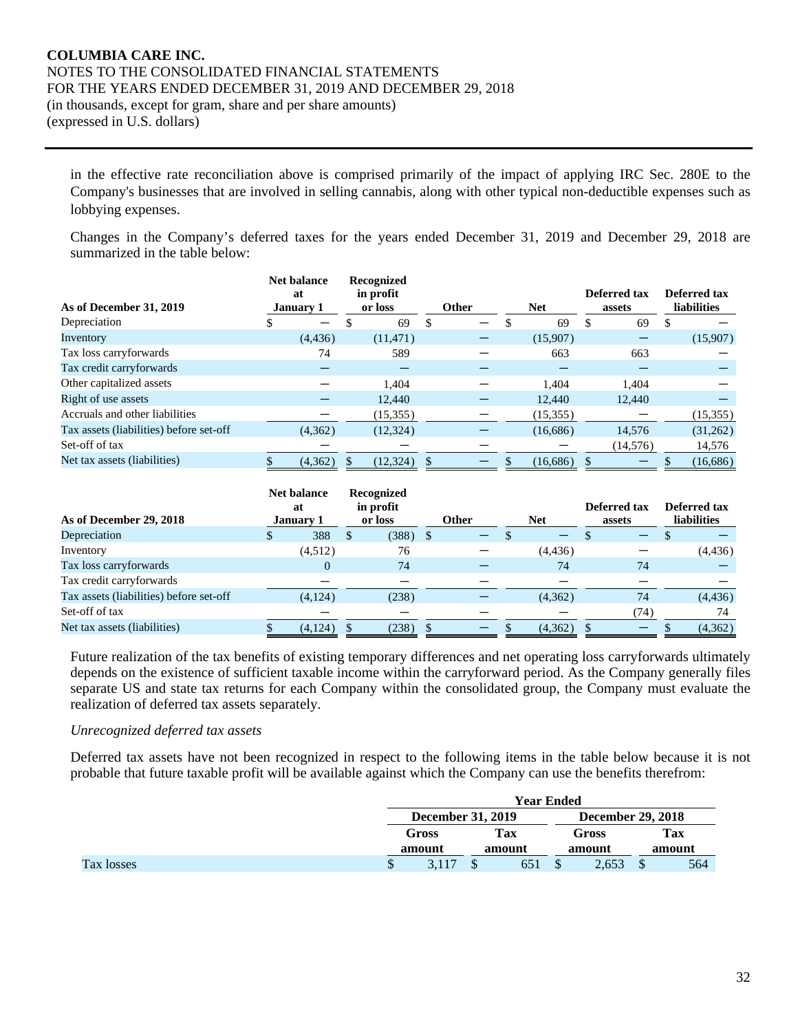in the effective rate reconciliation above is comprised primarily of the impact of applying IRC Sec. 280E to the Company's businesses that are involved in selling cannabis, along with other typical non-deductible expenses such as lobbying expenses.

Changes in the Company's deferred taxes for the years ended December 31, 2019 and December 29, 2018 are summarized in the table below:

| As of December 31, 2019 | Net balance at January 1 | Recognized in profit or loss | Other | Net | Deferred tax assets | Deferred tax liabilities |
|---|---|---|---|---|---|---|
| Depreciation | $ — | $ 69 | $ — | $ 69 | $ 69 | $ — |
| Inventory | (4,436) | (11,471) | — | (15,907) | — | (15,907) |
| Tax loss carryforwards | 74 | 589 | — | 663 | 663 | — |
| Tax credit carryforwards | — | — | — | — | — | — |
| Other capitalized assets | — | 1,404 | — | 1,404 | 1,404 | — |
| Right of use assets | — | 12,440 | — | 12,440 | 12,440 | — |
| Accruals and other liabilities | — | (15,355) | — | (15,355) | — | (15,355) |
| Tax assets (liabilities) before set-off | (4,362) | (12,324) | — | (16,686) | 14,576 | (31,262) |
| Set-off of tax | — | — | — | — | (14,576) | 14,576 |
| Net tax assets (liabilities) | $ (4,362) | $ (12,324) | $ — | $ (16,686) | $ — | $ (16,686) |

| As of December 29, 2018 | Net balance at January 1 | Recognized in profit or loss | Other | Net | Deferred tax assets | Deferred tax liabilities |
|---|---|---|---|---|---|---|
| Depreciation | $ 388 | $ (388) | $ — | $ — | $ — | $ — |
| Inventory | (4,512) | 76 | — | (4,436) | — | (4,436) |
| Tax loss carryforwards | 0 | 74 | — | 74 | 74 | — |
| Tax credit carryforwards | — | — | — | — | — | — |
| Tax assets (liabilities) before set-off | (4,124) | (238) | — | (4,362) | 74 | (4,436) |
| Set-off of tax | — | — | — | — | (74) | 74 |
| Net tax assets (liabilities) | $ (4,124) | $ (238) | $ — | $ (4,362) | $ — | $ (4,362) |

Future realization of the tax benefits of existing temporary differences and net operating loss carryforwards ultimately depends on the existence of sufficient taxable income within the carryforward period. As the Company generally files separate US and state tax returns for each Company within the consolidated group, the Company must evaluate the realization of deferred tax assets separately.

*Unrecognized deferred tax assets*

Deferred tax assets have not been recognized in respect to the following items in the table below because it is not probable that future taxable profit will be available against which the Company can use the benefits therefrom:

| | Year Ended | | | |
|---|---|---|---|---|
| | December 31, 2019 | | December 29, 2018 | |
| | Gross amount | Tax amount | Gross amount | Tax amount |
| Tax losses | $ 3,117 | $ 651 | $ 2,653 | $ 564 |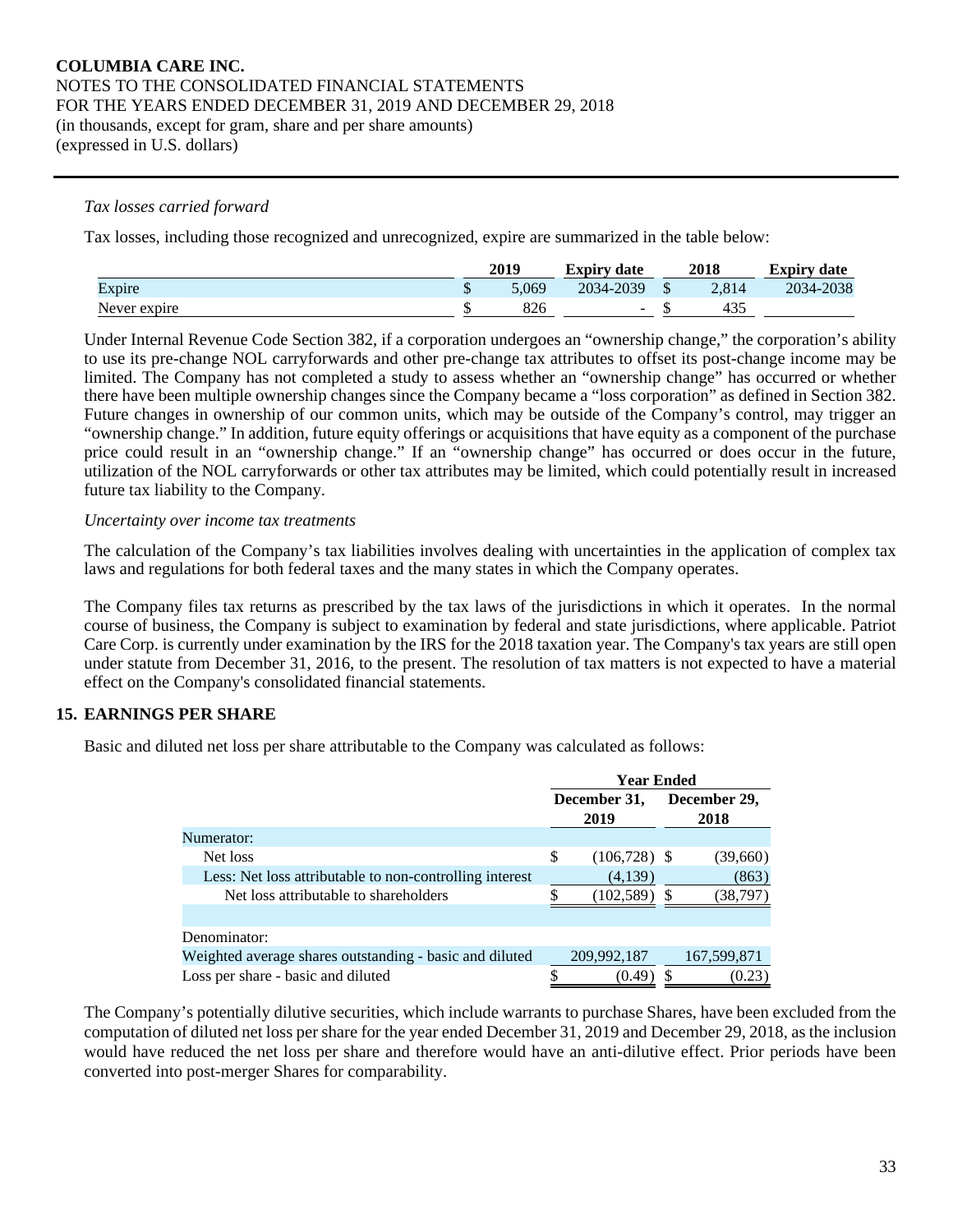*Tax losses carried forward*

Tax losses, including those recognized and unrecognized, expire are summarized in the table below:

| | 2019 | Expiry date | 2018 | Expiry date |
|---|---|---|---|---|
| Expire | $ 5,069 | 2034-2039 | $ 2,814 | 2034-2038 |
| Never expire | $ 826 | - | $ 435 | |

Under Internal Revenue Code Section 382, if a corporation undergoes an "ownership change," the corporation's ability to use its pre-change NOL carryforwards and other pre-change tax attributes to offset its post-change income may be limited. The Company has not completed a study to assess whether an "ownership change" has occurred or whether there have been multiple ownership changes since the Company became a "loss corporation" as defined in Section 382. Future changes in ownership of our common units, which may be outside of the Company's control, may trigger an "ownership change." In addition, future equity offerings or acquisitions that have equity as a component of the purchase price could result in an "ownership change." If an "ownership change" has occurred or does occur in the future, utilization of the NOL carryforwards or other tax attributes may be limited, which could potentially result in increased future tax liability to the Company.

*Uncertainty over income tax treatments*

The calculation of the Company's tax liabilities involves dealing with uncertainties in the application of complex tax laws and regulations for both federal taxes and the many states in which the Company operates.

The Company files tax returns as prescribed by the tax laws of the jurisdictions in which it operates. In the normal course of business, the Company is subject to examination by federal and state jurisdictions, where applicable. Patriot Care Corp. is currently under examination by the IRS for the 2018 taxation year. The Company's tax years are still open under statute from December 31, 2016, to the present. The resolution of tax matters is not expected to have a material effect on the Company's consolidated financial statements.

## 15. EARNINGS PER SHARE

Basic and diluted net loss per share attributable to the Company was calculated as follows:

| | Year Ended | |
|---|---|---|
| | December 31, 2019 | December 29, 2018 |
| Numerator: | | |
| Net loss | $ (106,728) | $ (39,660) |
| Less: Net loss attributable to non-controlling interest | (4,139) | (863) |
| Net loss attributable to shareholders | $ (102,589) | $ (38,797) |
| | | |
| Denominator: | | |
| Weighted average shares outstanding - basic and diluted | 209,992,187 | 167,599,871 |
| Loss per share - basic and diluted | $ (0.49) | $ (0.23) |

The Company's potentially dilutive securities, which include warrants to purchase Shares, have been excluded from the computation of diluted net loss per share for the year ended December 31, 2019 and December 29, 2018, as the inclusion would have reduced the net loss per share and therefore would have an anti-dilutive effect. Prior periods have been converted into post-merger Shares for comparability.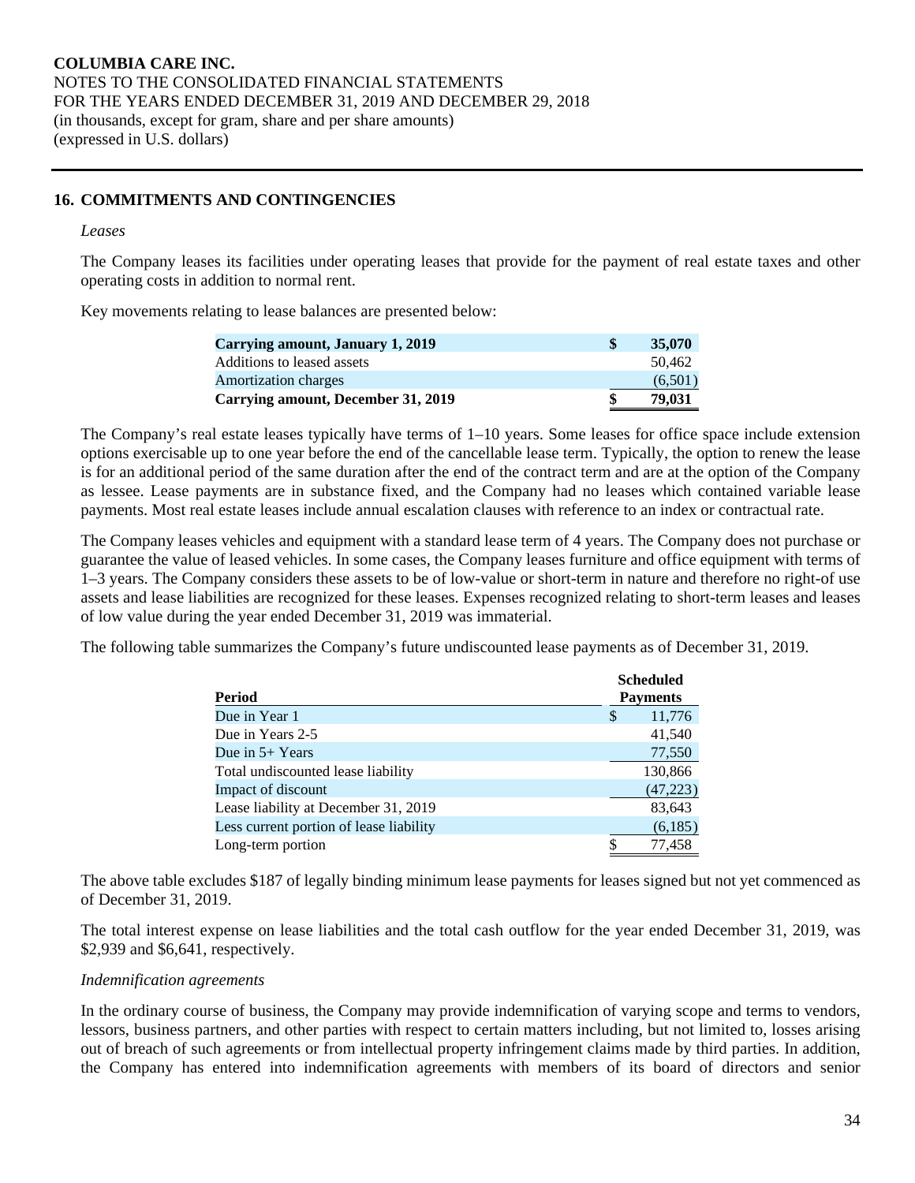## 16. COMMITMENTS AND CONTINGENCIES

*Leases*

The Company leases its facilities under operating leases that provide for the payment of real estate taxes and other operating costs in addition to normal rent.

Key movements relating to lease balances are presented below:

| | |
|---|---|
| **Carrying amount, January 1, 2019** | **$ 35,070** |
| Additions to leased assets | 50,462 |
| Amortization charges | (6,501) |
| **Carrying amount, December 31, 2019** | **$ 79,031** |

The Company's real estate leases typically have terms of 1–10 years. Some leases for office space include extension options exercisable up to one year before the end of the cancellable lease term. Typically, the option to renew the lease is for an additional period of the same duration after the end of the contract term and are at the option of the Company as lessee. Lease payments are in substance fixed, and the Company had no leases which contained variable lease payments. Most real estate leases include annual escalation clauses with reference to an index or contractual rate.

The Company leases vehicles and equipment with a standard lease term of 4 years. The Company does not purchase or guarantee the value of leased vehicles. In some cases, the Company leases furniture and office equipment with terms of 1–3 years. The Company considers these assets to be of low-value or short-term in nature and therefore no right-of use assets and lease liabilities are recognized for these leases. Expenses recognized relating to short-term leases and leases of low value during the year ended December 31, 2019 was immaterial.

The following table summarizes the Company's future undiscounted lease payments as of December 31, 2019.

| Period | Scheduled Payments |
|---|---|
| Due in Year 1 | $ 11,776 |
| Due in Years 2-5 | 41,540 |
| Due in 5+ Years | 77,550 |
| Total undiscounted lease liability | 130,866 |
| Impact of discount | (47,223) |
| Lease liability at December 31, 2019 | 83,643 |
| Less current portion of lease liability | (6,185) |
| Long-term portion | $ 77,458 |

The above table excludes $187 of legally binding minimum lease payments for leases signed but not yet commenced as of December 31, 2019.

The total interest expense on lease liabilities and the total cash outflow for the year ended December 31, 2019, was $2,939 and $6,641, respectively.

*Indemnification agreements*

In the ordinary course of business, the Company may provide indemnification of varying scope and terms to vendors, lessors, business partners, and other parties with respect to certain matters including, but not limited to, losses arising out of breach of such agreements or from intellectual property infringement claims made by third parties. In addition, the Company has entered into indemnification agreements with members of its board of directors and senior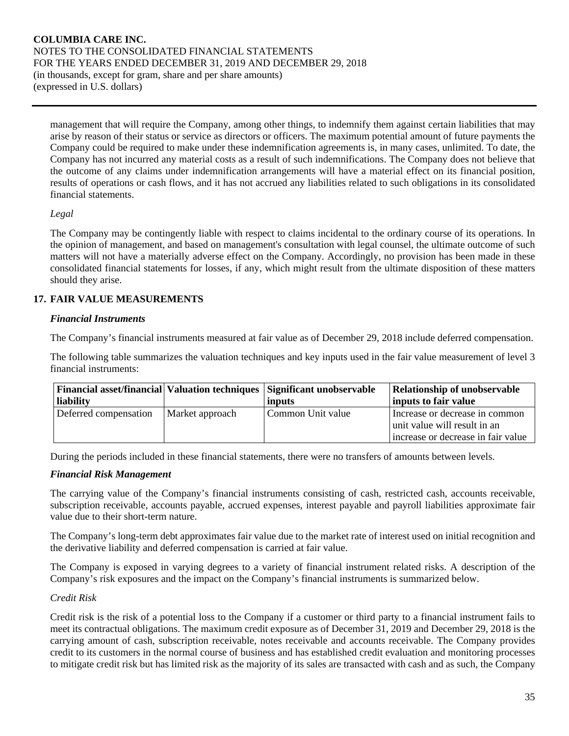management that will require the Company, among other things, to indemnify them against certain liabilities that may arise by reason of their status or service as directors or officers. The maximum potential amount of future payments the Company could be required to make under these indemnification agreements is, in many cases, unlimited. To date, the Company has not incurred any material costs as a result of such indemnifications. The Company does not believe that the outcome of any claims under indemnification arrangements will have a material effect on its financial position, results of operations or cash flows, and it has not accrued any liabilities related to such obligations in its consolidated financial statements.

*Legal*

The Company may be contingently liable with respect to claims incidental to the ordinary course of its operations. In the opinion of management, and based on management's consultation with legal counsel, the ultimate outcome of such matters will not have a materially adverse effect on the Company. Accordingly, no provision has been made in these consolidated financial statements for losses, if any, which might result from the ultimate disposition of these matters should they arise.

## 17. FAIR VALUE MEASUREMENTS

***Financial Instruments***

The Company's financial instruments measured at fair value as of December 29, 2018 include deferred compensation.

The following table summarizes the valuation techniques and key inputs used in the fair value measurement of level 3 financial instruments:

| Financial asset/financial liability | Valuation techniques | Significant unobservable inputs | Relationship of unobservable inputs to fair value |
|---|---|---|---|
| Deferred compensation | Market approach | Common Unit value | Increase or decrease in common unit value will result in an increase or decrease in fair value |

During the periods included in these financial statements, there were no transfers of amounts between levels.

***Financial Risk Management***

The carrying value of the Company's financial instruments consisting of cash, restricted cash, accounts receivable, subscription receivable, accounts payable, accrued expenses, interest payable and payroll liabilities approximate fair value due to their short-term nature.

The Company's long-term debt approximates fair value due to the market rate of interest used on initial recognition and the derivative liability and deferred compensation is carried at fair value.

The Company is exposed in varying degrees to a variety of financial instrument related risks. A description of the Company's risk exposures and the impact on the Company's financial instruments is summarized below.

*Credit Risk*

Credit risk is the risk of a potential loss to the Company if a customer or third party to a financial instrument fails to meet its contractual obligations. The maximum credit exposure as of December 31, 2019 and December 29, 2018 is the carrying amount of cash, subscription receivable, notes receivable and accounts receivable. The Company provides credit to its customers in the normal course of business and has established credit evaluation and monitoring processes to mitigate credit risk but has limited risk as the majority of its sales are transacted with cash and as such, the Company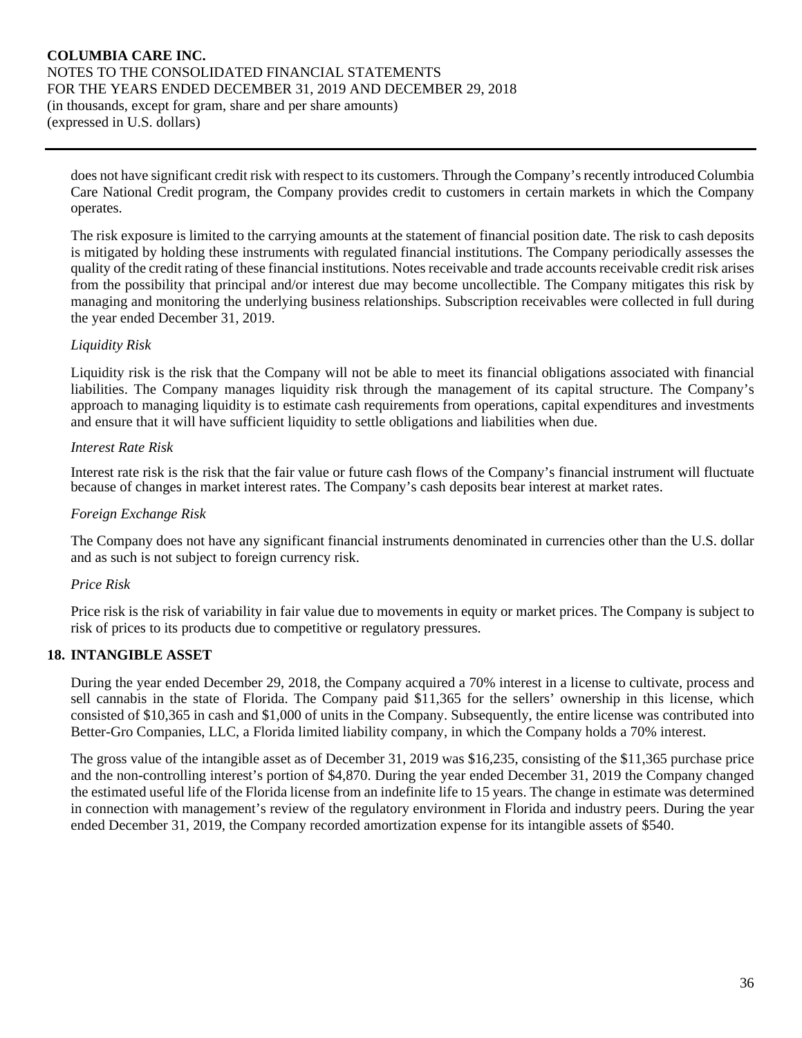does not have significant credit risk with respect to its customers. Through the Company's recently introduced Columbia Care National Credit program, the Company provides credit to customers in certain markets in which the Company operates.

The risk exposure is limited to the carrying amounts at the statement of financial position date. The risk to cash deposits is mitigated by holding these instruments with regulated financial institutions. The Company periodically assesses the quality of the credit rating of these financial institutions. Notes receivable and trade accounts receivable credit risk arises from the possibility that principal and/or interest due may become uncollectible. The Company mitigates this risk by managing and monitoring the underlying business relationships. Subscription receivables were collected in full during the year ended December 31, 2019.

*Liquidity Risk*

Liquidity risk is the risk that the Company will not be able to meet its financial obligations associated with financial liabilities. The Company manages liquidity risk through the management of its capital structure. The Company's approach to managing liquidity is to estimate cash requirements from operations, capital expenditures and investments and ensure that it will have sufficient liquidity to settle obligations and liabilities when due.

*Interest Rate Risk*

Interest rate risk is the risk that the fair value or future cash flows of the Company's financial instrument will fluctuate because of changes in market interest rates. The Company's cash deposits bear interest at market rates.

*Foreign Exchange Risk*

The Company does not have any significant financial instruments denominated in currencies other than the U.S. dollar and as such is not subject to foreign currency risk.

*Price Risk*

Price risk is the risk of variability in fair value due to movements in equity or market prices. The Company is subject to risk of prices to its products due to competitive or regulatory pressures.

## 18. INTANGIBLE ASSET

During the year ended December 29, 2018, the Company acquired a 70% interest in a license to cultivate, process and sell cannabis in the state of Florida. The Company paid $11,365 for the sellers' ownership in this license, which consisted of $10,365 in cash and $1,000 of units in the Company. Subsequently, the entire license was contributed into Better-Gro Companies, LLC, a Florida limited liability company, in which the Company holds a 70% interest.

The gross value of the intangible asset as of December 31, 2019 was $16,235, consisting of the $11,365 purchase price and the non-controlling interest's portion of $4,870. During the year ended December 31, 2019 the Company changed the estimated useful life of the Florida license from an indefinite life to 15 years. The change in estimate was determined in connection with management's review of the regulatory environment in Florida and industry peers. During the year ended December 31, 2019, the Company recorded amortization expense for its intangible assets of $540.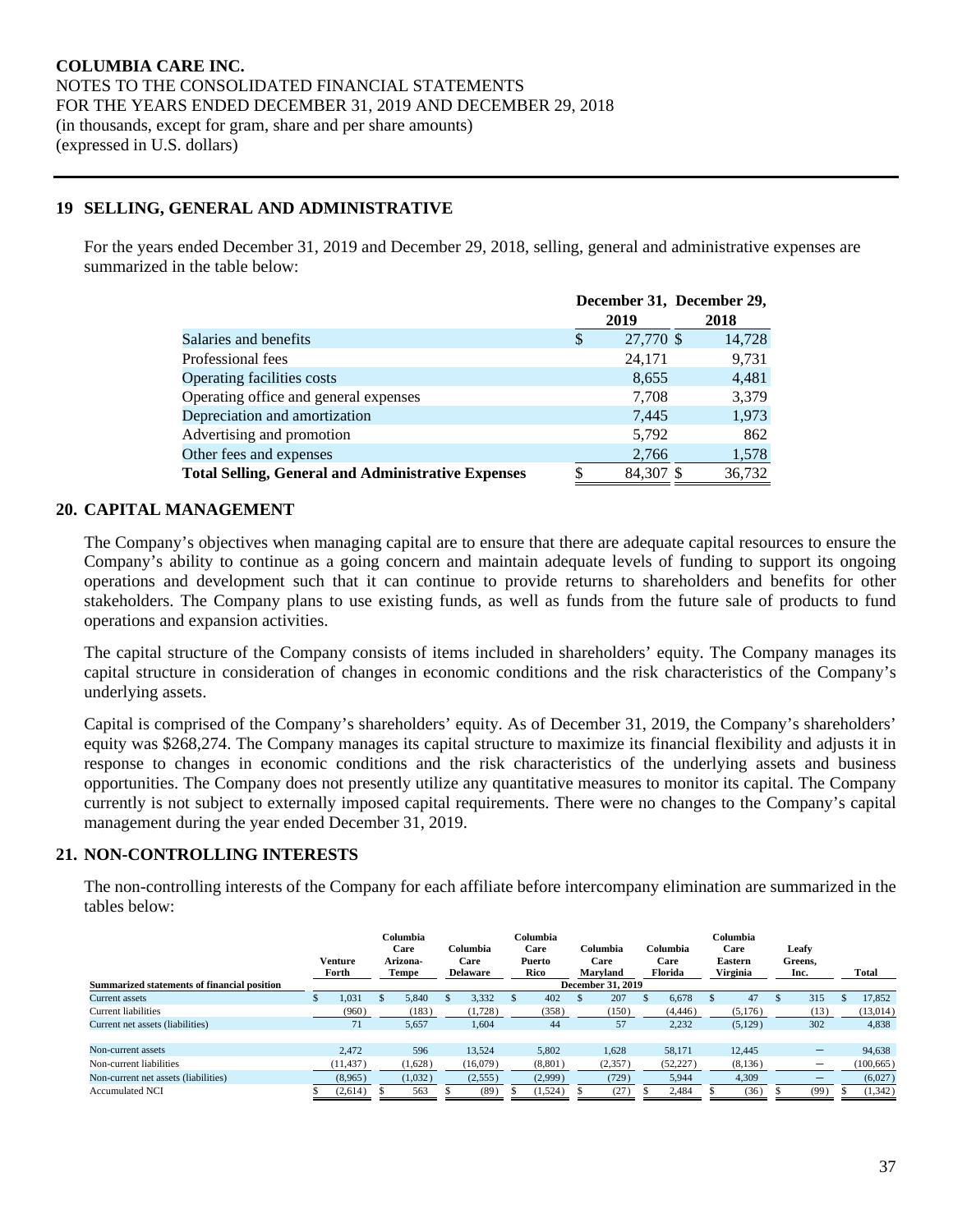**COLUMBIA CARE INC.**
NOTES TO THE CONSOLIDATED FINANCIAL STATEMENTS
FOR THE YEARS ENDED DECEMBER 31, 2019 AND DECEMBER 29, 2018
(in thousands, except for gram, share and per share amounts)
(expressed in U.S. dollars)

## 19 SELLING, GENERAL AND ADMINISTRATIVE

For the years ended December 31, 2019 and December 29, 2018, selling, general and administrative expenses are summarized in the table below:

| | December 31, 2019 | December 29, 2018 |
|---|---|---|
| Salaries and benefits | $ 27,770 | $ 14,728 |
| Professional fees | 24,171 | 9,731 |
| Operating facilities costs | 8,655 | 4,481 |
| Operating office and general expenses | 7,708 | 3,379 |
| Depreciation and amortization | 7,445 | 1,973 |
| Advertising and promotion | 5,792 | 862 |
| Other fees and expenses | 2,766 | 1,578 |
| **Total Selling, General and Administrative Expenses** | $ 84,307 | $ 36,732 |

## 20. CAPITAL MANAGEMENT

The Company's objectives when managing capital are to ensure that there are adequate capital resources to ensure the Company's ability to continue as a going concern and maintain adequate levels of funding to support its ongoing operations and development such that it can continue to provide returns to shareholders and benefits for other stakeholders. The Company plans to use existing funds, as well as funds from the future sale of products to fund operations and expansion activities.

The capital structure of the Company consists of items included in shareholders' equity. The Company manages its capital structure in consideration of changes in economic conditions and the risk characteristics of the Company's underlying assets.

Capital is comprised of the Company's shareholders' equity. As of December 31, 2019, the Company's shareholders' equity was $268,274. The Company manages its capital structure to maximize its financial flexibility and adjusts it in response to changes in economic conditions and the risk characteristics of the underlying assets and business opportunities. The Company does not presently utilize any quantitative measures to monitor its capital. The Company currently is not subject to externally imposed capital requirements. There were no changes to the Company's capital management during the year ended December 31, 2019.

## 21. NON-CONTROLLING INTERESTS

The non-controlling interests of the Company for each affiliate before intercompany elimination are summarized in the tables below:

| Summarized statements of financial position | Venture Forth | Columbia Care Arizona-Tempe | Columbia Care Delaware | Columbia Care Puerto Rico | Columbia Care Maryland | Columbia Care Florida | Columbia Care Eastern Virginia | Leafy Greens, Inc. | Total |
|---|---|---|---|---|---|---|---|---|---|
| | December 31, 2019 | | | | | | | | |
| Current assets | $ 1,031 | $ 5,840 | $ 3,332 | $ 402 | $ 207 | $ 6,678 | $ 47 | $ 315 | $ 17,852 |
| Current liabilities | (960) | (183) | (1,728) | (358) | (150) | (4,446) | (5,176) | (13) | (13,014) |
| Current net assets (liabilities) | 71 | 5,657 | 1,604 | 44 | 57 | 2,232 | (5,129) | 302 | 4,838 |
| | | | | | | | | | |
| Non-current assets | 2,472 | 596 | 13,524 | 5,802 | 1,628 | 58,171 | 12,445 | — | 94,638 |
| Non-current liabilities | (11,437) | (1,628) | (16,079) | (8,801) | (2,357) | (52,227) | (8,136) | — | (100,665) |
| Non-current net assets (liabilities) | (8,965) | (1,032) | (2,555) | (2,999) | (729) | 5,944 | 4,309 | — | (6,027) |
| Accumulated NCI | $ (2,614) | $ 563 | $ (89) | $ (1,524) | $ (27) | $ 2,484 | $ (36) | $ (99) | $ (1,342) |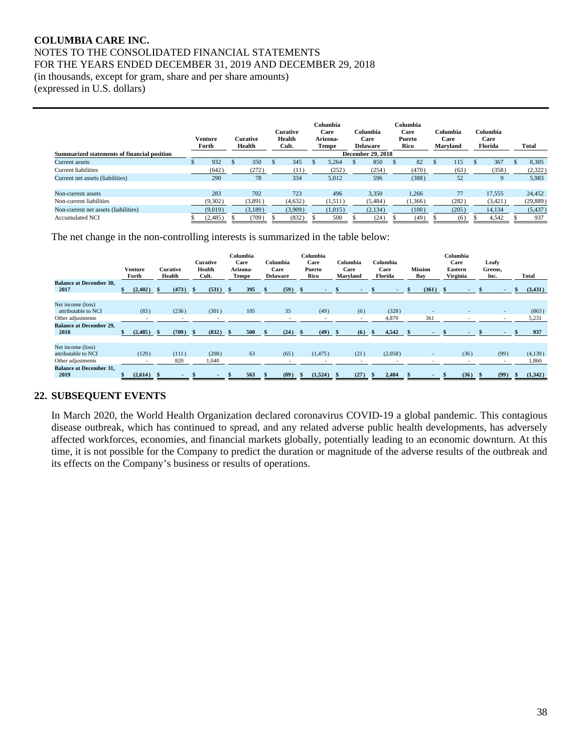COLUMBIA CARE INC.
NOTES TO THE CONSOLIDATED FINANCIAL STATEMENTS
FOR THE YEARS ENDED DECEMBER 31, 2019 AND DECEMBER 29, 2018
(in thousands, except for gram, share and per share amounts)
(expressed in U.S. dollars)

| Summarized statements of financial position | Venture Forth | Curative Health | Curative Health Cult. | Columbia Care Arizona-Tempe | Columbia Care Delaware | Columbia Care Puerto Rico | Columbia Care Maryland | Columbia Care Florida | Total |
|---|---|---|---|---|---|---|---|---|---|
| | December 29, 2018 | | | | | | | | |
| Current assets | $ 932 | $ 350 | $ 345 | $ 5,264 | $ 850 | $ 82 | $ 115 | $ 367 | $ 8,305 |
| Current liabilities | (642) | (272) | (11) | (252) | (254) | (470) | (63) | (358) | (2,322) |
| Current net assets (liabilities) | 290 | 78 | 334 | 5,012 | 596 | (388) | 52 | 9 | 5,983 |
| Non-current assets | 283 | 702 | 723 | 496 | 3,350 | 1,266 | 77 | 17,555 | 24,452 |
| Non-current liabilities | (9,302) | (3,891) | (4,632) | (1,511) | (5,484) | (1,366) | (282) | (3,421) | (29,889) |
| Non-current net assets (liabilities) | (9,019) | (3,189) | (3,909) | (1,015) | (2,134) | (100) | (205) | 14,134 | (5,437) |
| Accumulated NCI | $ (2,485) | $ (709) | $ (832) | $ 500 | $ (24) | $ (49) | $ (6) | $ 4,542 | $ 937 |

The net change in the non-controlling interests is summarized in the table below:

| | Venture Forth | Curative Health | Curative Health Cult. | Columbia Care Arizona-Tempe | Columbia Care Delaware | Columbia Care Puerto Rico | Columbia Care Maryland | Columbia Care Florida | Mission Bay | Columbia Care Eastern Virginia | Leafy Greens, Inc. | Total |
|---|---|---|---|---|---|---|---|---|---|---|---|---|
| **Balance at December 30, 2017** | **$ (2,402)** | **$ (473)** | **$ (531)** | **$ 395** | **$ (59)** | **$ -** | **$ -** | **$ -** | **$ (361)** | **$ -** | **$ -** | **$ (3,431)** |
| Net income (loss) attributable to NCI | (83) | (236) | (301) | 105 | 35 | (49) | (6) | (328) | - | - | - | (863) |
| Other adjustments | - | - | - | | - | - | - | 4,870 | 361 | - | - | 5,231 |
| **Balance at December 29, 2018** | **$ (2,485)** | **$ (709)** | **$ (832)** | **$ 500** | **$ (24)** | **$ (49)** | **$ (6)** | **$ 4,542** | **$ -** | **$ -** | **$ -** | **$ 937** |
| Net income (loss) attributable to NCI | (129) | (111) | (208) | 63 | (65) | (1,475) | (21) | (2,058) | - | (36) | (99) | (4,139) |
| Other adjustments | - | 820 | 1,040 | | - | - | - | - | - | - | - | 1,860 |
| **Balance at December 31, 2019** | **$ (2,614)** | **$ -** | **$ -** | **$ 563** | **$ (89)** | **$ (1,524)** | **$ (27)** | **$ 2,484** | **$ -** | **$ (36)** | **$ (99)** | **$ (1,342)** |

## 22. SUBSEQUENT EVENTS

In March 2020, the World Health Organization declared coronavirus COVID-19 a global pandemic. This contagious disease outbreak, which has continued to spread, and any related adverse public health developments, has adversely affected workforces, economies, and financial markets globally, potentially leading to an economic downturn. At this time, it is not possible for the Company to predict the duration or magnitude of the adverse results of the outbreak and its effects on the Company's business or results of operations.